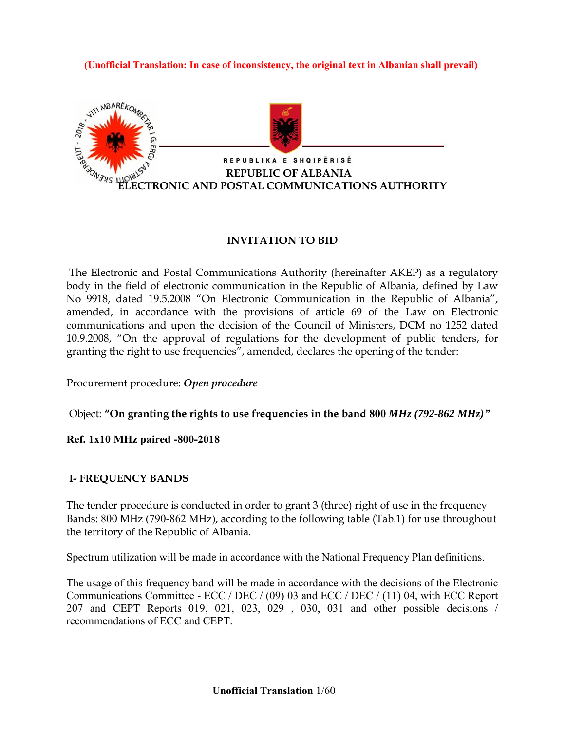**(Unofficial Translation: In case of inconsistency, the original text in Albanian shall prevail)**

REPUBLIKA E SHQIPËRISË
**REPUBLIC OF ALBANIA**
**ELECTRONIC AND POSTAL COMMUNICATIONS AUTHORITY**

## INVITATION TO BID

The Electronic and Postal Communications Authority (hereinafter AKEP) as a regulatory body in the field of electronic communication in the Republic of Albania, defined by Law No 9918, dated 19.5.2008 "On Electronic Communication in the Republic of Albania", amended, in accordance with the provisions of article 69 of the Law on Electronic communications and upon the decision of the Council of Ministers, DCM no 1252 dated 10.9.2008, "On the approval of regulations for the development of public tenders, for granting the right to use frequencies", amended, declares the opening of the tender:

Procurement procedure: ***Open procedure***

Object: **"On granting the rights to use frequencies in the band 800 *MHz (792-862 MHz)*"**

**Ref. 1x10 MHz paired -800-2018**

## I- FREQUENCY BANDS

The tender procedure is conducted in order to grant 3 (three) right of use in the frequency Bands: 800 MHz (790-862 MHz), according to the following table (Tab.1) for use throughout the territory of the Republic of Albania.

Spectrum utilization will be made in accordance with the National Frequency Plan definitions.

The usage of this frequency band will be made in accordance with the decisions of the Electronic Communications Committee - ECC / DEC / (09) 03 and ECC / DEC / (11) 04, with ECC Report 207 and CEPT Reports 019, 021, 023, 029 , 030, 031 and other possible decisions / recommendations of ECC and CEPT.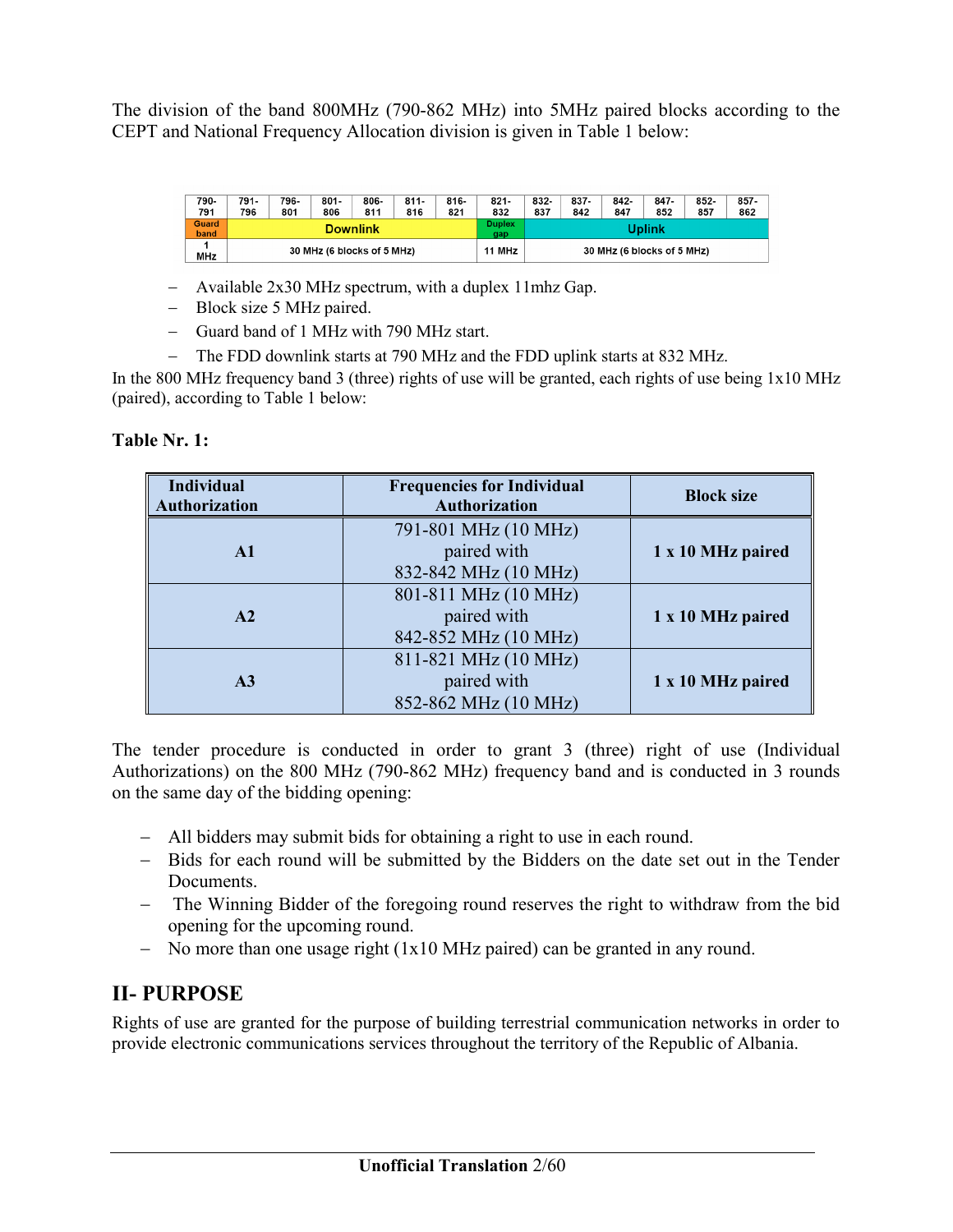The division of the band 800MHz (790-862 MHz) into 5MHz paired blocks according to the CEPT and National Frequency Allocation division is given in Table 1 below:

| 790-791 | 791-796 | 796-801 | 801-806 | 806-811 | 811-816 | 816-821 | 821-832 | 832-837 | 837-842 | 842-847 | 847-852 | 852-857 | 857-862 |
|---|---|---|---|---|---|---|---|---|---|---|---|---|---|
| Guard band | Downlink | | | | | | Duplex gap | Uplink | | | | | |
| 1 MHz | 30 MHz (6 blocks of 5 MHz) | | | | | | 11 MHz | 30 MHz (6 blocks of 5 MHz) | | | | | |

- Available 2x30 MHz spectrum, with a duplex 11mhz Gap.
- Block size 5 MHz paired.
- Guard band of 1 MHz with 790 MHz start.
- The FDD downlink starts at 790 MHz and the FDD uplink starts at 832 MHz.

In the 800 MHz frequency band 3 (three) rights of use will be granted, each rights of use being 1x10 MHz (paired), according to Table 1 below:

**Table Nr. 1:**

| Individual Authorization | Frequencies for Individual Authorization | Block size |
|---|---|---|
| **A1** | 791-801 MHz (10 MHz) paired with 832-842 MHz (10 MHz) | **1 x 10 MHz paired** |
| **A2** | 801-811 MHz (10 MHz) paired with 842-852 MHz (10 MHz) | **1 x 10 MHz paired** |
| **A3** | 811-821 MHz (10 MHz) paired with 852-862 MHz (10 MHz) | **1 x 10 MHz paired** |

The tender procedure is conducted in order to grant 3 (three) right of use (Individual Authorizations) on the 800 MHz (790-862 MHz) frequency band and is conducted in 3 rounds on the same day of the bidding opening:

- All bidders may submit bids for obtaining a right to use in each round.
- Bids for each round will be submitted by the Bidders on the date set out in the Tender Documents.
- The Winning Bidder of the foregoing round reserves the right to withdraw from the bid opening for the upcoming round.
- No more than one usage right (1x10 MHz paired) can be granted in any round.

## II- PURPOSE

Rights of use are granted for the purpose of building terrestrial communication networks in order to provide electronic communications services throughout the territory of the Republic of Albania.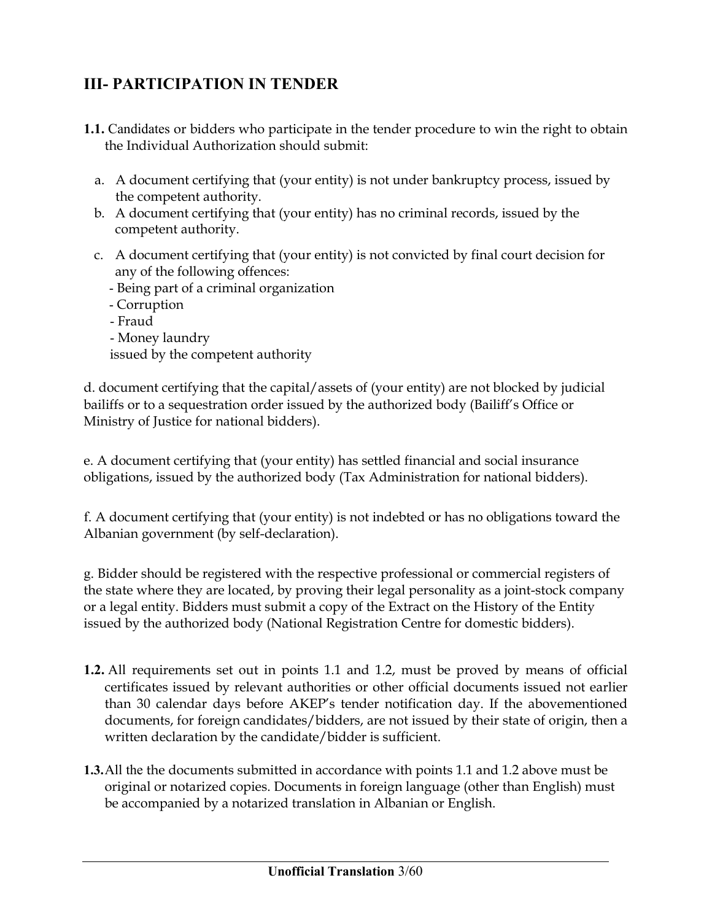## III- PARTICIPATION IN TENDER

**1.1.** Candidates or bidders who participate in the tender procedure to win the right to obtain the Individual Authorization should submit:

a. A document certifying that (your entity) is not under bankruptcy process, issued by the competent authority.

b. A document certifying that (your entity) has no criminal records, issued by the competent authority.

c. A document certifying that (your entity) is not convicted by final court decision for any of the following offences:
- Being part of a criminal organization
- Corruption
- Fraud
- Money laundry

issued by the competent authority

d. document certifying that the capital/assets of (your entity) are not blocked by judicial bailiffs or to a sequestration order issued by the authorized body (Bailiff's Office or Ministry of Justice for national bidders).

e. A document certifying that (your entity) has settled financial and social insurance obligations, issued by the authorized body (Tax Administration for national bidders).

f. A document certifying that (your entity) is not indebted or has no obligations toward the Albanian government (by self-declaration).

g. Bidder should be registered with the respective professional or commercial registers of the state where they are located, by proving their legal personality as a joint-stock company or a legal entity. Bidders must submit a copy of the Extract on the History of the Entity issued by the authorized body (National Registration Centre for domestic bidders).

**1.2.** All requirements set out in points 1.1 and 1.2, must be proved by means of official certificates issued by relevant authorities or other official documents issued not earlier than 30 calendar days before AKEP's tender notification day. If the abovementioned documents, for foreign candidates/bidders, are not issued by their state of origin, then a written declaration by the candidate/bidder is sufficient.

**1.3.** All the the documents submitted in accordance with points 1.1 and 1.2 above must be original or notarized copies. Documents in foreign language (other than English) must be accompanied by a notarized translation in Albanian or English.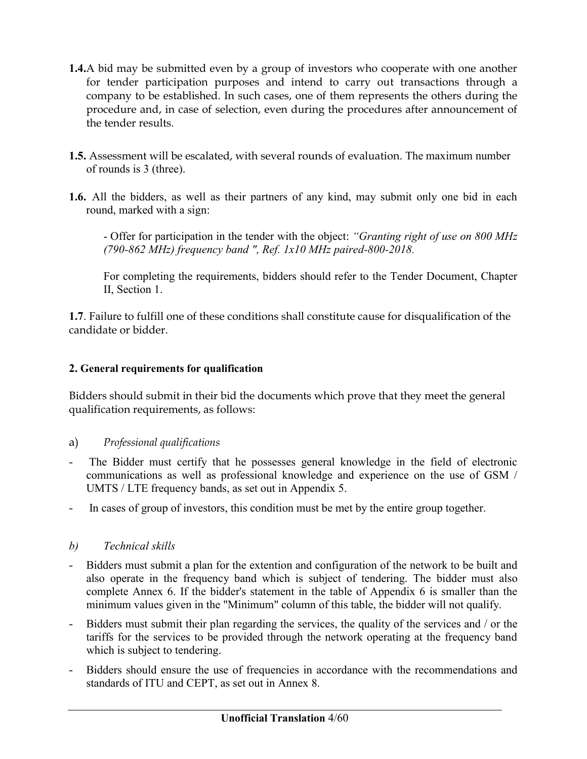**1.4.** A bid may be submitted even by a group of investors who cooperate with one another for tender participation purposes and intend to carry out transactions through a company to be established. In such cases, one of them represents the others during the procedure and, in case of selection, even during the procedures after announcement of the tender results.

**1.5.** Assessment will be escalated, with several rounds of evaluation. The maximum number of rounds is 3 (three).

**1.6.** All the bidders, as well as their partners of any kind, may submit only one bid in each round, marked with a sign:

- Offer for participation in the tender with the object: *"Granting right of use on 800 MHz (790-862 MHz) frequency band ", Ref. 1x10 MHz paired-800-2018.*

For completing the requirements, bidders should refer to the Tender Document, Chapter II, Section 1.

**1.7**. Failure to fulfill one of these conditions shall constitute cause for disqualification of the candidate or bidder.

**2. General requirements for qualification**

Bidders should submit in their bid the documents which prove that they meet the general qualification requirements, as follows:

a) *Professional qualifications*

- The Bidder must certify that he possesses general knowledge in the field of electronic communications as well as professional knowledge and experience on the use of GSM / UMTS / LTE frequency bands, as set out in Appendix 5.
- In cases of group of investors, this condition must be met by the entire group together.

*b) Technical skills*

- Bidders must submit a plan for the extention and configuration of the network to be built and also operate in the frequency band which is subject of tendering. The bidder must also complete Annex 6. If the bidder's statement in the table of Appendix 6 is smaller than the minimum values given in the "Minimum" column of this table, the bidder will not qualify.
- Bidders must submit their plan regarding the services, the quality of the services and / or the tariffs for the services to be provided through the network operating at the frequency band which is subject to tendering.
- Bidders should ensure the use of frequencies in accordance with the recommendations and standards of ITU and CEPT, as set out in Annex 8.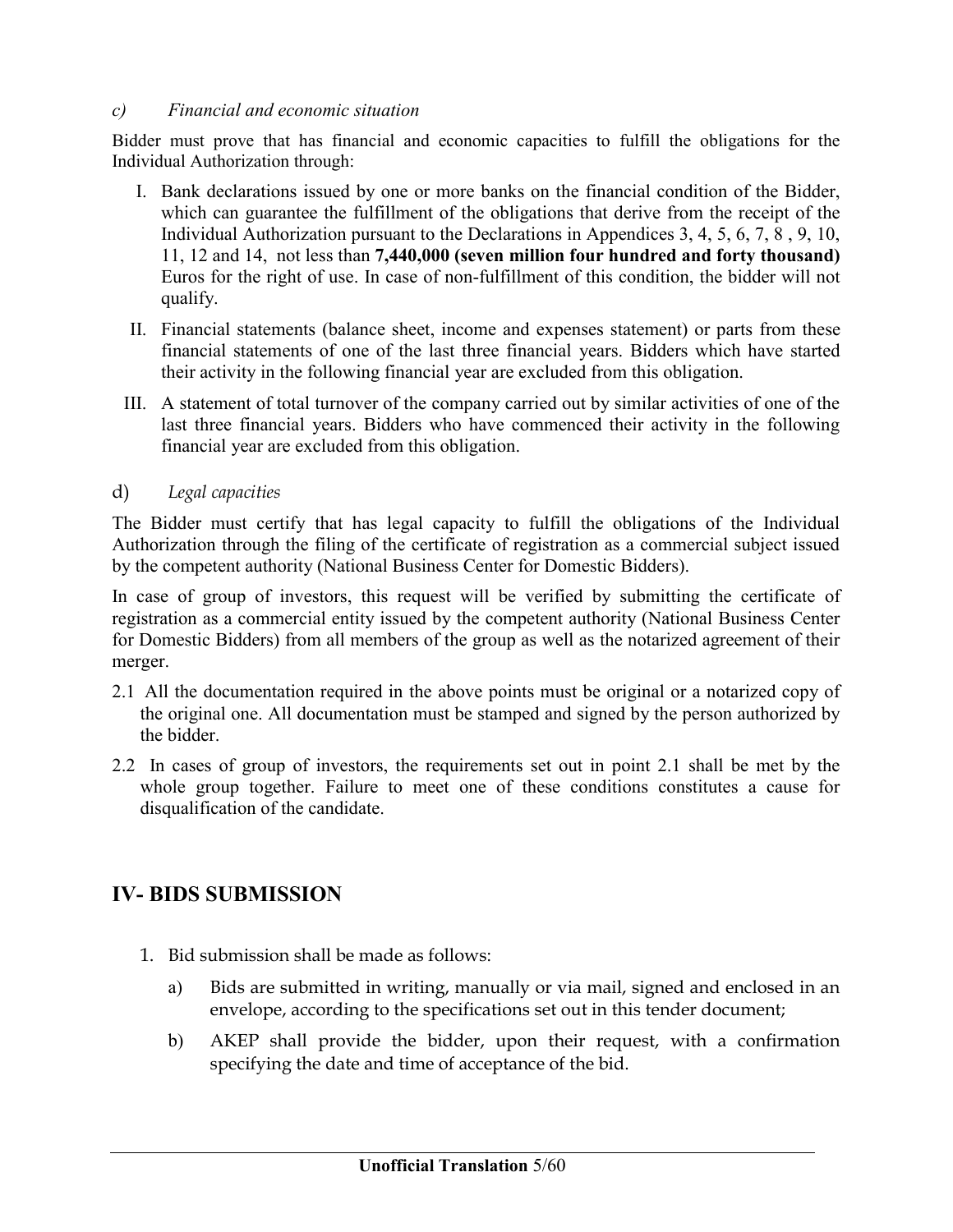*c) Financial and economic situation*

Bidder must prove that has financial and economic capacities to fulfill the obligations for the Individual Authorization through:

I. Bank declarations issued by one or more banks on the financial condition of the Bidder, which can guarantee the fulfillment of the obligations that derive from the receipt of the Individual Authorization pursuant to the Declarations in Appendices 3, 4, 5, 6, 7, 8 , 9, 10, 11, 12 and 14, not less than **7,440,000 (seven million four hundred and forty thousand)** Euros for the right of use. In case of non-fulfillment of this condition, the bidder will not qualify.

II. Financial statements (balance sheet, income and expenses statement) or parts from these financial statements of one of the last three financial years. Bidders which have started their activity in the following financial year are excluded from this obligation.

III. A statement of total turnover of the company carried out by similar activities of one of the last three financial years. Bidders who have commenced their activity in the following financial year are excluded from this obligation.

d) *Legal capacities*

The Bidder must certify that has legal capacity to fulfill the obligations of the Individual Authorization through the filing of the certificate of registration as a commercial subject issued by the competent authority (National Business Center for Domestic Bidders).

In case of group of investors, this request will be verified by submitting the certificate of registration as a commercial entity issued by the competent authority (National Business Center for Domestic Bidders) from all members of the group as well as the notarized agreement of their merger.

2.1 All the documentation required in the above points must be original or a notarized copy of the original one. All documentation must be stamped and signed by the person authorized by the bidder.

2.2 In cases of group of investors, the requirements set out in point 2.1 shall be met by the whole group together. Failure to meet one of these conditions constitutes a cause for disqualification of the candidate.

## IV- BIDS SUBMISSION

1. Bid submission shall be made as follows:

   a) Bids are submitted in writing, manually or via mail, signed and enclosed in an envelope, according to the specifications set out in this tender document;

   b) AKEP shall provide the bidder, upon their request, with a confirmation specifying the date and time of acceptance of the bid.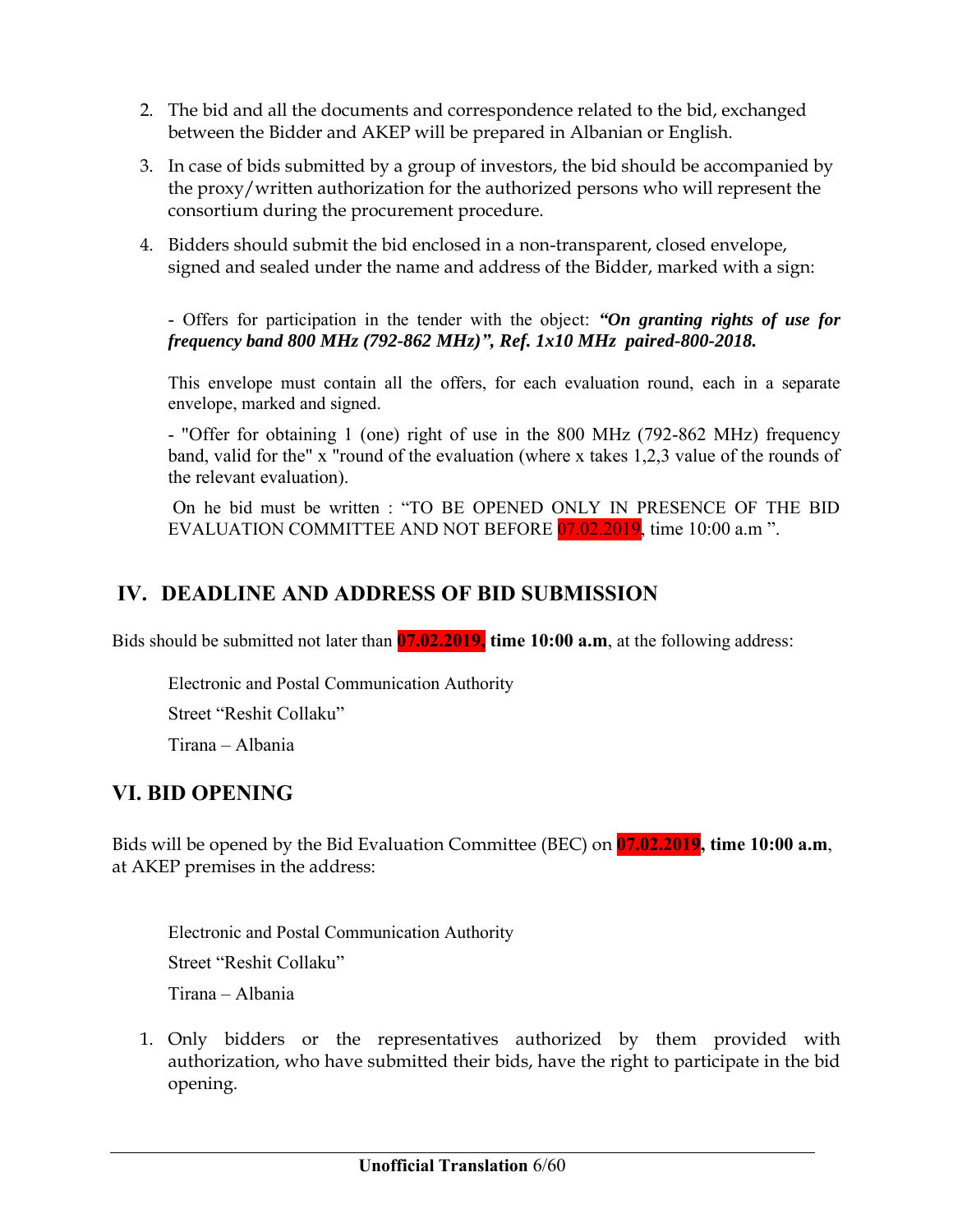2. The bid and all the documents and correspondence related to the bid, exchanged between the Bidder and AKEP will be prepared in Albanian or English.
3. In case of bids submitted by a group of investors, the bid should be accompanied by the proxy/written authorization for the authorized persons who will represent the consortium during the procurement procedure.
4. Bidders should submit the bid enclosed in a non-transparent, closed envelope, signed and sealed under the name and address of the Bidder, marked with a sign:

   - Offers for participation in the tender with the object: ***"On granting rights of use for frequency band 800 MHz (792-862 MHz)", Ref. 1x10 MHz paired-800-2018.***

   This envelope must contain all the offers, for each evaluation round, each in a separate envelope, marked and signed.

   - "Offer for obtaining 1 (one) right of use in the 800 MHz (792-862 MHz) frequency band, valid for the" x "round of the evaluation (where x takes 1,2,3 value of the rounds of the relevant evaluation).

   On he bid must be written : "TO BE OPENED ONLY IN PRESENCE OF THE BID EVALUATION COMMITTEE AND NOT BEFORE 07.02.2019, time 10:00 a.m ".

## IV. DEADLINE AND ADDRESS OF BID SUBMISSION

Bids should be submitted not later than **07.02.2019, time 10:00 a.m**, at the following address:

Electronic and Postal Communication Authority

Street "Reshit Collaku"

Tirana – Albania

## VI. BID OPENING

Bids will be opened by the Bid Evaluation Committee (BEC) on **07.02.2019, time 10:00 a.m**, at AKEP premises in the address:

Electronic and Postal Communication Authority

Street "Reshit Collaku"

Tirana – Albania

1. Only bidders or the representatives authorized by them provided with authorization, who have submitted their bids, have the right to participate in the bid opening.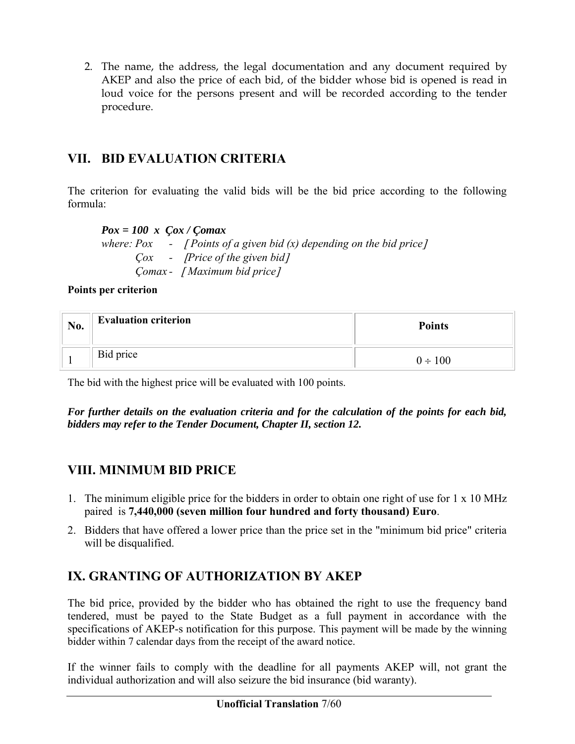2. The name, the address, the legal documentation and any document required by AKEP and also the price of each bid, of the bidder whose bid is opened is read in loud voice for the persons present and will be recorded according to the tender procedure.

## VII. BID EVALUATION CRITERIA

The criterion for evaluating the valid bids will be the bid price according to the following formula:

***Pox = 100 x Çox / Çomax***

*where: Pox - [ Points of a given bid (x) depending on the bid price]*
*Çox - [Price of the given bid]*
*Çomax - [ Maximum bid price]*

**Points per criterion**

| No. | Evaluation criterion | Points |
|---|---|---|
| 1 | Bid price | 0 ÷ 100 |

The bid with the highest price will be evaluated with 100 points.

***For further details on the evaluation criteria and for the calculation of the points for each bid, bidders may refer to the Tender Document, Chapter II, section 12.***

## VIII. MINIMUM BID PRICE

1. The minimum eligible price for the bidders in order to obtain one right of use for 1 x 10 MHz paired is **7,440,000 (seven million four hundred and forty thousand) Euro**.
2. Bidders that have offered a lower price than the price set in the "minimum bid price" criteria will be disqualified.

## IX. GRANTING OF AUTHORIZATION BY AKEP

The bid price, provided by the bidder who has obtained the right to use the frequency band tendered, must be payed to the State Budget as a full payment in accordance with the specifications of AKEP-s notification for this purpose. This payment will be made by the winning bidder within 7 calendar days from the receipt of the award notice.

If the winner fails to comply with the deadline for all payments AKEP will, not grant the individual authorization and will also seizure the bid insurance (bid waranty).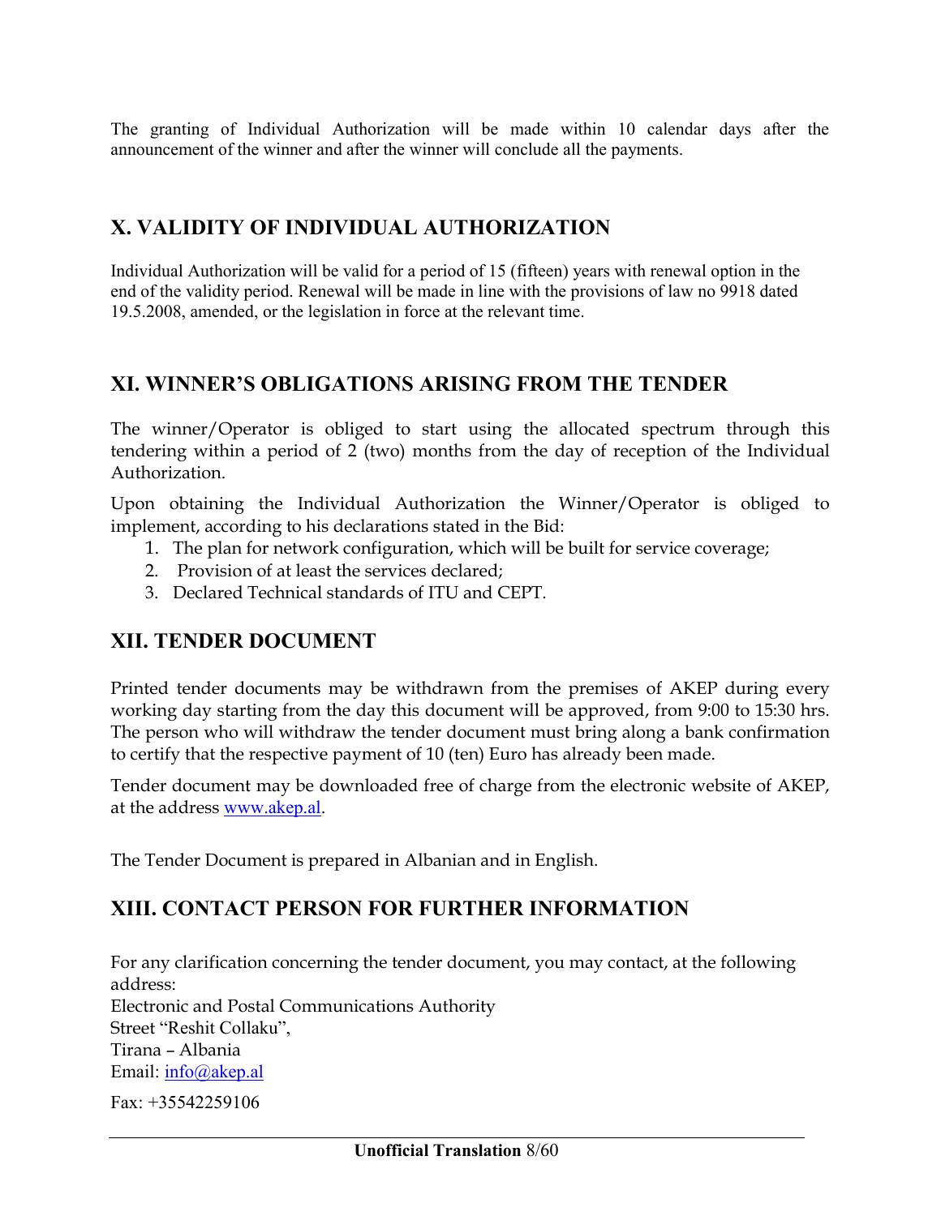The granting of Individual Authorization will be made within 10 calendar days after the announcement of the winner and after the winner will conclude all the payments.

## X. VALIDITY OF INDIVIDUAL AUTHORIZATION

Individual Authorization will be valid for a period of 15 (fifteen) years with renewal option in the end of the validity period. Renewal will be made in line with the provisions of law no 9918 dated 19.5.2008, amended, or the legislation in force at the relevant time.

## XI. WINNER'S OBLIGATIONS ARISING FROM THE TENDER

The winner/Operator is obliged to start using the allocated spectrum through this tendering within a period of 2 (two) months from the day of reception of the Individual Authorization.

Upon obtaining the Individual Authorization the Winner/Operator is obliged to implement, according to his declarations stated in the Bid:

1. The plan for network configuration, which will be built for service coverage;
2. Provision of at least the services declared;
3. Declared Technical standards of ITU and CEPT.

## XII. TENDER DOCUMENT

Printed tender documents may be withdrawn from the premises of AKEP during every working day starting from the day this document will be approved, from 9:00 to 15:30 hrs. The person who will withdraw the tender document must bring along a bank confirmation to certify that the respective payment of 10 (ten) Euro has already been made.

Tender document may be downloaded free of charge from the electronic website of AKEP, at the address www.akep.al.

The Tender Document is prepared in Albanian and in English.

## XIII. CONTACT PERSON FOR FURTHER INFORMATION

For any clarification concerning the tender document, you may contact, at the following address:
Electronic and Postal Communications Authority
Street "Reshit Collaku",
Tirana – Albania
Email: info@akep.al

Fax: +35542259106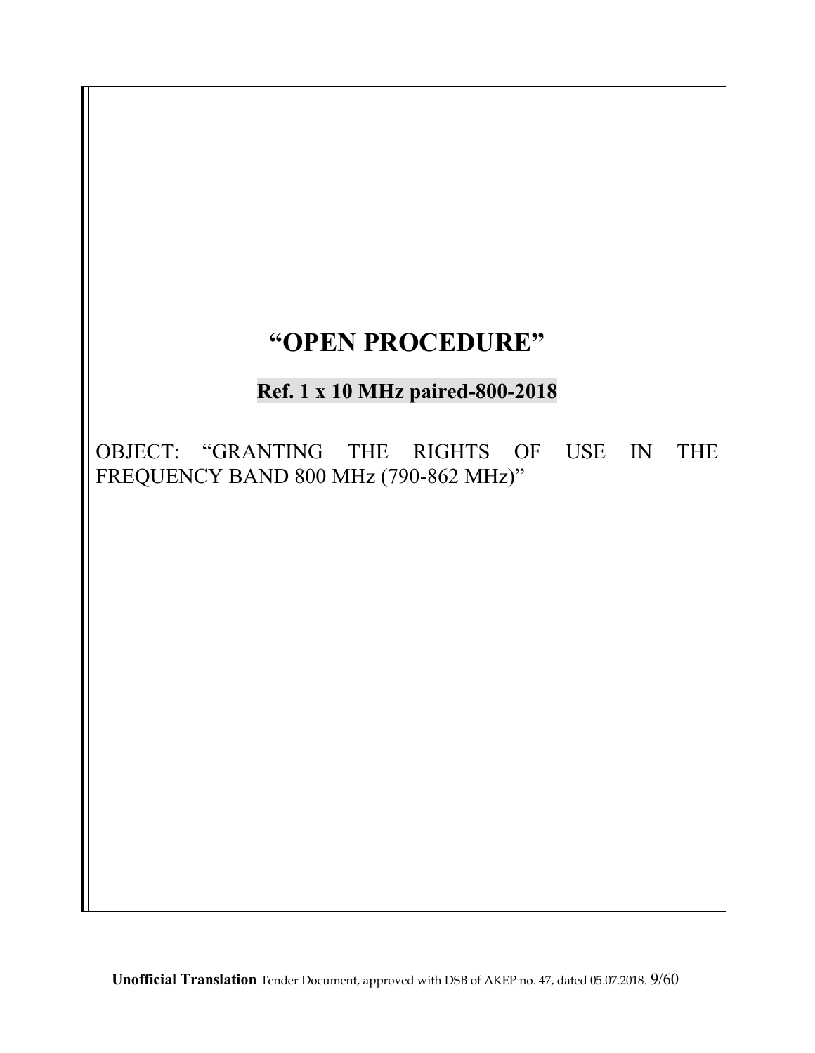# "OPEN PROCEDURE"

## Ref. 1 x 10 MHz paired-800-2018

OBJECT: "GRANTING THE RIGHTS OF USE IN THE FREQUENCY BAND 800 MHz (790-862 MHz)"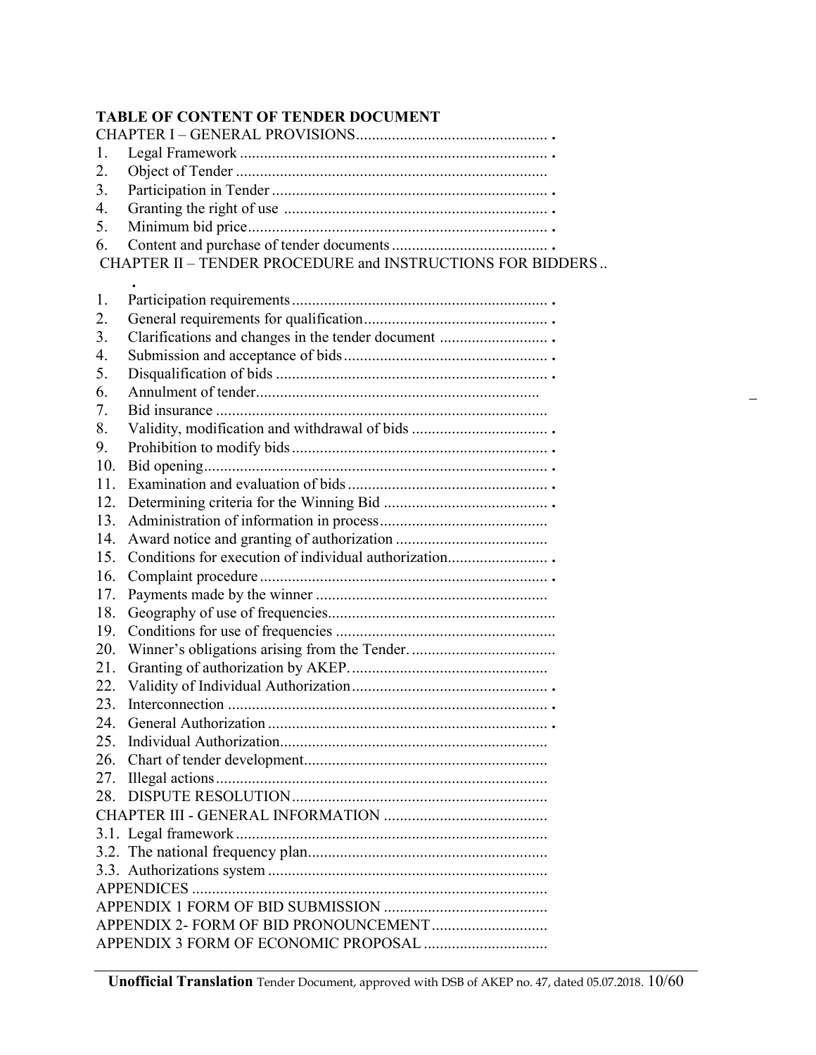**TABLE OF CONTENT OF TENDER DOCUMENT**

CHAPTER I – GENERAL PROVISIONS

1. Legal Framework
2. Object of Tender
3. Participation in Tender
4. Granting the right of use
5. Minimum bid price
6. Content and purchase of tender documents

CHAPTER II – TENDER PROCEDURE and INSTRUCTIONS FOR BIDDERS

1. Participation requirements
2. General requirements for qualification
3. Clarifications and changes in the tender document
4. Submission and acceptance of bids
5. Disqualification of bids
6. Annulment of tender
7. Bid insurance
8. Validity, modification and withdrawal of bids
9. Prohibition to modify bids
10. Bid opening
11. Examination and evaluation of bids
12. Determining criteria for the Winning Bid
13. Administration of information in process
14. Award notice and granting of authorization
15. Conditions for execution of individual authorization
16. Complaint procedure
17. Payments made by the winner
18. Geography of use of frequencies
19. Conditions for use of frequencies
20. Winner's obligations arising from the Tender.
21. Granting of authorization by AKEP.
22. Validity of Individual Authorization
23. Interconnection
24. General Authorization
25. Individual Authorization
26. Chart of tender development
27. Illegal actions
28. DISPUTE RESOLUTION

CHAPTER III - GENERAL INFORMATION

3.1. Legal framework
3.2. The national frequency plan
3.3. Authorizations system

APPENDICES

APPENDIX 1 FORM OF BID SUBMISSION

APPENDIX 2- FORM OF BID PRONOUNCEMENT

APPENDIX 3 FORM OF ECONOMIC PROPOSAL

**Unofficial Translation** Tender Document, approved with DSB of AKEP no. 47, dated 05.07.2018.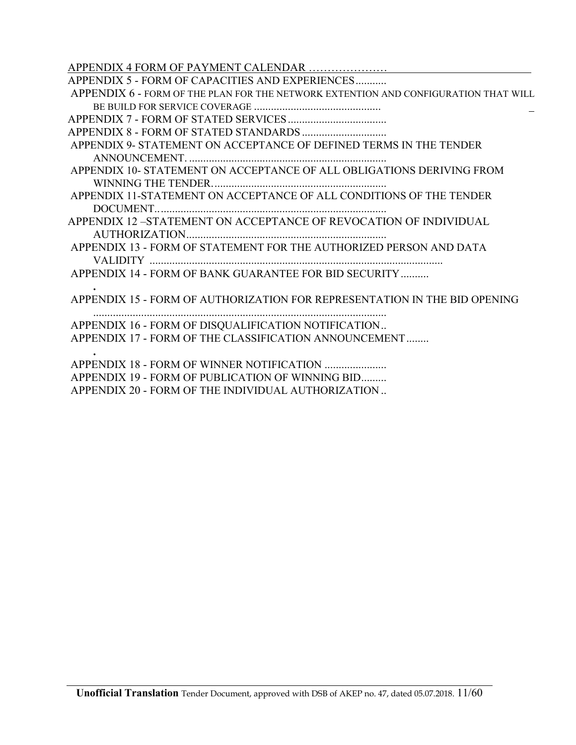APPENDIX 4 FORM OF PAYMENT CALENDAR …………………

APPENDIX 5 - FORM OF CAPACITIES AND EXPERIENCES...........

APPENDIX 6 - FORM OF THE PLAN FOR THE NETWORK EXTENTION AND CONFIGURATION THAT WILL BE BUILD FOR SERVICE COVERAGE .............................................

APPENDIX 7 - FORM OF STATED SERVICES...................................

APPENDIX 8 - FORM OF STATED STANDARDS..............................

APPENDIX 9- STATEMENT ON ACCEPTANCE OF DEFINED TERMS IN THE TENDER ANNOUNCEMENT. ......................................................................

APPENDIX 10- STATEMENT ON ACCEPTANCE OF ALL OBLIGATIONS DERIVING FROM WINNING THE TENDER. ............................................................

APPENDIX 11-STATEMENT ON ACCEPTANCE OF ALL CONDITIONS OF THE TENDER DOCUMENT…...............................................................................

APPENDIX 12 –STATEMENT ON ACCEPTANCE OF REVOCATION OF INDIVIDUAL AUTHORIZATION.......................................................................

APPENDIX 13 - FORM OF STATEMENT FOR THE AUTHORIZED PERSON AND DATA VALIDITY ........................................................................................................

APPENDIX 14 - FORM OF BANK GUARANTEE FOR BID SECURITY...........

APPENDIX 15 - FORM OF AUTHORIZATION FOR REPRESENTATION IN THE BID OPENING .......................................................................................................

APPENDIX 16 - FORM OF DISQUALIFICATION NOTIFICATION..

APPENDIX 17 - FORM OF THE CLASSIFICATION ANNOUNCEMENT.........

APPENDIX 18 - FORM OF WINNER NOTIFICATION ......................

APPENDIX 19 - FORM OF PUBLICATION OF WINNING BID.........

APPENDIX 20 - FORM OF THE INDIVIDUAL AUTHORIZATION ..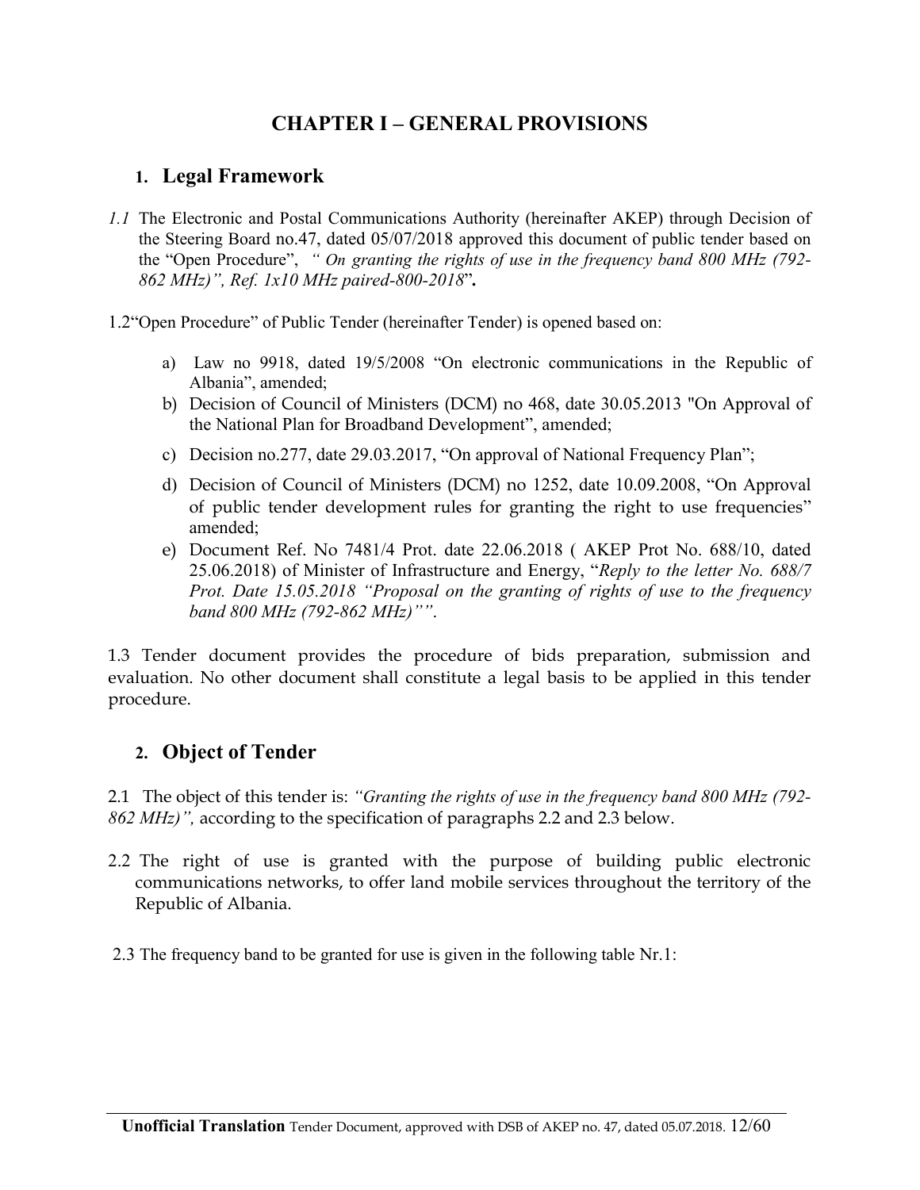# CHAPTER I – GENERAL PROVISIONS

## 1. Legal Framework

*1.1* The Electronic and Postal Communications Authority (hereinafter AKEP) through Decision of the Steering Board no.47, dated 05/07/2018 approved this document of public tender based on the "Open Procedure", *" On granting the rights of use in the frequency band 800 MHz (792-862 MHz)", Ref. 1x10 MHz paired-800-2018*"**.**

1.2"Open Procedure" of Public Tender (hereinafter Tender) is opened based on:

a) Law no 9918, dated 19/5/2008 "On electronic communications in the Republic of Albania", amended;
b) Decision of Council of Ministers (DCM) no 468, date 30.05.2013 "On Approval of the National Plan for Broadband Development", amended;
c) Decision no.277, date 29.03.2017, "On approval of National Frequency Plan";
d) Decision of Council of Ministers (DCM) no 1252, date 10.09.2008, "On Approval of public tender development rules for granting the right to use frequencies" amended;
e) Document Ref. No 7481/4 Prot. date 22.06.2018 ( AKEP Prot No. 688/10, dated 25.06.2018) of Minister of Infrastructure and Energy, "*Reply to the letter No. 688/7 Prot. Date 15.05.2018 "Proposal on the granting of rights of use to the frequency band 800 MHz (792-862 MHz)""*.

1.3 Tender document provides the procedure of bids preparation, submission and evaluation. No other document shall constitute a legal basis to be applied in this tender procedure.

## 2. Object of Tender

2.1 The object of this tender is: *"Granting the rights of use in the frequency band 800 MHz (792-862 MHz)",* according to the specification of paragraphs 2.2 and 2.3 below.

2.2 The right of use is granted with the purpose of building public electronic communications networks, to offer land mobile services throughout the territory of the Republic of Albania.

2.3 The frequency band to be granted for use is given in the following table Nr.1: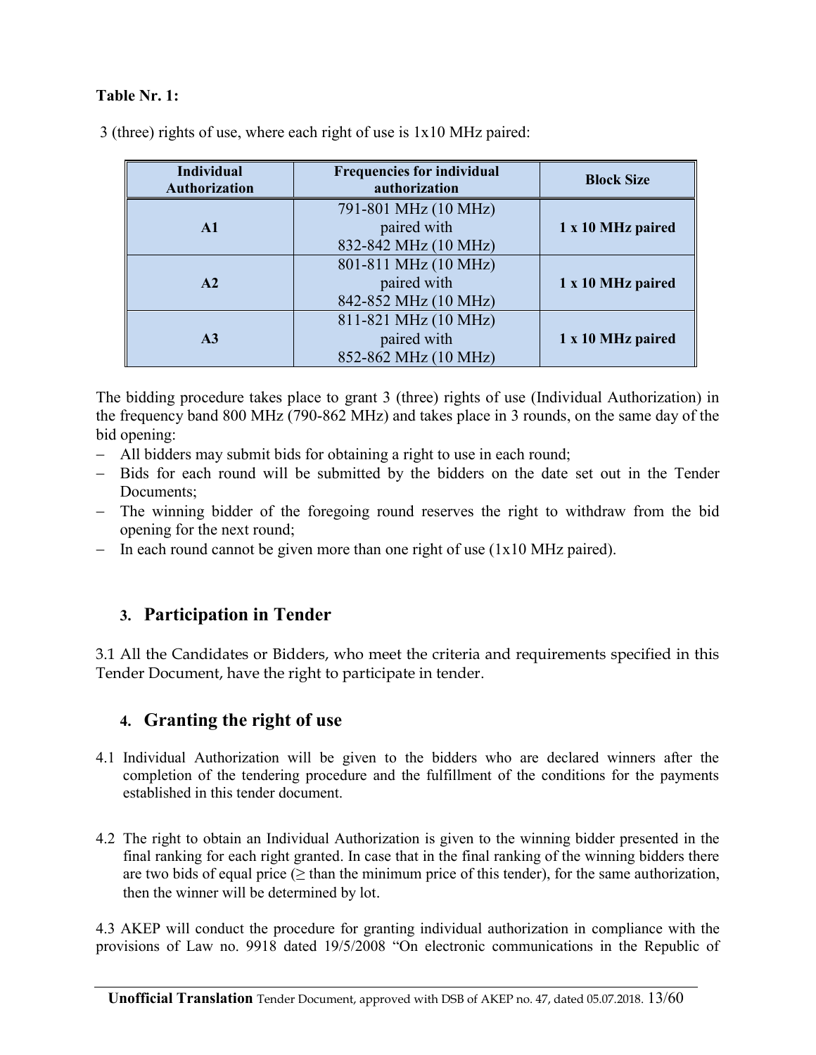**Table Nr. 1:**

3 (three) rights of use, where each right of use is 1x10 MHz paired:

| Individual Authorization | Frequencies for individual authorization | Block Size |
|---|---|---|
| **A1** | 791-801 MHz (10 MHz) paired with 832-842 MHz (10 MHz) | **1 x 10 MHz paired** |
| **A2** | 801-811 MHz (10 MHz) paired with 842-852 MHz (10 MHz) | **1 x 10 MHz paired** |
| **A3** | 811-821 MHz (10 MHz) paired with 852-862 MHz (10 MHz) | **1 x 10 MHz paired** |

The bidding procedure takes place to grant 3 (three) rights of use (Individual Authorization) in the frequency band 800 MHz (790-862 MHz) and takes place in 3 rounds, on the same day of the bid opening:

- All bidders may submit bids for obtaining a right to use in each round;
- Bids for each round will be submitted by the bidders on the date set out in the Tender Documents;
- The winning bidder of the foregoing round reserves the right to withdraw from the bid opening for the next round;
- In each round cannot be given more than one right of use (1x10 MHz paired).

## 3. Participation in Tender

3.1 All the Candidates or Bidders, who meet the criteria and requirements specified in this Tender Document, have the right to participate in tender.

## 4. Granting the right of use

4.1 Individual Authorization will be given to the bidders who are declared winners after the completion of the tendering procedure and the fulfillment of the conditions for the payments established in this tender document.

4.2 The right to obtain an Individual Authorization is given to the winning bidder presented in the final ranking for each right granted. In case that in the final ranking of the winning bidders there are two bids of equal price (≥ than the minimum price of this tender), for the same authorization, then the winner will be determined by lot.

4.3 AKEP will conduct the procedure for granting individual authorization in compliance with the provisions of Law no. 9918 dated 19/5/2008 "On electronic communications in the Republic of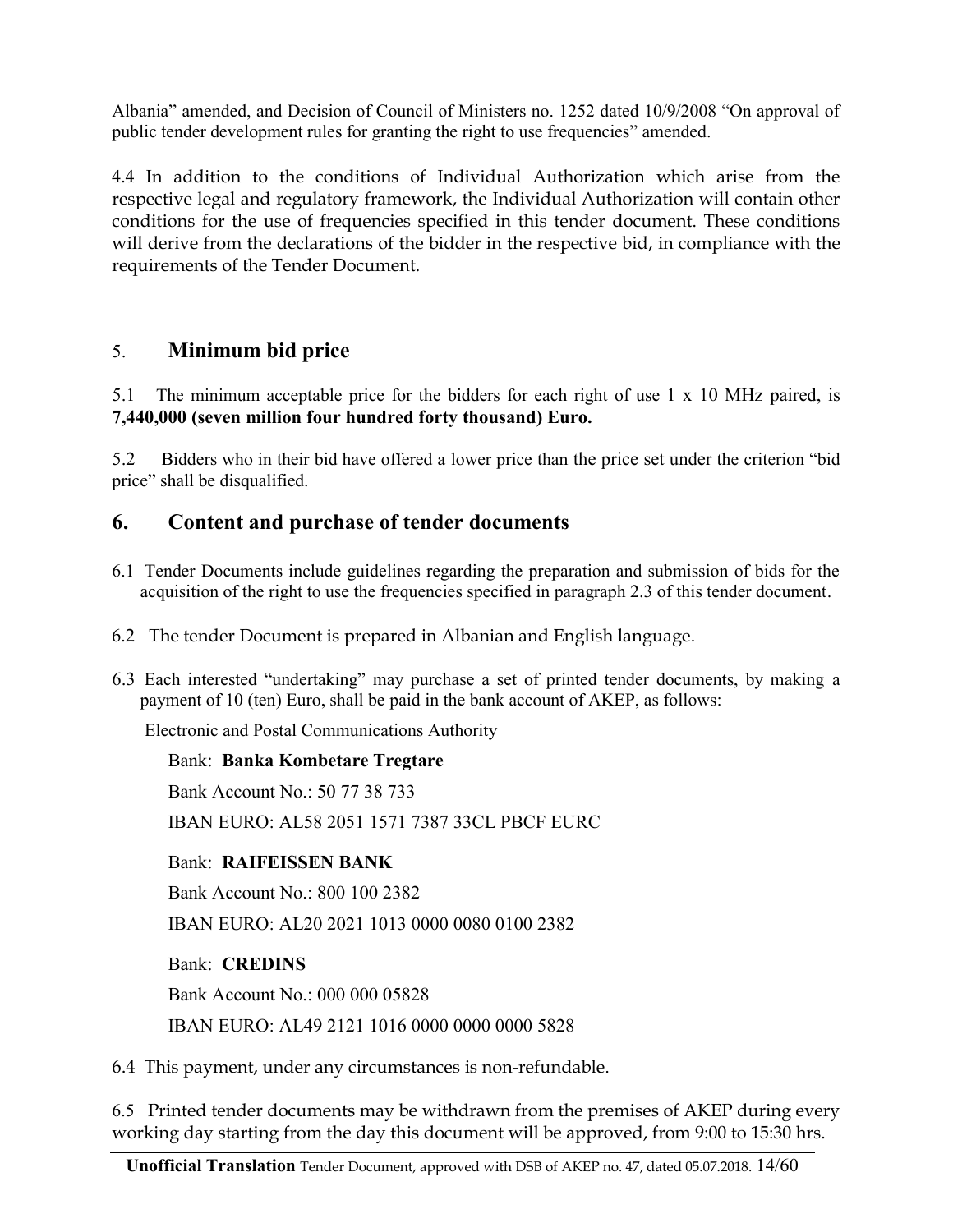Albania" amended, and Decision of Council of Ministers no. 1252 dated 10/9/2008 "On approval of public tender development rules for granting the right to use frequencies" amended.

4.4 In addition to the conditions of Individual Authorization which arise from the respective legal and regulatory framework, the Individual Authorization will contain other conditions for the use of frequencies specified in this tender document. These conditions will derive from the declarations of the bidder in the respective bid, in compliance with the requirements of the Tender Document.

## 5. Minimum bid price

5.1 The minimum acceptable price for the bidders for each right of use 1 x 10 MHz paired, is **7,440,000 (seven million four hundred forty thousand) Euro.**

5.2 Bidders who in their bid have offered a lower price than the price set under the criterion "bid price" shall be disqualified.

## 6. Content and purchase of tender documents

6.1 Tender Documents include guidelines regarding the preparation and submission of bids for the acquisition of the right to use the frequencies specified in paragraph 2.3 of this tender document.

6.2 The tender Document is prepared in Albanian and English language.

6.3 Each interested "undertaking" may purchase a set of printed tender documents, by making a payment of 10 (ten) Euro, shall be paid in the bank account of AKEP, as follows:

Electronic and Postal Communications Authority

Bank: **Banka Kombetare Tregtare**

Bank Account No.: 50 77 38 733

IBAN EURO: AL58 2051 1571 7387 33CL PBCF EURC

Bank: **RAIFEISSEN BANK**

Bank Account No.: 800 100 2382

IBAN EURO: AL20 2021 1013 0000 0080 0100 2382

Bank: **CREDINS**

Bank Account No.: 000 000 05828

IBAN EURO: AL49 2121 1016 0000 0000 0000 5828

6.4 This payment, under any circumstances is non-refundable.

6.5 Printed tender documents may be withdrawn from the premises of AKEP during every working day starting from the day this document will be approved, from 9:00 to 15:30 hrs.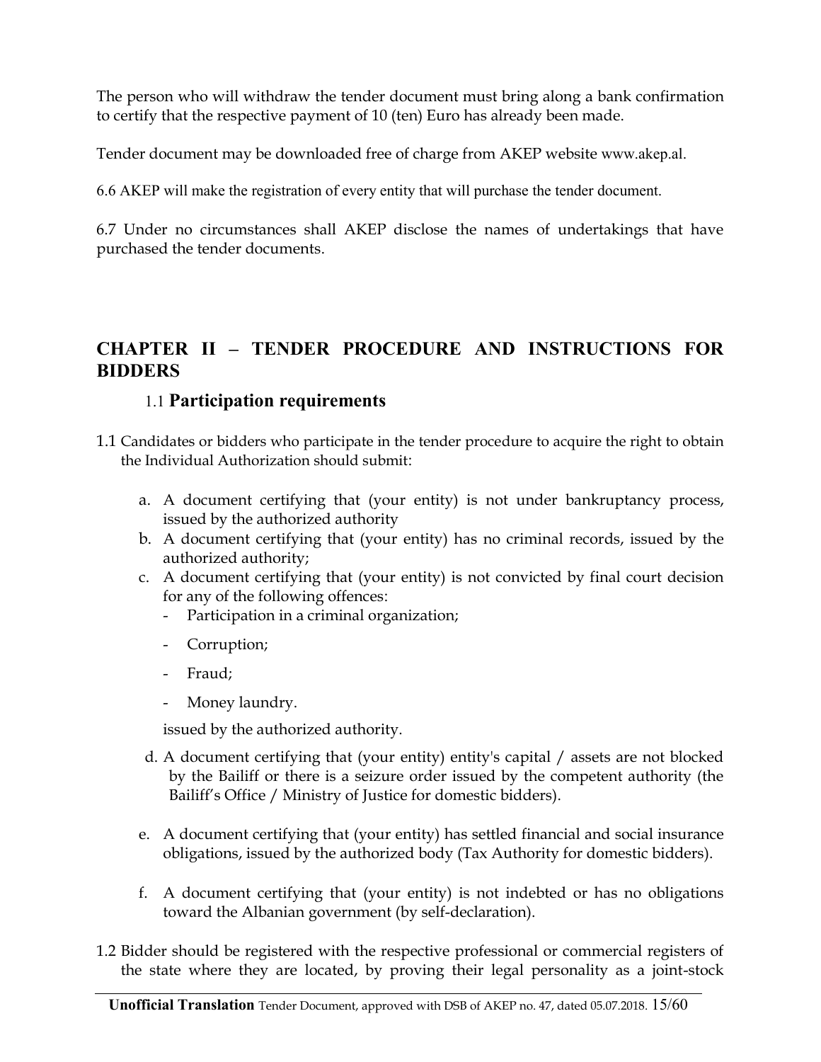The person who will withdraw the tender document must bring along a bank confirmation to certify that the respective payment of 10 (ten) Euro has already been made.

Tender document may be downloaded free of charge from AKEP website www.akep.al.

6.6 AKEP will make the registration of every entity that will purchase the tender document.

6.7 Under no circumstances shall AKEP disclose the names of undertakings that have purchased the tender documents.

## CHAPTER II – TENDER PROCEDURE AND INSTRUCTIONS FOR BIDDERS

### 1.1 Participation requirements

1.1 Candidates or bidders who participate in the tender procedure to acquire the right to obtain the Individual Authorization should submit:

a. A document certifying that (your entity) is not under bankruptancy process, issued by the authorized authority

b. A document certifying that (your entity) has no criminal records, issued by the authorized authority;

c. A document certifying that (your entity) is not convicted by final court decision for any of the following offences:

- Participation in a criminal organization;
- Corruption;
- Fraud;
- Money laundry.

issued by the authorized authority.

d. A document certifying that (your entity) entity's capital / assets are not blocked by the Bailiff or there is a seizure order issued by the competent authority (the Bailiff's Office / Ministry of Justice for domestic bidders).

e. A document certifying that (your entity) has settled financial and social insurance obligations, issued by the authorized body (Tax Authority for domestic bidders).

f. A document certifying that (your entity) is not indebted or has no obligations toward the Albanian government (by self-declaration).

1.2 Bidder should be registered with the respective professional or commercial registers of the state where they are located, by proving their legal personality as a joint-stock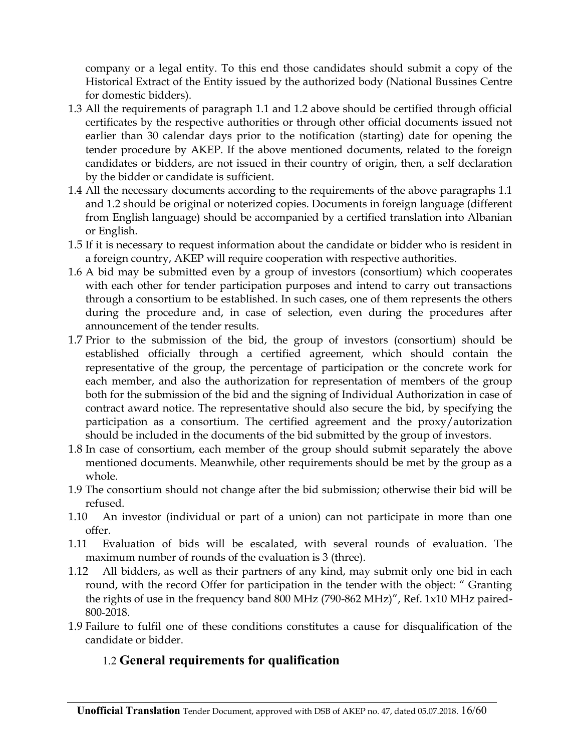company or a legal entity. To this end those candidates should submit a copy of the Historical Extract of the Entity issued by the authorized body (National Bussines Centre for domestic bidders).

1.3 All the requirements of paragraph 1.1 and 1.2 above should be certified through official certificates by the respective authorities or through other official documents issued not earlier than 30 calendar days prior to the notification (starting) date for opening the tender procedure by AKEP. If the above mentioned documents, related to the foreign candidates or bidders, are not issued in their country of origin, then, a self declaration by the bidder or candidate is sufficient.

1.4 All the necessary documents according to the requirements of the above paragraphs 1.1 and 1.2 should be original or noterized copies. Documents in foreign language (different from English language) should be accompanied by a certified translation into Albanian or English.

1.5 If it is necessary to request information about the candidate or bidder who is resident in a foreign country, AKEP will require cooperation with respective authorities.

1.6 A bid may be submitted even by a group of investors (consortium) which cooperates with each other for tender participation purposes and intend to carry out transactions through a consortium to be established. In such cases, one of them represents the others during the procedure and, in case of selection, even during the procedures after announcement of the tender results.

1.7 Prior to the submission of the bid, the group of investors (consortium) should be established officially through a certified agreement, which should contain the representative of the group, the percentage of participation or the concrete work for each member, and also the authorization for representation of members of the group both for the submission of the bid and the signing of Individual Authorization in case of contract award notice. The representative should also secure the bid, by specifying the participation as a consortium. The certified agreement and the proxy/autorization should be included in the documents of the bid submitted by the group of investors.

1.8 In case of consortium, each member of the group should submit separately the above mentioned documents. Meanwhile, other requirements should be met by the group as a whole.

1.9 The consortium should not change after the bid submission; otherwise their bid will be refused.

1.10 An investor (individual or part of a union) can not participate in more than one offer.

1.11 Evaluation of bids will be escalated, with several rounds of evaluation. The maximum number of rounds of the evaluation is 3 (three).

1.12 All bidders, as well as their partners of any kind, may submit only one bid in each round, with the record Offer for participation in the tender with the object: " Granting the rights of use in the frequency band 800 MHz (790-862 MHz)", Ref. 1x10 MHz paired-800-2018.

1.9 Failure to fulfil one of these conditions constitutes a cause for disqualification of the candidate or bidder.

## 1.2 General requirements for qualification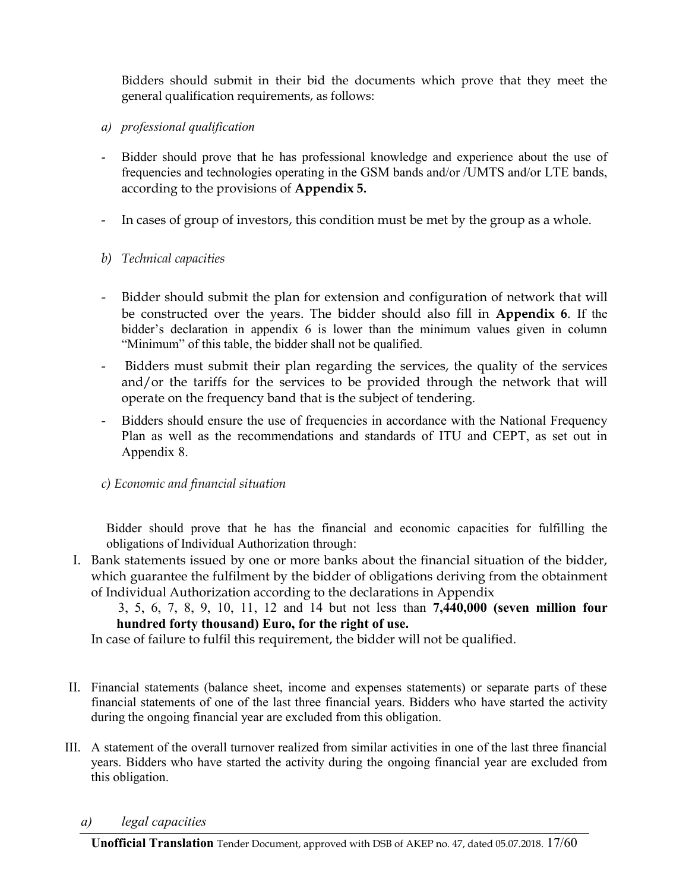Bidders should submit in their bid the documents which prove that they meet the general qualification requirements, as follows:

*a) professional qualification*

- Bidder should prove that he has professional knowledge and experience about the use of frequencies and technologies operating in the GSM bands and/or /UMTS and/or LTE bands, according to the provisions of **Appendix 5.**
- In cases of group of investors, this condition must be met by the group as a whole.

*b) Technical capacities*

- Bidder should submit the plan for extension and configuration of network that will be constructed over the years. The bidder should also fill in **Appendix 6**. If the bidder's declaration in appendix 6 is lower than the minimum values given in column "Minimum" of this table, the bidder shall not be qualified.
- Bidders must submit their plan regarding the services, the quality of the services and/or the tariffs for the services to be provided through the network that will operate on the frequency band that is the subject of tendering.
- Bidders should ensure the use of frequencies in accordance with the National Frequency Plan as well as the recommendations and standards of ITU and CEPT, as set out in Appendix 8.

*c) Economic and financial situation*

Bidder should prove that he has the financial and economic capacities for fulfilling the obligations of Individual Authorization through:

I. Bank statements issued by one or more banks about the financial situation of the bidder, which guarantee the fulfilment by the bidder of obligations deriving from the obtainment of Individual Authorization according to the declarations in Appendix 3, 5, 6, 7, 8, 9, 10, 11, 12 and 14 but not less than **7,440,000 (seven million four hundred forty thousand) Euro, for the right of use.**
   In case of failure to fulfil this requirement, the bidder will not be qualified.

II. Financial statements (balance sheet, income and expenses statements) or separate parts of these financial statements of one of the last three financial years. Bidders who have started the activity during the ongoing financial year are excluded from this obligation.

III. A statement of the overall turnover realized from similar activities in one of the last three financial years. Bidders who have started the activity during the ongoing financial year are excluded from this obligation.

*a) legal capacities*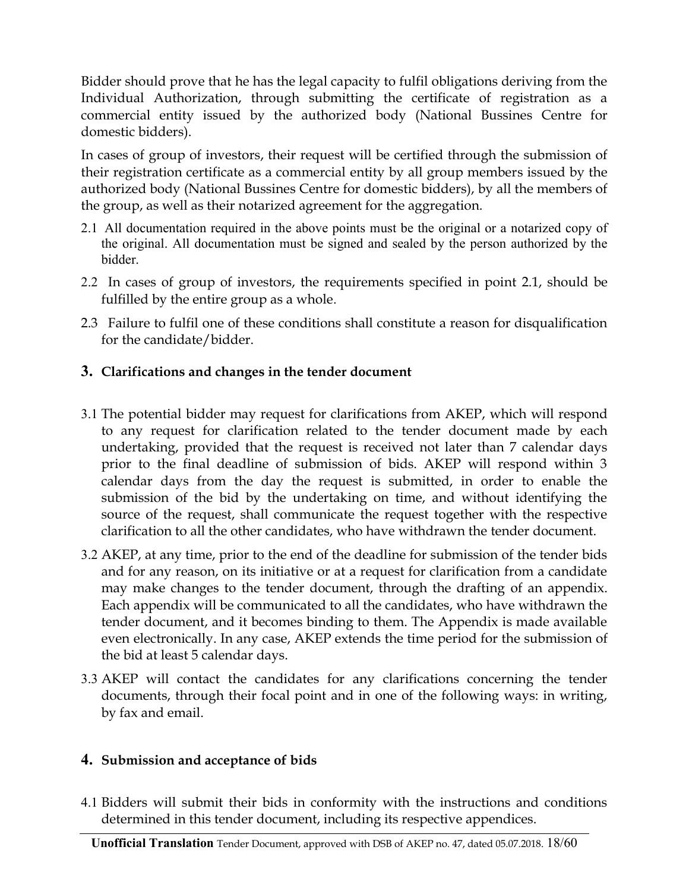Bidder should prove that he has the legal capacity to fulfil obligations deriving from the Individual Authorization, through submitting the certificate of registration as a commercial entity issued by the authorized body (National Bussines Centre for domestic bidders).

In cases of group of investors, their request will be certified through the submission of their registration certificate as a commercial entity by all group members issued by the authorized body (National Bussines Centre for domestic bidders), by all the members of the group, as well as their notarized agreement for the aggregation.

2.1 All documentation required in the above points must be the original or a notarized copy of the original. All documentation must be signed and sealed by the person authorized by the bidder.

2.2 In cases of group of investors, the requirements specified in point 2.1, should be fulfilled by the entire group as a whole.

2.3 Failure to fulfil one of these conditions shall constitute a reason for disqualification for the candidate/bidder.

## 3. Clarifications and changes in the tender document

3.1 The potential bidder may request for clarifications from AKEP, which will respond to any request for clarification related to the tender document made by each undertaking, provided that the request is received not later than 7 calendar days prior to the final deadline of submission of bids. AKEP will respond within 3 calendar days from the day the request is submitted, in order to enable the submission of the bid by the undertaking on time, and without identifying the source of the request, shall communicate the request together with the respective clarification to all the other candidates, who have withdrawn the tender document.

3.2 AKEP, at any time, prior to the end of the deadline for submission of the tender bids and for any reason, on its initiative or at a request for clarification from a candidate may make changes to the tender document, through the drafting of an appendix. Each appendix will be communicated to all the candidates, who have withdrawn the tender document, and it becomes binding to them. The Appendix is made available even electronically. In any case, AKEP extends the time period for the submission of the bid at least 5 calendar days.

3.3 AKEP will contact the candidates for any clarifications concerning the tender documents, through their focal point and in one of the following ways: in writing, by fax and email.

## 4. Submission and acceptance of bids

4.1 Bidders will submit their bids in conformity with the instructions and conditions determined in this tender document, including its respective appendices.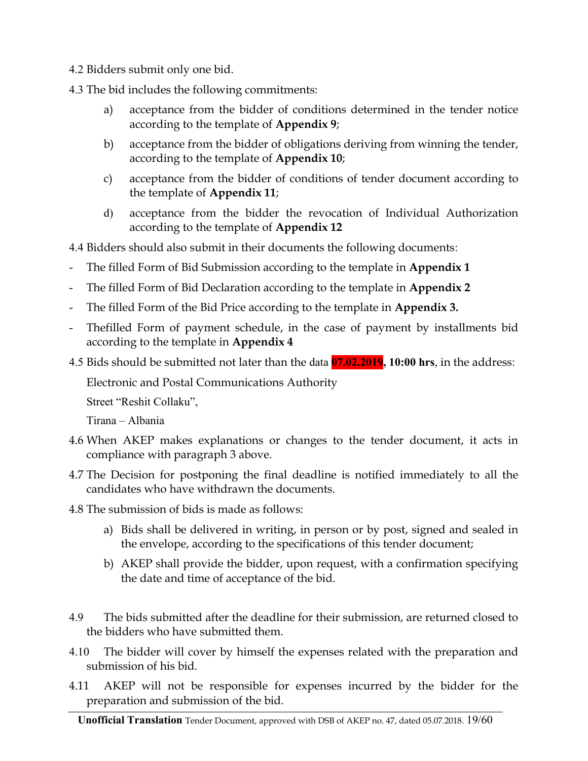4.2 Bidders submit only one bid.

4.3 The bid includes the following commitments:

a) acceptance from the bidder of conditions determined in the tender notice according to the template of **Appendix 9**;

b) acceptance from the bidder of obligations deriving from winning the tender, according to the template of **Appendix 10**;

c) acceptance from the bidder of conditions of tender document according to the template of **Appendix 11**;

d) acceptance from the bidder the revocation of Individual Authorization according to the template of **Appendix 12**

4.4 Bidders should also submit in their documents the following documents:

- The filled Form of Bid Submission according to the template in **Appendix 1**
- The filled Form of Bid Declaration according to the template in **Appendix 2**
- The filled Form of the Bid Price according to the template in **Appendix 3.**
- Thefilled Form of payment schedule, in the case of payment by installments bid according to the template in **Appendix 4**

4.5 Bids should be submitted not later than the data **07.02.2019, 10:00 hrs**, in the address:

Electronic and Postal Communications Authority

Street "Reshit Collaku",

Tirana – Albania

4.6 When AKEP makes explanations or changes to the tender document, it acts in compliance with paragraph 3 above.

4.7 The Decision for postponing the final deadline is notified immediately to all the candidates who have withdrawn the documents.

4.8 The submission of bids is made as follows:

a) Bids shall be delivered in writing, in person or by post, signed and sealed in the envelope, according to the specifications of this tender document;

b) AKEP shall provide the bidder, upon request, with a confirmation specifying the date and time of acceptance of the bid.

4.9 The bids submitted after the deadline for their submission, are returned closed to the bidders who have submitted them.

4.10 The bidder will cover by himself the expenses related with the preparation and submission of his bid.

4.11 AKEP will not be responsible for expenses incurred by the bidder for the preparation and submission of the bid.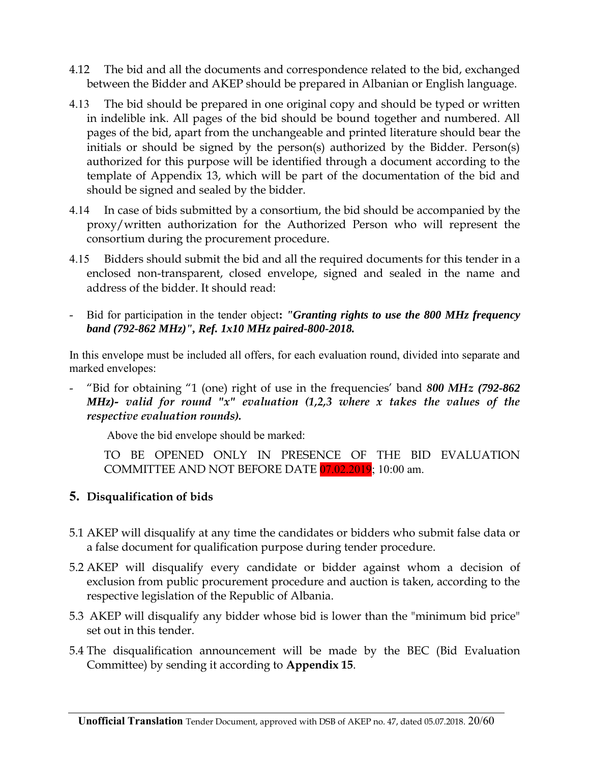4.12 The bid and all the documents and correspondence related to the bid, exchanged between the Bidder and AKEP should be prepared in Albanian or English language.

4.13 The bid should be prepared in one original copy and should be typed or written in indelible ink. All pages of the bid should be bound together and numbered. All pages of the bid, apart from the unchangeable and printed literature should bear the initials or should be signed by the person(s) authorized by the Bidder. Person(s) authorized for this purpose will be identified through a document according to the template of Appendix 13, which will be part of the documentation of the bid and should be signed and sealed by the bidder.

4.14 In case of bids submitted by a consortium, the bid should be accompanied by the proxy/written authorization for the Authorized Person who will represent the consortium during the procurement procedure.

4.15 Bidders should submit the bid and all the required documents for this tender in a enclosed non-transparent, closed envelope, signed and sealed in the name and address of the bidder. It should read:

- Bid for participation in the tender object**:** ***"Granting rights to use the 800 MHz frequency band (792-862 MHz)", Ref. 1x10 MHz paired-800-2018.***

In this envelope must be included all offers, for each evaluation round, divided into separate and marked envelopes:

- "Bid for obtaining "1 (one) right of use in the frequencies' band ***800 MHz (792-862 MHz)- valid for round "x" evaluation (1,2,3 where x takes the values of the respective evaluation rounds).***

  Above the bid envelope should be marked:

  TO BE OPENED ONLY IN PRESENCE OF THE BID EVALUATION COMMITTEE AND NOT BEFORE DATE 07.02.2019; 10:00 am.

## 5. Disqualification of bids

5.1 AKEP will disqualify at any time the candidates or bidders who submit false data or a false document for qualification purpose during tender procedure.

5.2 AKEP will disqualify every candidate or bidder against whom a decision of exclusion from public procurement procedure and auction is taken, according to the respective legislation of the Republic of Albania.

5.3 AKEP will disqualify any bidder whose bid is lower than the "minimum bid price" set out in this tender.

5.4 The disqualification announcement will be made by the BEC (Bid Evaluation Committee) by sending it according to **Appendix 15**.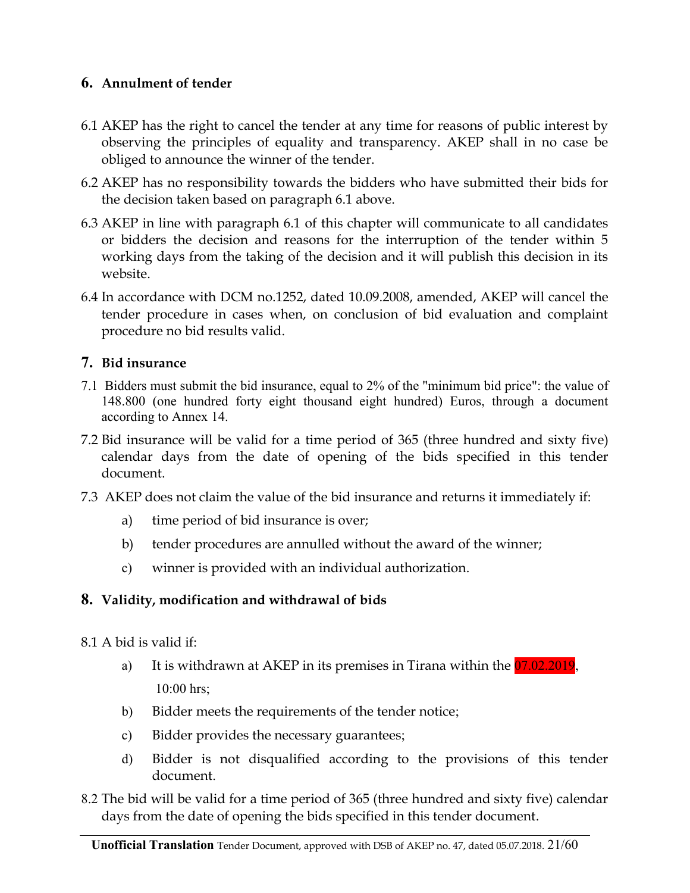## 6. Annulment of tender

6.1 AKEP has the right to cancel the tender at any time for reasons of public interest by observing the principles of equality and transparency. AKEP shall in no case be obliged to announce the winner of the tender.

6.2 AKEP has no responsibility towards the bidders who have submitted their bids for the decision taken based on paragraph 6.1 above.

6.3 AKEP in line with paragraph 6.1 of this chapter will communicate to all candidates or bidders the decision and reasons for the interruption of the tender within 5 working days from the taking of the decision and it will publish this decision in its website.

6.4 In accordance with DCM no.1252, dated 10.09.2008, amended, AKEP will cancel the tender procedure in cases when, on conclusion of bid evaluation and complaint procedure no bid results valid.

## 7. Bid insurance

7.1 Bidders must submit the bid insurance, equal to 2% of the "minimum bid price": the value of 148.800 (one hundred forty eight thousand eight hundred) Euros, through a document according to Annex 14.

7.2 Bid insurance will be valid for a time period of 365 (three hundred and sixty five) calendar days from the date of opening of the bids specified in this tender document.

7.3 AKEP does not claim the value of the bid insurance and returns it immediately if:

a) time period of bid insurance is over;

b) tender procedures are annulled without the award of the winner;

c) winner is provided with an individual authorization.

## 8. Validity, modification and withdrawal of bids

8.1 A bid is valid if:

a) It is withdrawn at AKEP in its premises in Tirana within the 07.02.2019, 10:00 hrs;

b) Bidder meets the requirements of the tender notice;

c) Bidder provides the necessary guarantees;

d) Bidder is not disqualified according to the provisions of this tender document.

8.2 The bid will be valid for a time period of 365 (three hundred and sixty five) calendar days from the date of opening the bids specified in this tender document.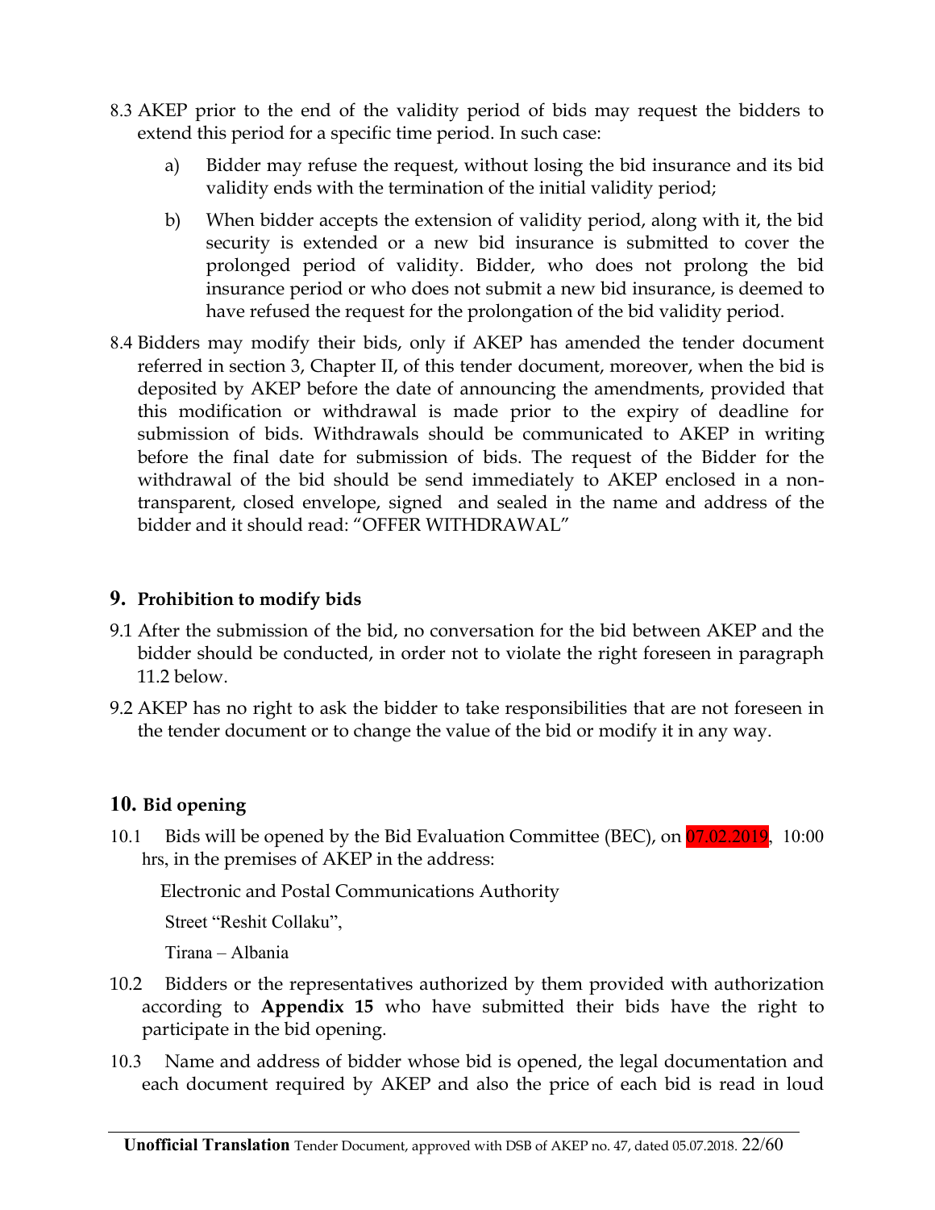8.3 AKEP prior to the end of the validity period of bids may request the bidders to extend this period for a specific time period. In such case:

   a) Bidder may refuse the request, without losing the bid insurance and its bid validity ends with the termination of the initial validity period;

   b) When bidder accepts the extension of validity period, along with it, the bid security is extended or a new bid insurance is submitted to cover the prolonged period of validity. Bidder, who does not prolong the bid insurance period or who does not submit a new bid insurance, is deemed to have refused the request for the prolongation of the bid validity period.

8.4 Bidders may modify their bids, only if AKEP has amended the tender document referred in section 3, Chapter II, of this tender document, moreover, when the bid is deposited by AKEP before the date of announcing the amendments, provided that this modification or withdrawal is made prior to the expiry of deadline for submission of bids. Withdrawals should be communicated to AKEP in writing before the final date for submission of bids. The request of the Bidder for the withdrawal of the bid should be send immediately to AKEP enclosed in a non-transparent, closed envelope, signed and sealed in the name and address of the bidder and it should read: "OFFER WITHDRAWAL"

## 9. Prohibition to modify bids

9.1 After the submission of the bid, no conversation for the bid between AKEP and the bidder should be conducted, in order not to violate the right foreseen in paragraph 11.2 below.

9.2 AKEP has no right to ask the bidder to take responsibilities that are not foreseen in the tender document or to change the value of the bid or modify it in any way.

## 10. Bid opening

10.1 Bids will be opened by the Bid Evaluation Committee (BEC), on 07.02.2019, 10:00 hrs, in the premises of AKEP in the address:

Electronic and Postal Communications Authority

Street "Reshit Collaku",

Tirana – Albania

10.2 Bidders or the representatives authorized by them provided with authorization according to **Appendix 15** who have submitted their bids have the right to participate in the bid opening.

10.3 Name and address of bidder whose bid is opened, the legal documentation and each document required by AKEP and also the price of each bid is read in loud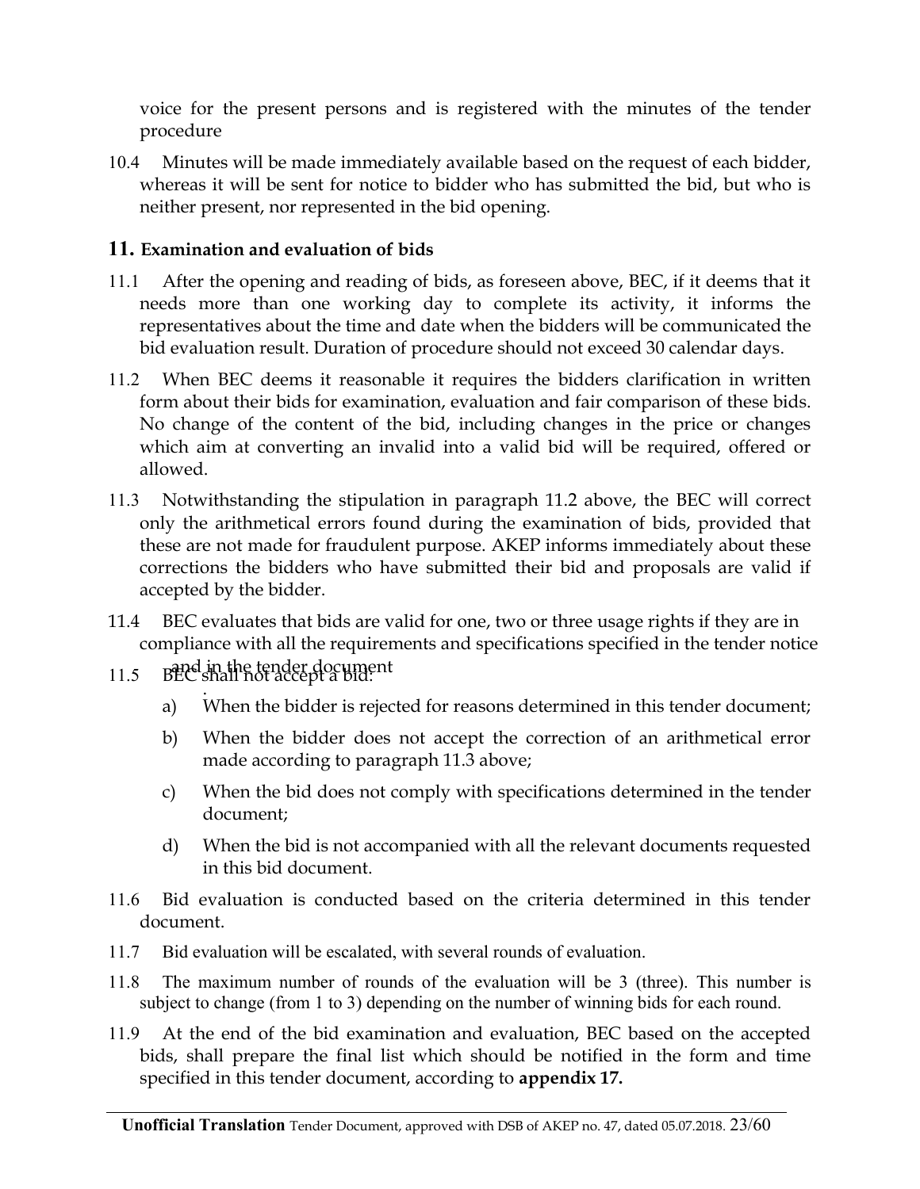voice for the present persons and is registered with the minutes of the tender procedure

10.4 Minutes will be made immediately available based on the request of each bidder, whereas it will be sent for notice to bidder who has submitted the bid, but who is neither present, nor represented in the bid opening.

## 11. Examination and evaluation of bids

11.1 After the opening and reading of bids, as foreseen above, BEC, if it deems that it needs more than one working day to complete its activity, it informs the representatives about the time and date when the bidders will be communicated the bid evaluation result. Duration of procedure should not exceed 30 calendar days.

11.2 When BEC deems it reasonable it requires the bidders clarification in written form about their bids for examination, evaluation and fair comparison of these bids. No change of the content of the bid, including changes in the price or changes which aim at converting an invalid into a valid bid will be required, offered or allowed.

11.3 Notwithstanding the stipulation in paragraph 11.2 above, the BEC will correct only the arithmetical errors found during the examination of bids, provided that these are not made for fraudulent purpose. AKEP informs immediately about these corrections the bidders who have submitted their bid and proposals are valid if accepted by the bidder.

11.4 BEC evaluates that bids are valid for one, two or three usage rights if they are in compliance with all the requirements and specifications specified in the tender notice and in the tender document.

11.5 BEC shall not accept a bid:

a) When the bidder is rejected for reasons determined in this tender document;

b) When the bidder does not accept the correction of an arithmetical error made according to paragraph 11.3 above;

c) When the bid does not comply with specifications determined in the tender document;

d) When the bid is not accompanied with all the relevant documents requested in this bid document.

11.6 Bid evaluation is conducted based on the criteria determined in this tender document.

11.7 Bid evaluation will be escalated, with several rounds of evaluation.

11.8 The maximum number of rounds of the evaluation will be 3 (three). This number is subject to change (from 1 to 3) depending on the number of winning bids for each round.

11.9 At the end of the bid examination and evaluation, BEC based on the accepted bids, shall prepare the final list which should be notified in the form and time specified in this tender document, according to **appendix 17.**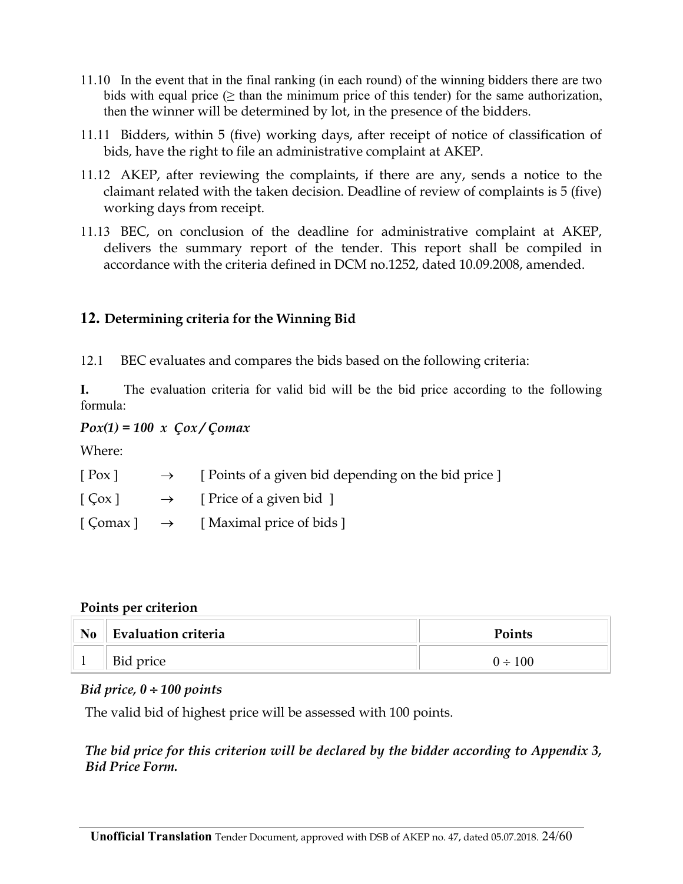11.10 In the event that in the final ranking (in each round) of the winning bidders there are two bids with equal price (≥ than the minimum price of this tender) for the same authorization, then the winner will be determined by lot, in the presence of the bidders.

11.11 Bidders, within 5 (five) working days, after receipt of notice of classification of bids, have the right to file an administrative complaint at AKEP.

11.12 AKEP, after reviewing the complaints, if there are any, sends a notice to the claimant related with the taken decision. Deadline of review of complaints is 5 (five) working days from receipt.

11.13 BEC, on conclusion of the deadline for administrative complaint at AKEP, delivers the summary report of the tender. This report shall be compiled in accordance with the criteria defined in DCM no.1252, dated 10.09.2008, amended.

## 12. Determining criteria for the Winning Bid

12.1 BEC evaluates and compares the bids based on the following criteria:

**I.** The evaluation criteria for valid bid will be the bid price according to the following formula:

***Pox(1) = 100 x Çox / Çomax***

Where:

[ Pox ] → [ Points of a given bid depending on the bid price ]

[ Çox ] → [ Price of a given bid ]

[ Çomax ] → [ Maximal price of bids ]

**Points per criterion**

| No | Evaluation criteria | Points |
|---|---|---|
| 1 | Bid price | 0 ÷ 100 |

***Bid price, 0 ÷ 100 points***

The valid bid of highest price will be assessed with 100 points.

***The bid price for this criterion will be declared by the bidder according to Appendix 3, Bid Price Form.***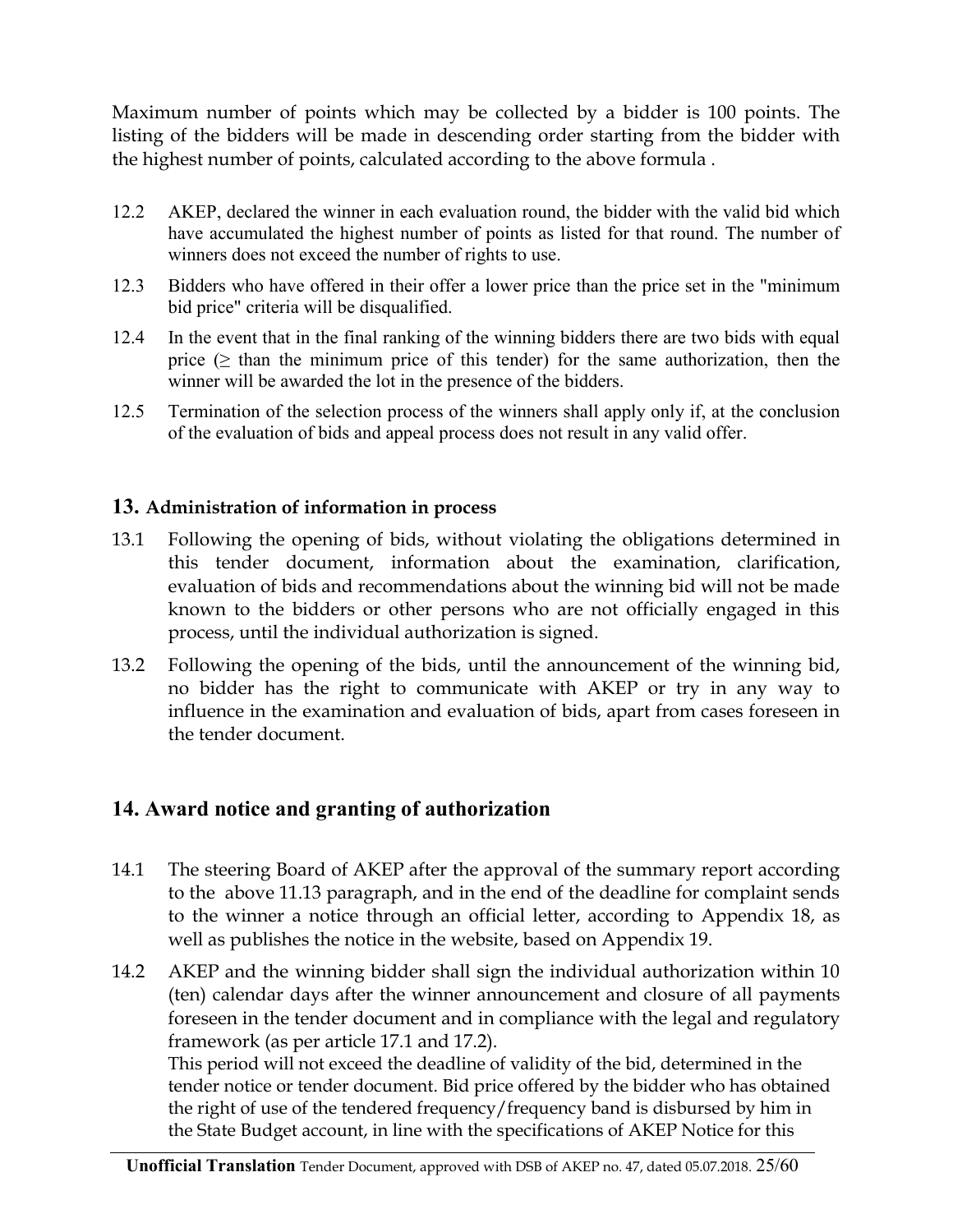Maximum number of points which may be collected by a bidder is 100 points. The listing of the bidders will be made in descending order starting from the bidder with the highest number of points, calculated according to the above formula .

12.2 AKEP, declared the winner in each evaluation round, the bidder with the valid bid which have accumulated the highest number of points as listed for that round. The number of winners does not exceed the number of rights to use.

12.3 Bidders who have offered in their offer a lower price than the price set in the "minimum bid price" criteria will be disqualified.

12.4 In the event that in the final ranking of the winning bidders there are two bids with equal price ($\geq$ than the minimum price of this tender) for the same authorization, then the winner will be awarded the lot in the presence of the bidders.

12.5 Termination of the selection process of the winners shall apply only if, at the conclusion of the evaluation of bids and appeal process does not result in any valid offer.

### 13. Administration of information in process

13.1 Following the opening of bids, without violating the obligations determined in this tender document, information about the examination, clarification, evaluation of bids and recommendations about the winning bid will not be made known to the bidders or other persons who are not officially engaged in this process, until the individual authorization is signed.

13.2 Following the opening of the bids, until the announcement of the winning bid, no bidder has the right to communicate with AKEP or try in any way to influence in the examination and evaluation of bids, apart from cases foreseen in the tender document.

## 14. Award notice and granting of authorization

14.1 The steering Board of AKEP after the approval of the summary report according to the above 11.13 paragraph, and in the end of the deadline for complaint sends to the winner a notice through an official letter, according to Appendix 18, as well as publishes the notice in the website, based on Appendix 19.

14.2 AKEP and the winning bidder shall sign the individual authorization within 10 (ten) calendar days after the winner announcement and closure of all payments foreseen in the tender document and in compliance with the legal and regulatory framework (as per article 17.1 and 17.2).
This period will not exceed the deadline of validity of the bid, determined in the tender notice or tender document. Bid price offered by the bidder who has obtained the right of use of the tendered frequency/frequency band is disbursed by him in the State Budget account, in line with the specifications of AKEP Notice for this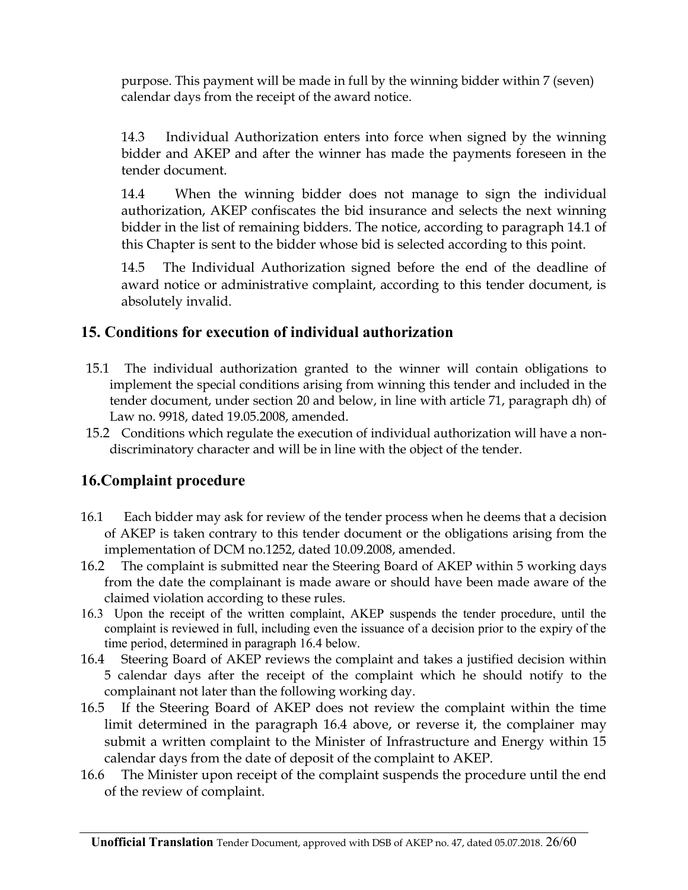purpose. This payment will be made in full by the winning bidder within 7 (seven) calendar days from the receipt of the award notice.

14.3 Individual Authorization enters into force when signed by the winning bidder and AKEP and after the winner has made the payments foreseen in the tender document.

14.4 When the winning bidder does not manage to sign the individual authorization, AKEP confiscates the bid insurance and selects the next winning bidder in the list of remaining bidders. The notice, according to paragraph 14.1 of this Chapter is sent to the bidder whose bid is selected according to this point.

14.5 The Individual Authorization signed before the end of the deadline of award notice or administrative complaint, according to this tender document, is absolutely invalid.

## 15. Conditions for execution of individual authorization

15.1 The individual authorization granted to the winner will contain obligations to implement the special conditions arising from winning this tender and included in the tender document, under section 20 and below, in line with article 71, paragraph dh) of Law no. 9918, dated 19.05.2008, amended.

15.2 Conditions which regulate the execution of individual authorization will have a non-discriminatory character and will be in line with the object of the tender.

## 16.Complaint procedure

16.1 Each bidder may ask for review of the tender process when he deems that a decision of AKEP is taken contrary to this tender document or the obligations arising from the implementation of DCM no.1252, dated 10.09.2008, amended.

16.2 The complaint is submitted near the Steering Board of AKEP within 5 working days from the date the complainant is made aware or should have been made aware of the claimed violation according to these rules.

16.3 Upon the receipt of the written complaint, AKEP suspends the tender procedure, until the complaint is reviewed in full, including even the issuance of a decision prior to the expiry of the time period, determined in paragraph 16.4 below.

16.4 Steering Board of AKEP reviews the complaint and takes a justified decision within 5 calendar days after the receipt of the complaint which he should notify to the complainant not later than the following working day.

16.5 If the Steering Board of AKEP does not review the complaint within the time limit determined in the paragraph 16.4 above, or reverse it, the complainer may submit a written complaint to the Minister of Infrastructure and Energy within 15 calendar days from the date of deposit of the complaint to AKEP.

16.6 The Minister upon receipt of the complaint suspends the procedure until the end of the review of complaint.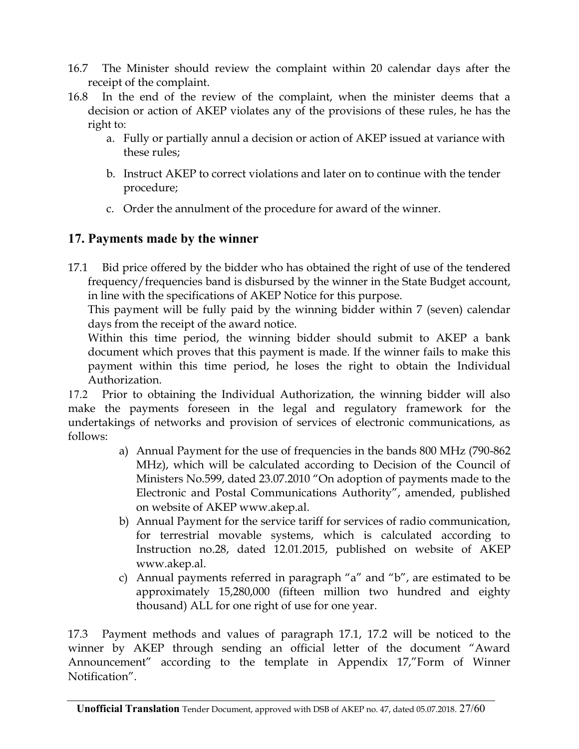16.7 The Minister should review the complaint within 20 calendar days after the receipt of the complaint.

16.8 In the end of the review of the complaint, when the minister deems that a decision or action of AKEP violates any of the provisions of these rules, he has the right to:

a. Fully or partially annul a decision or action of AKEP issued at variance with these rules;

b. Instruct AKEP to correct violations and later on to continue with the tender procedure;

c. Order the annulment of the procedure for award of the winner.

## 17. Payments made by the winner

17.1 Bid price offered by the bidder who has obtained the right of use of the tendered frequency/frequencies band is disbursed by the winner in the State Budget account, in line with the specifications of AKEP Notice for this purpose.

This payment will be fully paid by the winning bidder within 7 (seven) calendar days from the receipt of the award notice.

Within this time period, the winning bidder should submit to AKEP a bank document which proves that this payment is made. If the winner fails to make this payment within this time period, he loses the right to obtain the Individual Authorization.

17.2 Prior to obtaining the Individual Authorization, the winning bidder will also make the payments foreseen in the legal and regulatory framework for the undertakings of networks and provision of services of electronic communications, as follows:

a) Annual Payment for the use of frequencies in the bands 800 MHz (790-862 MHz), which will be calculated according to Decision of the Council of Ministers No.599, dated 23.07.2010 "On adoption of payments made to the Electronic and Postal Communications Authority", amended, published on website of AKEP www.akep.al.

b) Annual Payment for the service tariff for services of radio communication, for terrestrial movable systems, which is calculated according to Instruction no.28, dated 12.01.2015, published on website of AKEP www.akep.al.

c) Annual payments referred in paragraph "a" and "b", are estimated to be approximately 15,280,000 (fifteen million two hundred and eighty thousand) ALL for one right of use for one year.

17.3 Payment methods and values of paragraph 17.1, 17.2 will be noticed to the winner by AKEP through sending an official letter of the document "Award Announcement" according to the template in Appendix 17,"Form of Winner Notification".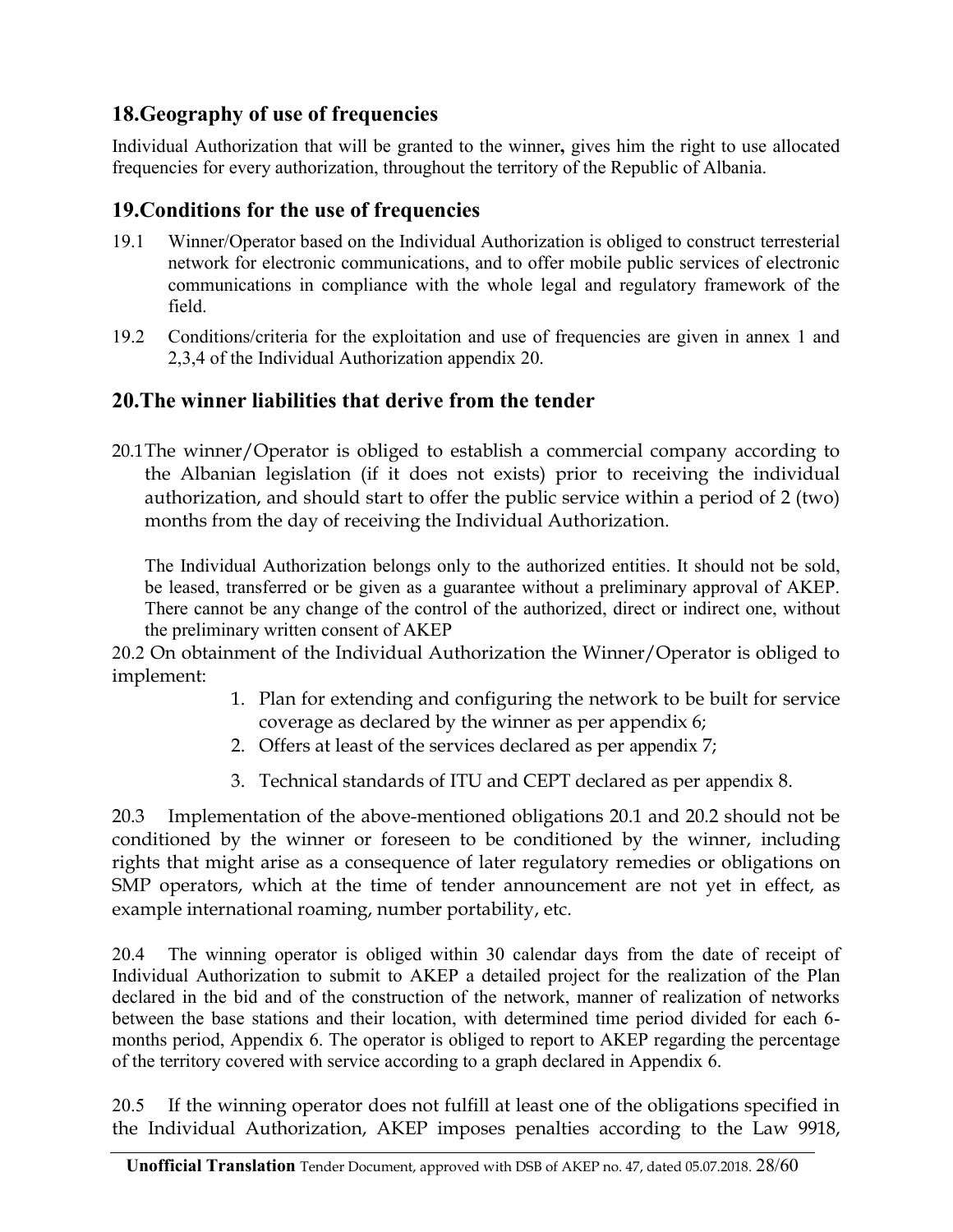## 18.Geography of use of frequencies

Individual Authorization that will be granted to the winner**,** gives him the right to use allocated frequencies for every authorization, throughout the territory of the Republic of Albania.

## 19.Conditions for the use of frequencies

19.1 Winner/Operator based on the Individual Authorization is obliged to construct terresterial network for electronic communications, and to offer mobile public services of electronic communications in compliance with the whole legal and regulatory framework of the field.

19.2 Conditions/criteria for the exploitation and use of frequencies are given in annex 1 and 2,3,4 of the Individual Authorization appendix 20.

## 20.The winner liabilities that derive from the tender

20.1The winner/Operator is obliged to establish a commercial company according to the Albanian legislation (if it does not exists) prior to receiving the individual authorization, and should start to offer the public service within a period of 2 (two) months from the day of receiving the Individual Authorization.

The Individual Authorization belongs only to the authorized entities. It should not be sold, be leased, transferred or be given as a guarantee without a preliminary approval of AKEP. There cannot be any change of the control of the authorized, direct or indirect one, without the preliminary written consent of AKEP

20.2 On obtainment of the Individual Authorization the Winner/Operator is obliged to implement:

1. Plan for extending and configuring the network to be built for service coverage as declared by the winner as per appendix 6;
2. Offers at least of the services declared as per appendix 7;
3. Technical standards of ITU and CEPT declared as per appendix 8.

20.3 Implementation of the above-mentioned obligations 20.1 and 20.2 should not be conditioned by the winner or foreseen to be conditioned by the winner, including rights that might arise as a consequence of later regulatory remedies or obligations on SMP operators, which at the time of tender announcement are not yet in effect, as example international roaming, number portability, etc.

20.4 The winning operator is obliged within 30 calendar days from the date of receipt of Individual Authorization to submit to AKEP a detailed project for the realization of the Plan declared in the bid and of the construction of the network, manner of realization of networks between the base stations and their location, with determined time period divided for each 6-months period, Appendix 6. The operator is obliged to report to AKEP regarding the percentage of the territory covered with service according to a graph declared in Appendix 6.

20.5 If the winning operator does not fulfill at least one of the obligations specified in the Individual Authorization, AKEP imposes penalties according to the Law 9918,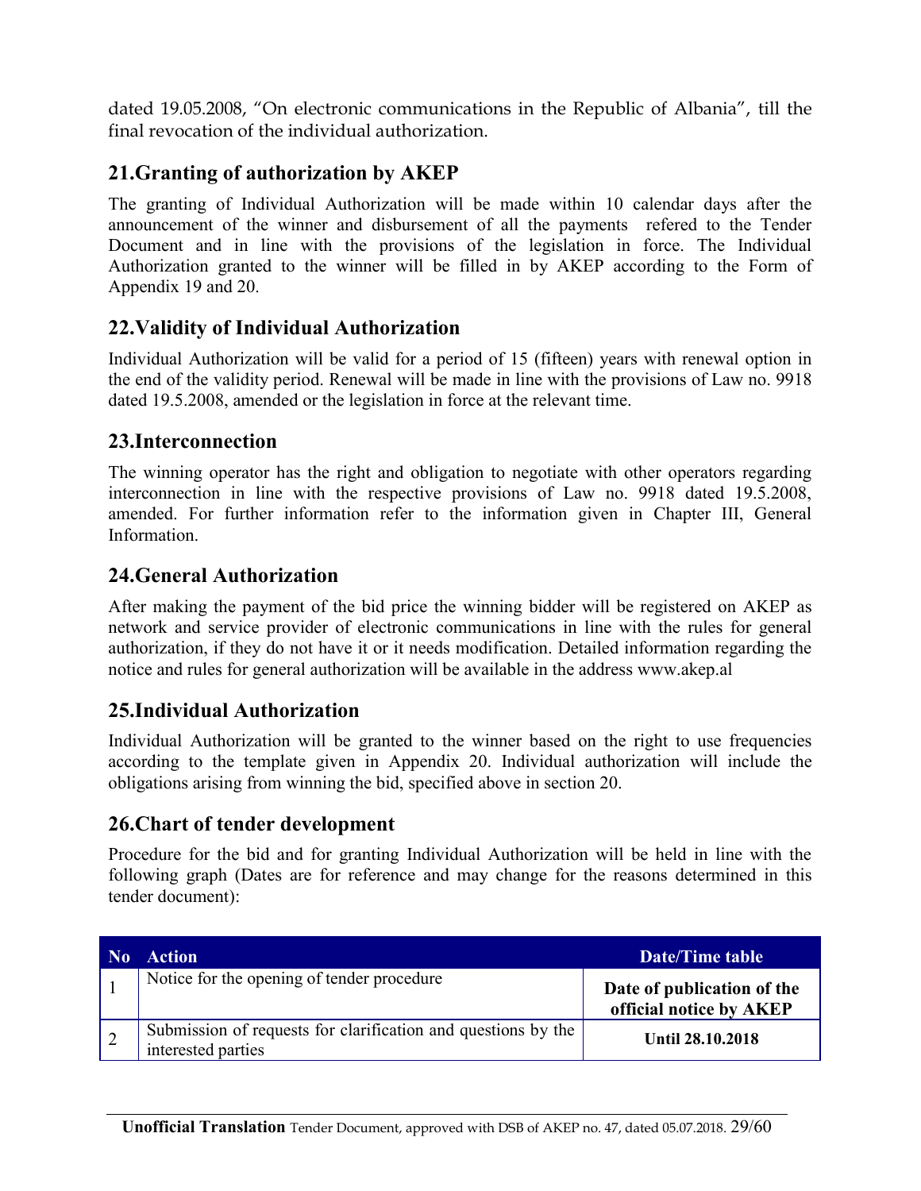dated 19.05.2008, "On electronic communications in the Republic of Albania", till the final revocation of the individual authorization.

## 21.Granting of authorization by AKEP

The granting of Individual Authorization will be made within 10 calendar days after the announcement of the winner and disbursement of all the payments refered to the Tender Document and in line with the provisions of the legislation in force. The Individual Authorization granted to the winner will be filled in by AKEP according to the Form of Appendix 19 and 20.

## 22.Validity of Individual Authorization

Individual Authorization will be valid for a period of 15 (fifteen) years with renewal option in the end of the validity period. Renewal will be made in line with the provisions of Law no. 9918 dated 19.5.2008, amended or the legislation in force at the relevant time.

## 23.Interconnection

The winning operator has the right and obligation to negotiate with other operators regarding interconnection in line with the respective provisions of Law no. 9918 dated 19.5.2008, amended. For further information refer to the information given in Chapter III, General Information.

## 24.General Authorization

After making the payment of the bid price the winning bidder will be registered on AKEP as network and service provider of electronic communications in line with the rules for general authorization, if they do not have it or it needs modification. Detailed information regarding the notice and rules for general authorization will be available in the address www.akep.al

## 25.Individual Authorization

Individual Authorization will be granted to the winner based on the right to use frequencies according to the template given in Appendix 20. Individual authorization will include the obligations arising from winning the bid, specified above in section 20.

## 26.Chart of tender development

Procedure for the bid and for granting Individual Authorization will be held in line with the following graph (Dates are for reference and may change for the reasons determined in this tender document):

| No | Action | Date/Time table |
|---|---|---|
| 1 | Notice for the opening of tender procedure | **Date of publication of the official notice by AKEP** |
| 2 | Submission of requests for clarification and questions by the interested parties | **Until 28.10.2018** |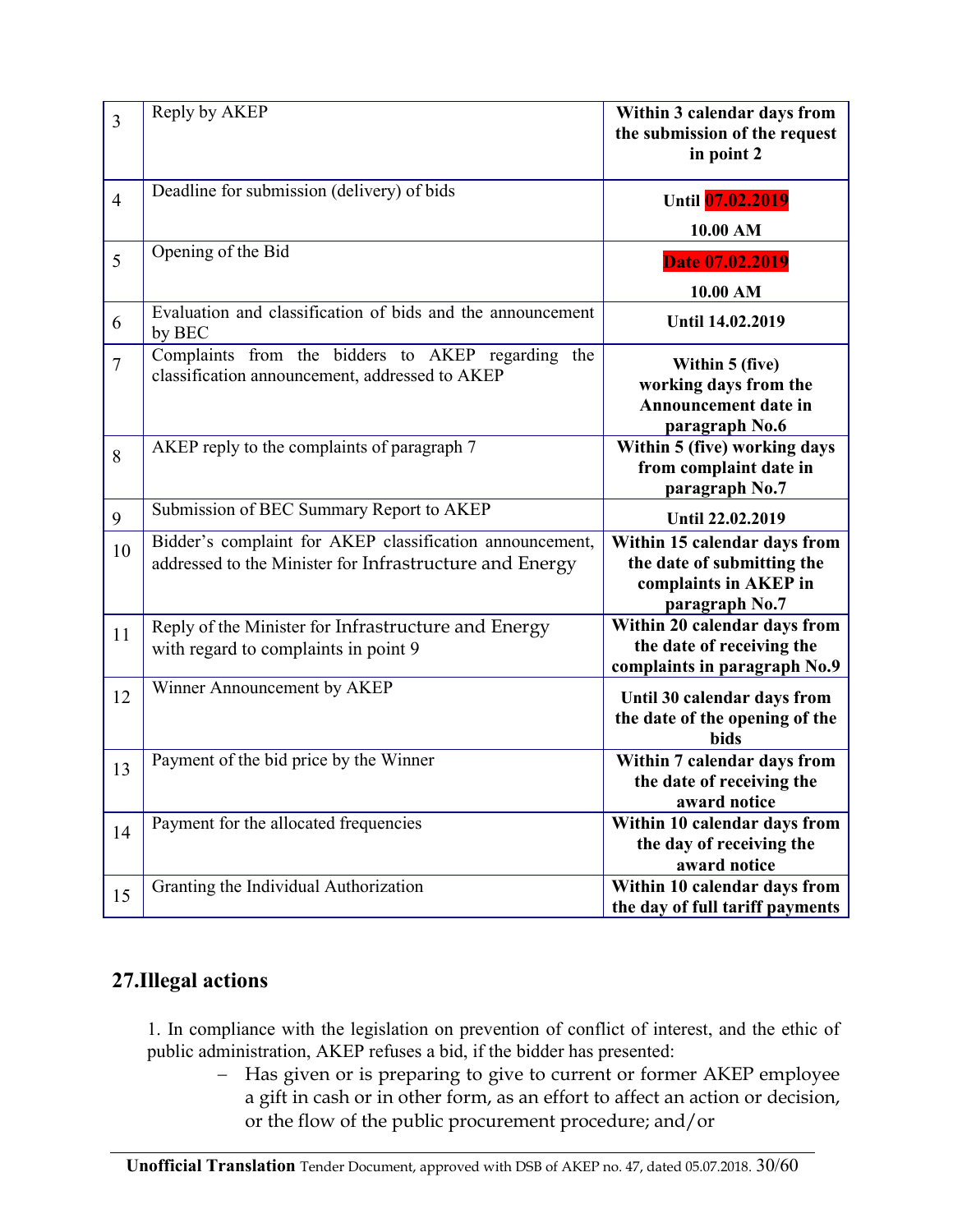| | | |
|---|---|---|
| 3 | Reply by AKEP | **Within 3 calendar days from the submission of the request in point 2** |
| 4 | Deadline for submission (delivery) of bids | **Until 07.02.2019**<br>**10.00 AM** |
| 5 | Opening of the Bid | **Date 07.02.2019**<br>**10.00 AM** |
| 6 | Evaluation and classification of bids and the announcement by BEC | **Until 14.02.2019** |
| 7 | Complaints from the bidders to AKEP regarding the classification announcement, addressed to AKEP | **Within 5 (five) working days from the Announcement date in paragraph No.6** |
| 8 | AKEP reply to the complaints of paragraph 7 | **Within 5 (five) working days from complaint date in paragraph No.7** |
| 9 | Submission of BEC Summary Report to AKEP | **Until 22.02.2019** |
| 10 | Bidder's complaint for AKEP classification announcement, addressed to the Minister for Infrastructure and Energy | **Within 15 calendar days from the date of submitting the complaints in AKEP in paragraph No.7** |
| 11 | Reply of the Minister for Infrastructure and Energy with regard to complaints in point 9 | **Within 20 calendar days from the date of receiving the complaints in paragraph No.9** |
| 12 | Winner Announcement by AKEP | **Until 30 calendar days from the date of the opening of the bids** |
| 13 | Payment of the bid price by the Winner | **Within 7 calendar days from the date of receiving the award notice** |
| 14 | Payment for the allocated frequencies | **Within 10 calendar days from the day of receiving the award notice** |
| 15 | Granting the Individual Authorization | **Within 10 calendar days from the day of full tariff payments** |

## 27.Illegal actions

1. In compliance with the legislation on prevention of conflict of interest, and the ethic of public administration, AKEP refuses a bid, if the bidder has presented:

- Has given or is preparing to give to current or former AKEP employee a gift in cash or in other form, as an effort to affect an action or decision, or the flow of the public procurement procedure; and/or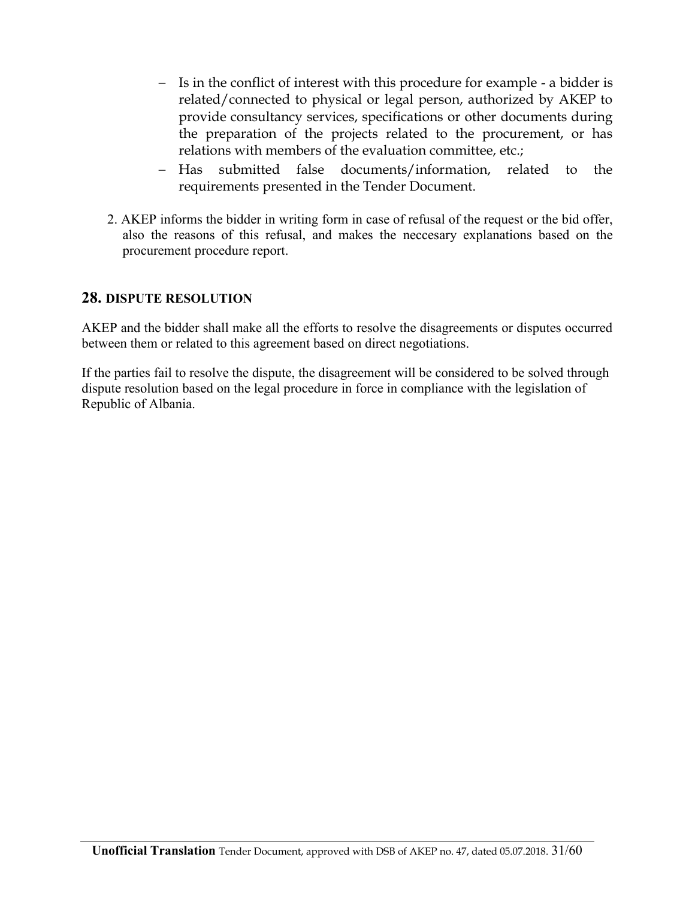- Is in the conflict of interest with this procedure for example - a bidder is related/connected to physical or legal person, authorized by AKEP to provide consultancy services, specifications or other documents during the preparation of the projects related to the procurement, or has relations with members of the evaluation committee, etc.;
- Has submitted false documents/information, related to the requirements presented in the Tender Document.

2. AKEP informs the bidder in writing form in case of refusal of the request or the bid offer, also the reasons of this refusal, and makes the neccesary explanations based on the procurement procedure report.

## 28. DISPUTE RESOLUTION

AKEP and the bidder shall make all the efforts to resolve the disagreements or disputes occurred between them or related to this agreement based on direct negotiations.

If the parties fail to resolve the dispute, the disagreement will be considered to be solved through dispute resolution based on the legal procedure in force in compliance with the legislation of Republic of Albania.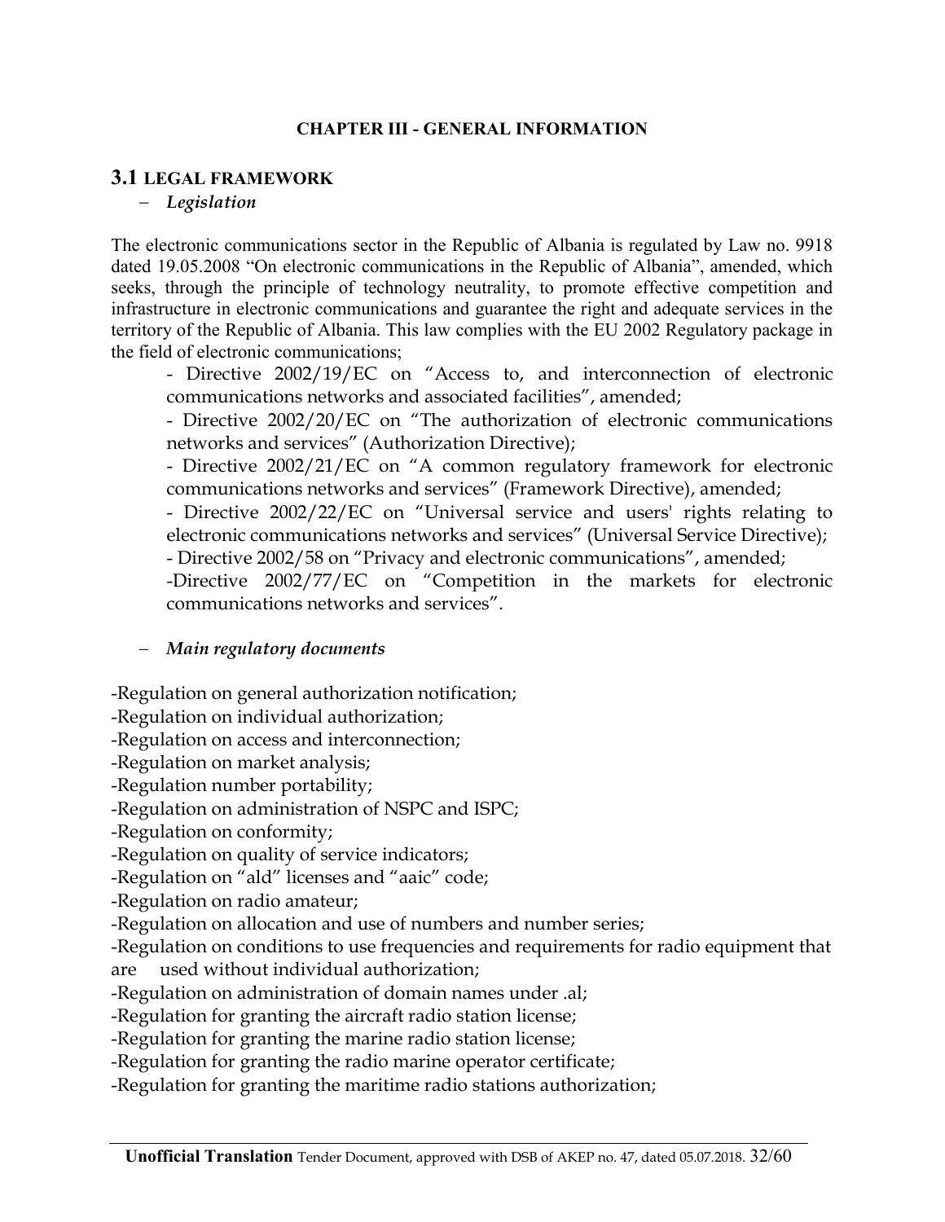**CHAPTER III - GENERAL INFORMATION**

## 3.1 LEGAL FRAMEWORK

- *Legislation*

The electronic communications sector in the Republic of Albania is regulated by Law no. 9918 dated 19.05.2008 "On electronic communications in the Republic of Albania", amended, which seeks, through the principle of technology neutrality, to promote effective competition and infrastructure in electronic communications and guarantee the right and adequate services in the territory of the Republic of Albania. This law complies with the EU 2002 Regulatory package in the field of electronic communications;

- Directive 2002/19/EC on "Access to, and interconnection of electronic communications networks and associated facilities", amended;
- Directive 2002/20/EC on "The authorization of electronic communications networks and services" (Authorization Directive);
- Directive 2002/21/EC on "A common regulatory framework for electronic communications networks and services" (Framework Directive), amended;
- Directive 2002/22/EC on "Universal service and users' rights relating to electronic communications networks and services" (Universal Service Directive);
- Directive 2002/58 on "Privacy and electronic communications", amended;
- Directive 2002/77/EC on "Competition in the markets for electronic communications networks and services".

- *Main regulatory documents*

-Regulation on general authorization notification;
-Regulation on individual authorization;
-Regulation on access and interconnection;
-Regulation on market analysis;
-Regulation number portability;
-Regulation on administration of NSPC and ISPC;
-Regulation on conformity;
-Regulation on quality of service indicators;
-Regulation on "ald" licenses and "aaic" code;
-Regulation on radio amateur;
-Regulation on allocation and use of numbers and number series;
-Regulation on conditions to use frequencies and requirements for radio equipment that are used without individual authorization;
-Regulation on administration of domain names under .al;
-Regulation for granting the aircraft radio station license;
-Regulation for granting the marine radio station license;
-Regulation for granting the radio marine operator certificate;
-Regulation for granting the maritime radio stations authorization;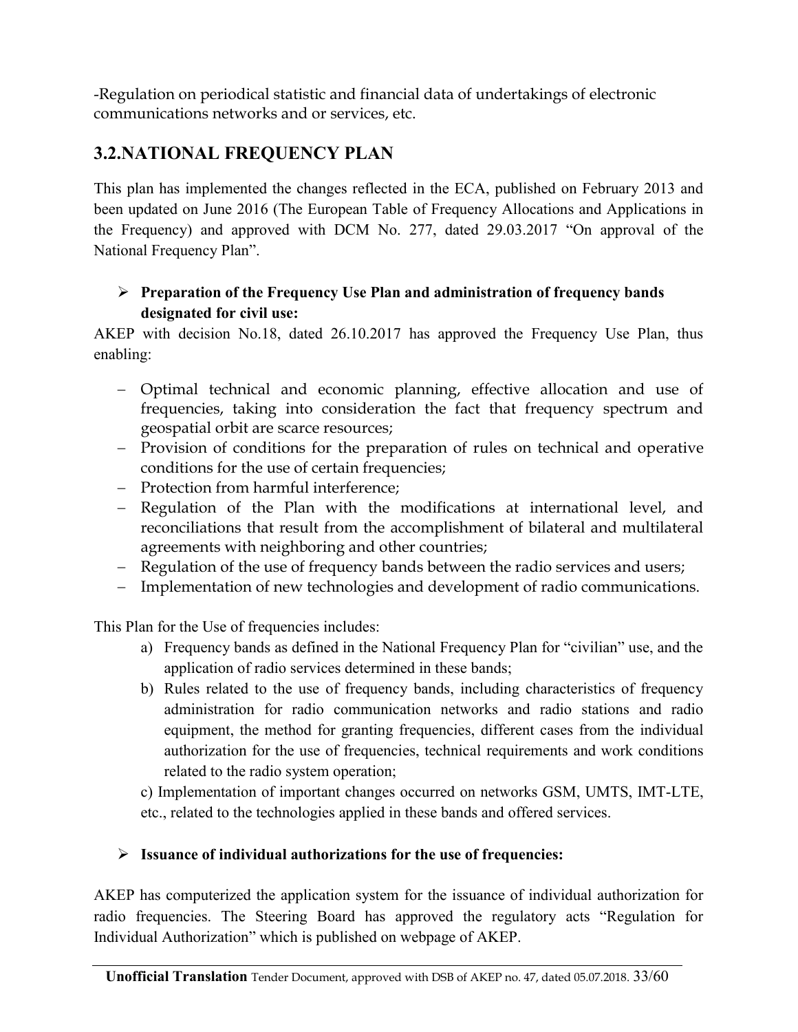-Regulation on periodical statistic and financial data of undertakings of electronic communications networks and or services, etc.

## 3.2.NATIONAL FREQUENCY PLAN

This plan has implemented the changes reflected in the ECA, published on February 2013 and been updated on June 2016 (The European Table of Frequency Allocations and Applications in the Frequency) and approved with DCM No. 277, dated 29.03.2017 "On approval of the National Frequency Plan".

- **Preparation of the Frequency Use Plan and administration of frequency bands designated for civil use:**

AKEP with decision No.18, dated 26.10.2017 has approved the Frequency Use Plan, thus enabling:

- Optimal technical and economic planning, effective allocation and use of frequencies, taking into consideration the fact that frequency spectrum and geospatial orbit are scarce resources;
- Provision of conditions for the preparation of rules on technical and operative conditions for the use of certain frequencies;
- Protection from harmful interference;
- Regulation of the Plan with the modifications at international level, and reconciliations that result from the accomplishment of bilateral and multilateral agreements with neighboring and other countries;
- Regulation of the use of frequency bands between the radio services and users;
- Implementation of new technologies and development of radio communications.

This Plan for the Use of frequencies includes:

a) Frequency bands as defined in the National Frequency Plan for "civilian" use, and the application of radio services determined in these bands;

b) Rules related to the use of frequency bands, including characteristics of frequency administration for radio communication networks and radio stations and radio equipment, the method for granting frequencies, different cases from the individual authorization for the use of frequencies, technical requirements and work conditions related to the radio system operation;

c) Implementation of important changes occurred on networks GSM, UMTS, IMT-LTE, etc., related to the technologies applied in these bands and offered services.

- **Issuance of individual authorizations for the use of frequencies:**

AKEP has computerized the application system for the issuance of individual authorization for radio frequencies. The Steering Board has approved the regulatory acts "Regulation for Individual Authorization" which is published on webpage of AKEP.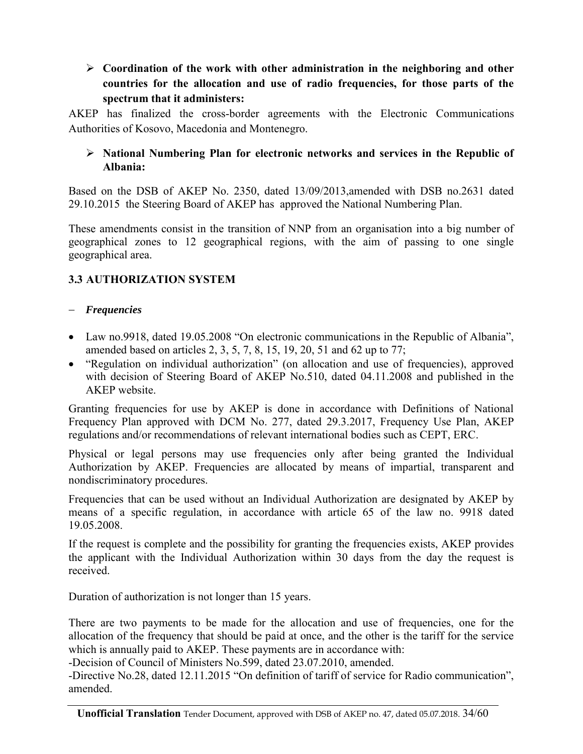- **Coordination of the work with other administration in the neighboring and other countries for the allocation and use of radio frequencies, for those parts of the spectrum that it administers:**

AKEP has finalized the cross-border agreements with the Electronic Communications Authorities of Kosovo, Macedonia and Montenegro.

- **National Numbering Plan for electronic networks and services in the Republic of Albania:**

Based on the DSB of AKEP No. 2350, dated 13/09/2013,amended with DSB no.2631 dated 29.10.2015 the Steering Board of AKEP has approved the National Numbering Plan.

These amendments consist in the transition of NNP from an organisation into a big number of geographical zones to 12 geographical regions, with the aim of passing to one single geographical area.

### 3.3 AUTHORIZATION SYSTEM

- ***Frequencies***

- Law no.9918, dated 19.05.2008 "On electronic communications in the Republic of Albania", amended based on articles 2, 3, 5, 7, 8, 15, 19, 20, 51 and 62 up to 77;
- "Regulation on individual authorization" (on allocation and use of frequencies), approved with decision of Steering Board of AKEP No.510, dated 04.11.2008 and published in the AKEP website.

Granting frequencies for use by AKEP is done in accordance with Definitions of National Frequency Plan approved with DCM No. 277, dated 29.3.2017, Frequency Use Plan, AKEP regulations and/or recommendations of relevant international bodies such as CEPT, ERC.

Physical or legal persons may use frequencies only after being granted the Individual Authorization by AKEP. Frequencies are allocated by means of impartial, transparent and nondiscriminatory procedures.

Frequencies that can be used without an Individual Authorization are designated by AKEP by means of a specific regulation, in accordance with article 65 of the law no. 9918 dated 19.05.2008.

If the request is complete and the possibility for granting the frequencies exists, AKEP provides the applicant with the Individual Authorization within 30 days from the day the request is received.

Duration of authorization is not longer than 15 years.

There are two payments to be made for the allocation and use of frequencies, one for the allocation of the frequency that should be paid at once, and the other is the tariff for the service which is annually paid to AKEP. These payments are in accordance with:
-Decision of Council of Ministers No.599, dated 23.07.2010, amended.
-Directive No.28, dated 12.11.2015 "On definition of tariff of service for Radio communication", amended.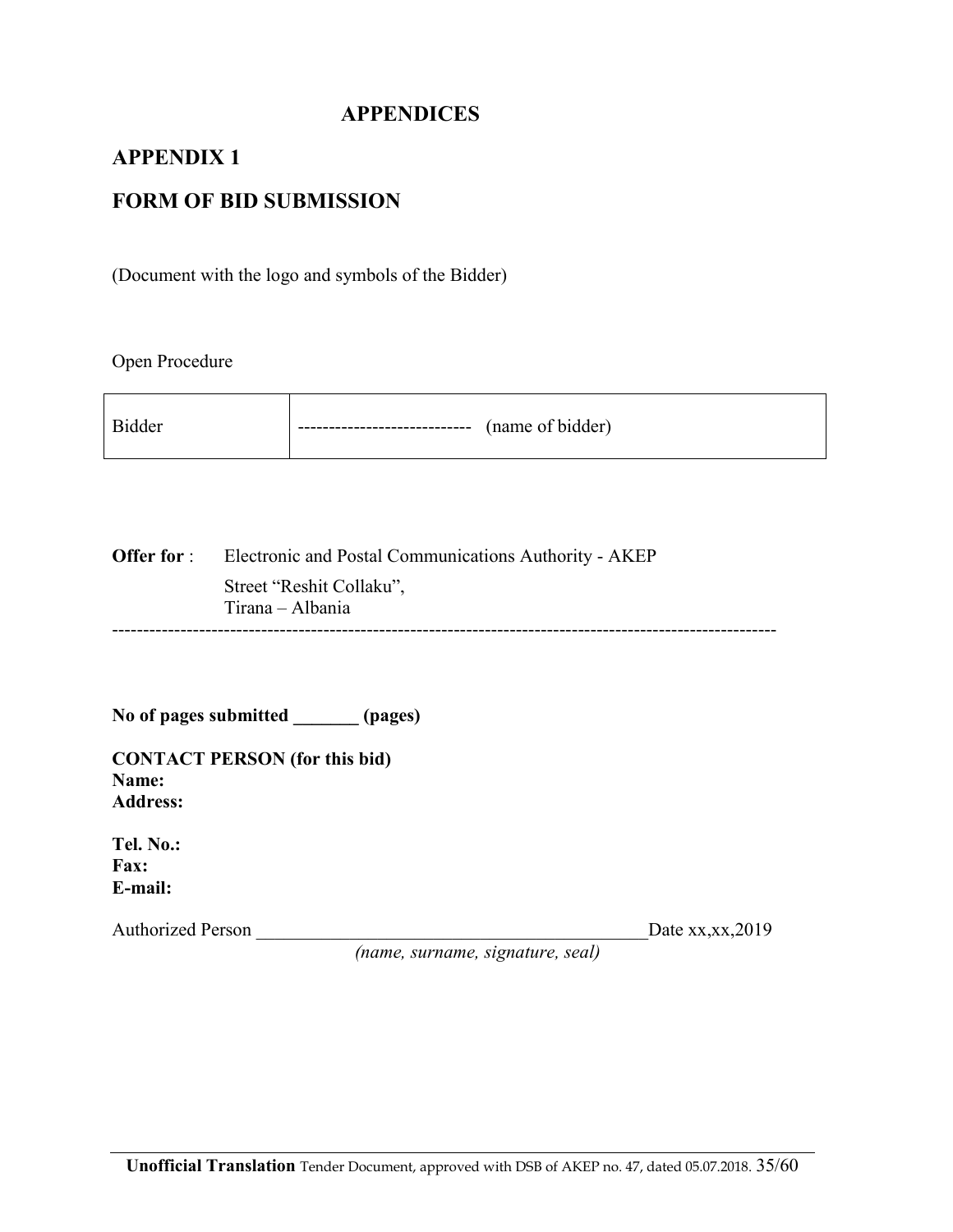# APPENDICES

## APPENDIX 1

## FORM OF BID SUBMISSION

(Document with the logo and symbols of the Bidder)

Open Procedure

| Bidder | --------------------------- (name of bidder) |
|---|---|

**Offer for** : Electronic and Postal Communications Authority - AKEP
Street "Reshit Collaku",
Tirana – Albania

---

**No of pages submitted _______ (pages)**

**CONTACT PERSON (for this bid)**
**Name:**
**Address:**

**Tel. No.:**
**Fax:**
**E-mail:**

Authorized Person ___________________________________________ Date xx,xx,2019
*(name, surname, signature, seal)*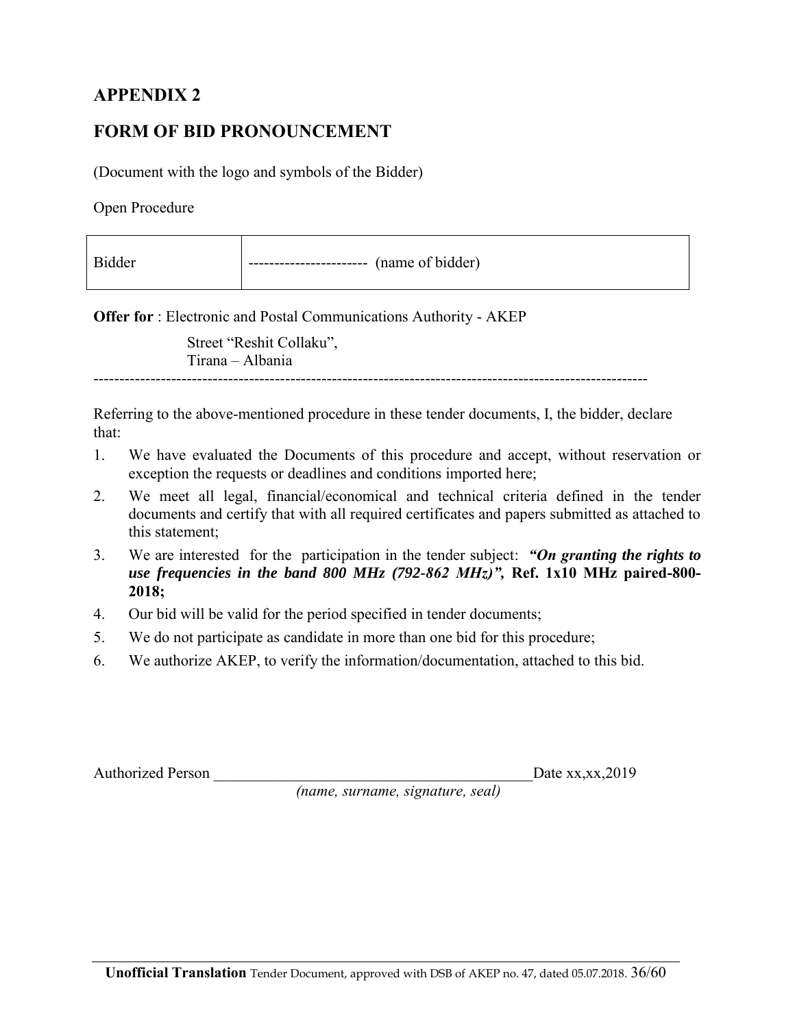## APPENDIX 2

## FORM OF BID PRONOUNCEMENT

(Document with the logo and symbols of the Bidder)

Open Procedure

| Bidder | ---------------------- (name of bidder) |
|---|---|

**Offer for** : Electronic and Postal Communications Authority - AKEP

Street "Reshit Collaku",
Tirana – Albania

------------------------------------------------------------------------------------------------------------

Referring to the above-mentioned procedure in these tender documents, I, the bidder, declare that:

1. We have evaluated the Documents of this procedure and accept, without reservation or exception the requests or deadlines and conditions imported here;
2. We meet all legal, financial/economical and technical criteria defined in the tender documents and certify that with all required certificates and papers submitted as attached to this statement;
3. We are interested for the participation in the tender subject: ***"On granting the rights to use frequencies in the band 800 MHz (792-862 MHz)",*** **Ref. 1x10 MHz paired-800-2018;**
4. Our bid will be valid for the period specified in tender documents;
5. We do not participate as candidate in more than one bid for this procedure;
6. We authorize AKEP, to verify the information/documentation, attached to this bid.

Authorized Person ________________________________________ Date xx,xx,2019

*(name, surname, signature, seal)*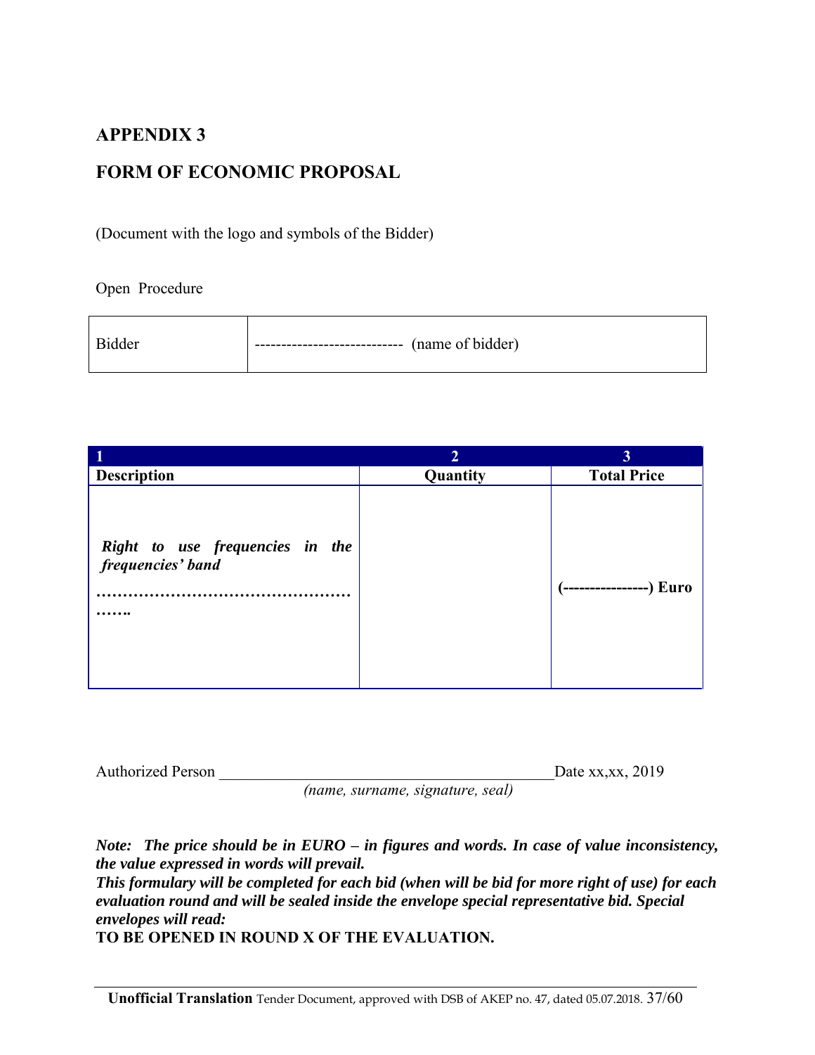## APPENDIX 3

## FORM OF ECONOMIC PROPOSAL

(Document with the logo and symbols of the Bidder)

Open Procedure

| Bidder | --------------------------- (name of bidder) |
|---|---|

| 1 | 2 | 3 |
|---|---|---|
| **Description** | **Quantity** | **Total Price** |
| ***Right to use frequencies in the frequencies' band*** **…………………………………………….……..** | | **(----------------) Euro** |

Authorized Person \_\_\_\_\_\_\_\_\_\_\_\_\_\_\_\_\_\_\_\_\_\_\_\_\_\_\_\_\_\_\_\_\_\_\_\_\_\_\_\_\_\_\_\_ Date xx,xx, 2019

*(name, surname, signature, seal)*

***Note: The price should be in EURO – in figures and words. In case of value inconsistency, the value expressed in words will prevail.***

***This formulary will be completed for each bid (when will be bid for more right of use) for each evaluation round and will be sealed inside the envelope special representative bid. Special envelopes will read:***

**TO BE OPENED IN ROUND X OF THE EVALUATION.**

**Unofficial Translation** Tender Document, approved with DSB of AKEP no. 47, dated 05.07.2018.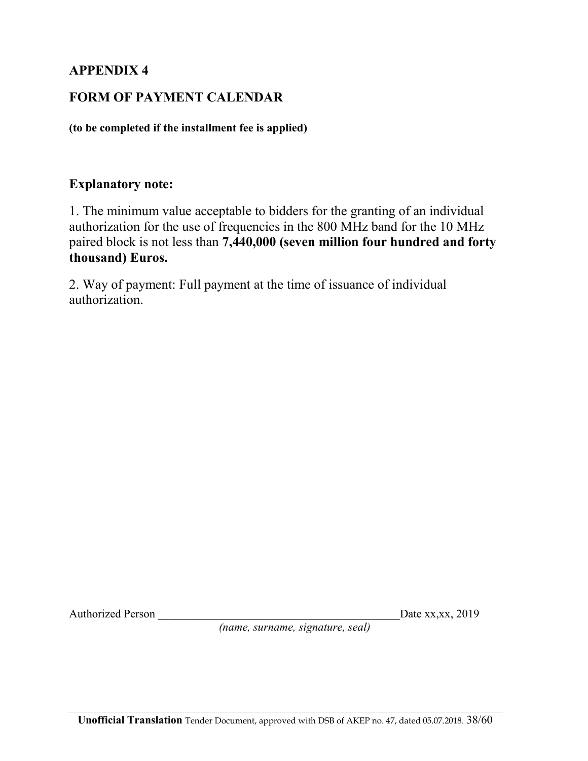## APPENDIX 4

## FORM OF PAYMENT CALENDAR

**(to be completed if the installment fee is applied)**

### Explanatory note:

1. The minimum value acceptable to bidders for the granting of an individual authorization for the use of frequencies in the 800 MHz band for the 10 MHz paired block is not less than **7,440,000 (seven million four hundred and forty thousand) Euros.**

2. Way of payment: Full payment at the time of issuance of individual authorization.

Authorized Person \_\_\_\_\_\_\_\_\_\_\_\_\_\_\_\_\_\_\_\_\_\_\_\_\_\_\_\_\_\_\_\_\_\_\_\_\_\_\_\_\_\_ Date xx,xx, 2019

*(name, surname, signature, seal)*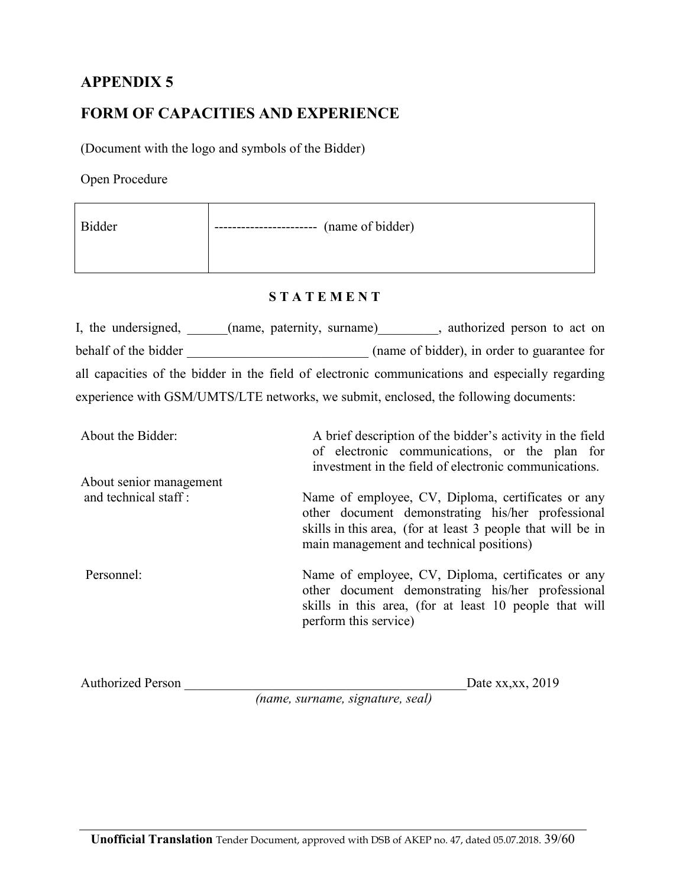# APPENDIX 5

## FORM OF CAPACITIES AND EXPERIENCE

(Document with the logo and symbols of the Bidder)

Open Procedure

| Bidder | ---------------------- (name of bidder) |
|---|---|

**S T A T E M E N T**

I, the undersigned, ______(name, paternity, surname)_________, authorized person to act on behalf of the bidder ___________________________ (name of bidder), in order to guarantee for all capacities of the bidder in the field of electronic communications and especially regarding experience with GSM/UMTS/LTE networks, we submit, enclosed, the following documents:

| | |
|---|---|
| About the Bidder: | A brief description of the bidder's activity in the field of electronic communications, or the plan for investment in the field of electronic communications. |
| About senior management and technical staff : | Name of employee, CV, Diploma, certificates or any other document demonstrating his/her professional skills in this area, (for at least 3 people that will be in main management and technical positions) |
| Personnel: | Name of employee, CV, Diploma, certificates or any other document demonstrating his/her professional skills in this area, (for at least 10 people that will perform this service) |

Authorized Person ___________________________________________Date xx,xx, 2019

*(name, surname, signature, seal)*

**Unofficial Translation** Tender Document, approved with DSB of AKEP no. 47, dated 05.07.2018.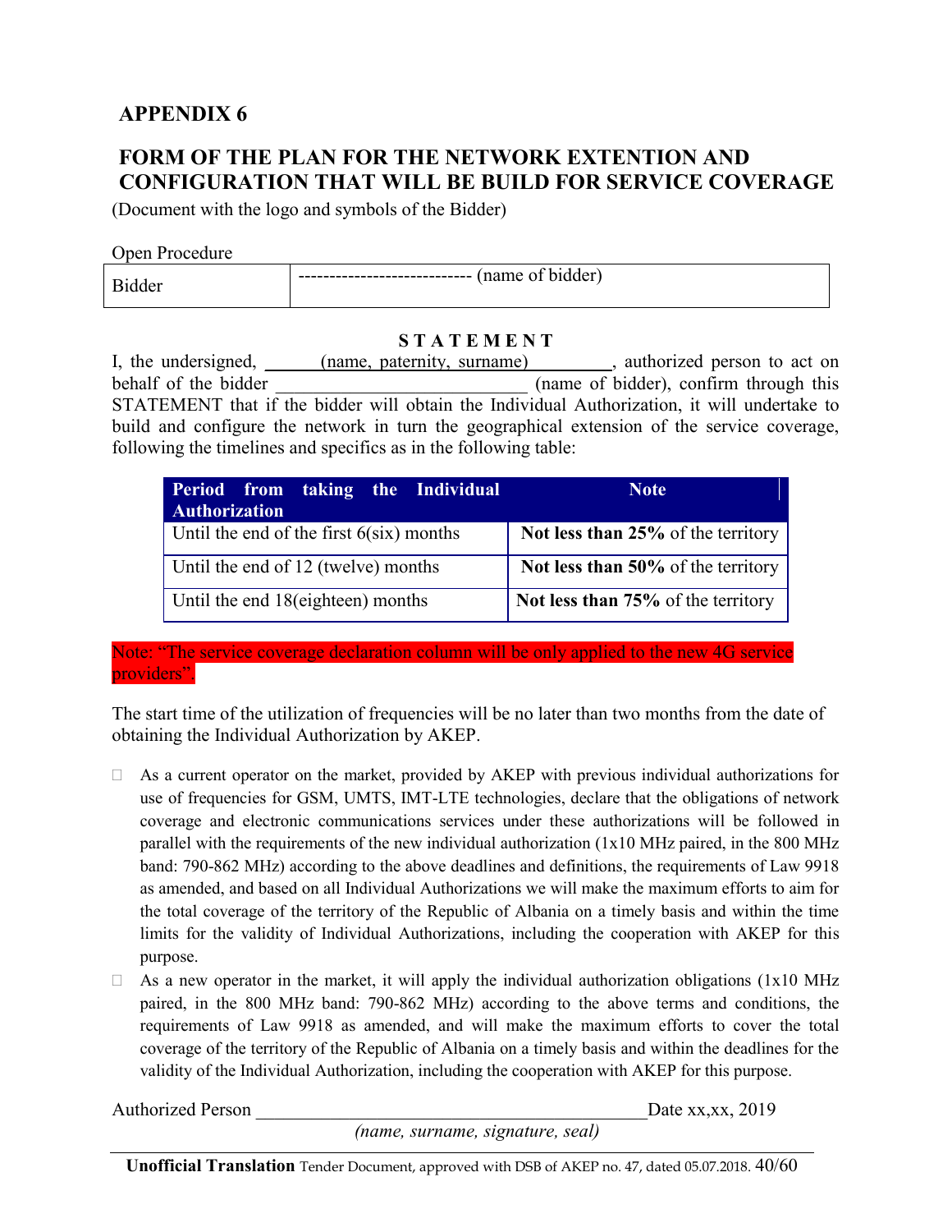## APPENDIX 6

## FORM OF THE PLAN FOR THE NETWORK EXTENTION AND CONFIGURATION THAT WILL BE BUILD FOR SERVICE COVERAGE

(Document with the logo and symbols of the Bidder)

Open Procedure

| Bidder | --------------------------- (name of bidder) |
|---|---|

**S T A T E M E N T**

I, the undersigned, ______(name, paternity, surname)________, authorized person to act on behalf of the bidder ___________________________ (name of bidder), confirm through this STATEMENT that if the bidder will obtain the Individual Authorization, it will undertake to build and configure the network in turn the geographical extension of the service coverage, following the timelines and specifics as in the following table:

| Period from taking the Individual Authorization | Note |
|---|---|
| Until the end of the first 6(six) months | **Not less than 25%** of the territory |
| Until the end of 12 (twelve) months | **Not less than 50%** of the territory |
| Until the end 18(eighteen) months | **Not less than 75%** of the territory |

Note: "The service coverage declaration column will be only applied to the new 4G service providers".

The start time of the utilization of frequencies will be no later than two months from the date of obtaining the Individual Authorization by AKEP.

- ☐ As a current operator on the market, provided by AKEP with previous individual authorizations for use of frequencies for GSM, UMTS, IMT-LTE technologies, declare that the obligations of network coverage and electronic communications services under these authorizations will be followed in parallel with the requirements of the new individual authorization (1x10 MHz paired, in the 800 MHz band: 790-862 MHz) according to the above deadlines and definitions, the requirements of Law 9918 as amended, and based on all Individual Authorizations we will make the maximum efforts to aim for the total coverage of the territory of the Republic of Albania on a timely basis and within the time limits for the validity of Individual Authorizations, including the cooperation with AKEP for this purpose.
- ☐ As a new operator in the market, it will apply the individual authorization obligations (1x10 MHz paired, in the 800 MHz band: 790-862 MHz) according to the above terms and conditions, the requirements of Law 9918 as amended, and will make the maximum efforts to cover the total coverage of the territory of the Republic of Albania on a timely basis and within the deadlines for the validity of the Individual Authorization, including the cooperation with AKEP for this purpose.

Authorized Person ________________________________________ Date xx,xx, 2019

*(name, surname, signature, seal)*

**Unofficial Translation** Tender Document, approved with DSB of AKEP no. 47, dated 05.07.2018.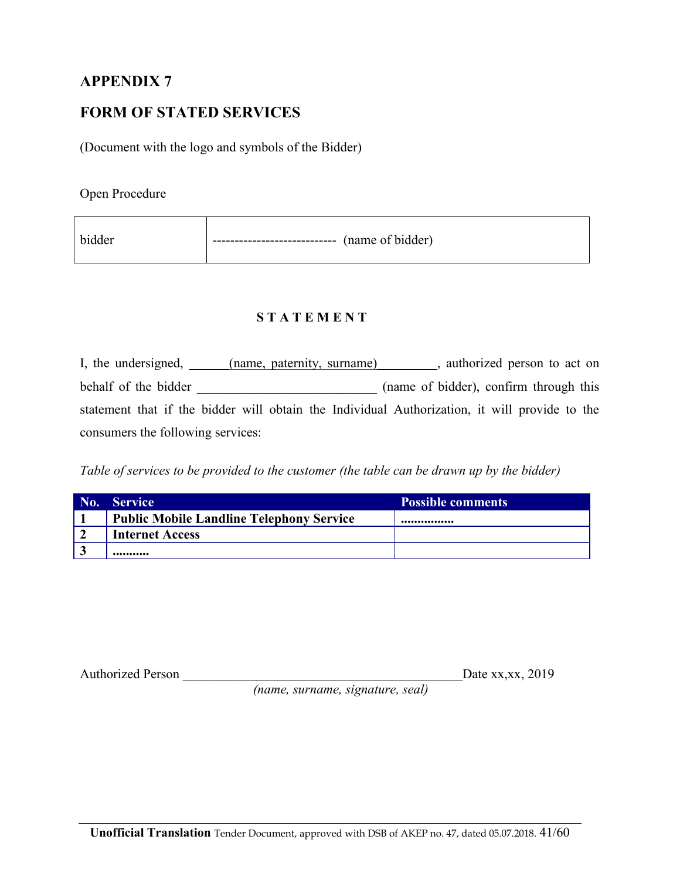# APPENDIX 7

# FORM OF STATED SERVICES

(Document with the logo and symbols of the Bidder)

Open Procedure

| bidder | ---------------------------- (name of bidder) |
|---|---|

**S T A T E M E N T**

I, the undersigned, ______(name, paternity, surname)_________, authorized person to act on behalf of the bidder ___________________________ (name of bidder), confirm through this statement that if the bidder will obtain the Individual Authorization, it will provide to the consumers the following services:

*Table of services to be provided to the customer (the table can be drawn up by the bidder)*

| No. | Service | Possible comments |
|---|---|---|
| **1** | **Public Mobile Landline Telephony Service** | **................** |
| **2** | **Internet Access** | |
| **3** | **...........** | |

Authorized Person ____________________________________________Date xx,xx, 2019
*(name, surname, signature, seal)*

**Unofficial Translation** Tender Document, approved with DSB of AKEP no. 47, dated 05.07.2018.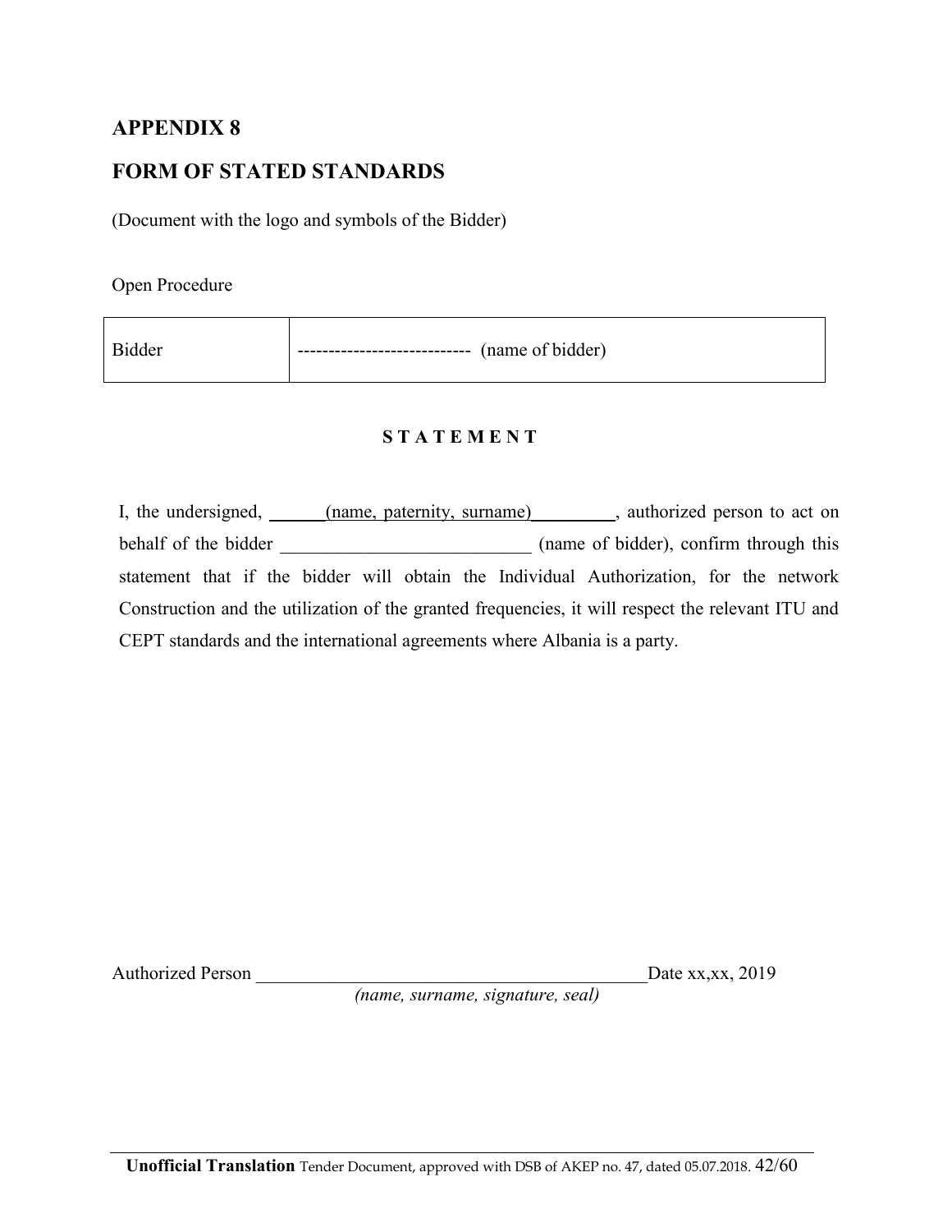## APPENDIX 8

## FORM OF STATED STANDARDS

(Document with the logo and symbols of the Bidder)

Open Procedure

| Bidder | ---------------------------- (name of bidder) |
|---|---|

**S T A T E M E N T**

I, the undersigned, ______(name, paternity, surname)_________, authorized person to act on behalf of the bidder ___________________________ (name of bidder), confirm through this statement that if the bidder will obtain the Individual Authorization, for the network Construction and the utilization of the granted frequencies, it will respect the relevant ITU and CEPT standards and the international agreements where Albania is a party.

Authorized Person ___________________________________________Date xx,xx, 2019
*(name, surname, signature, seal)*

**Unofficial Translation** Tender Document, approved with DSB of AKEP no. 47, dated 05.07.2018.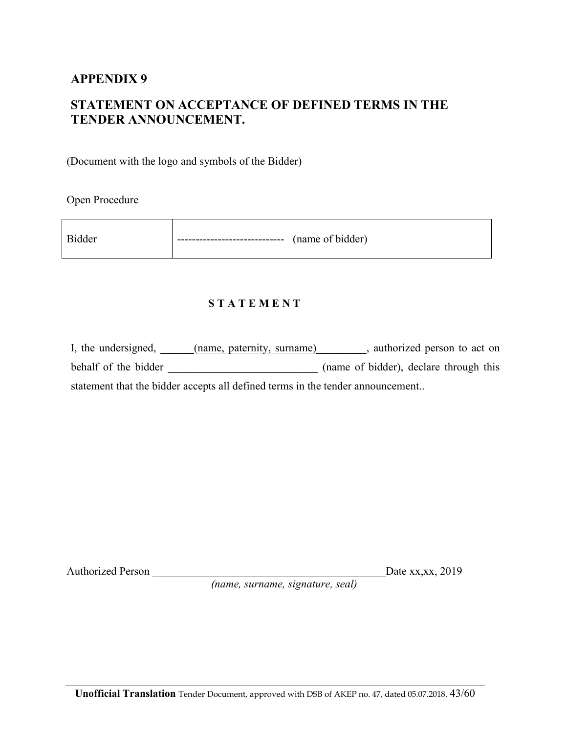## APPENDIX 9

## STATEMENT ON ACCEPTANCE OF DEFINED TERMS IN THE TENDER ANNOUNCEMENT.

(Document with the logo and symbols of the Bidder)

Open Procedure

| Bidder | ---------------------------- (name of bidder) |
|---|---|

**S T A T E M E N T**

I, the undersigned, ______(name, paternity, surname)_________, authorized person to act on behalf of the bidder ___________________________ (name of bidder), declare through this statement that the bidder accepts all defined terms in the tender announcement..

Authorized Person ___________________________________________Date xx,xx, 2019
*(name, surname, signature, seal)*

**Unofficial Translation** Tender Document, approved with DSB of AKEP no. 47, dated 05.07.2018.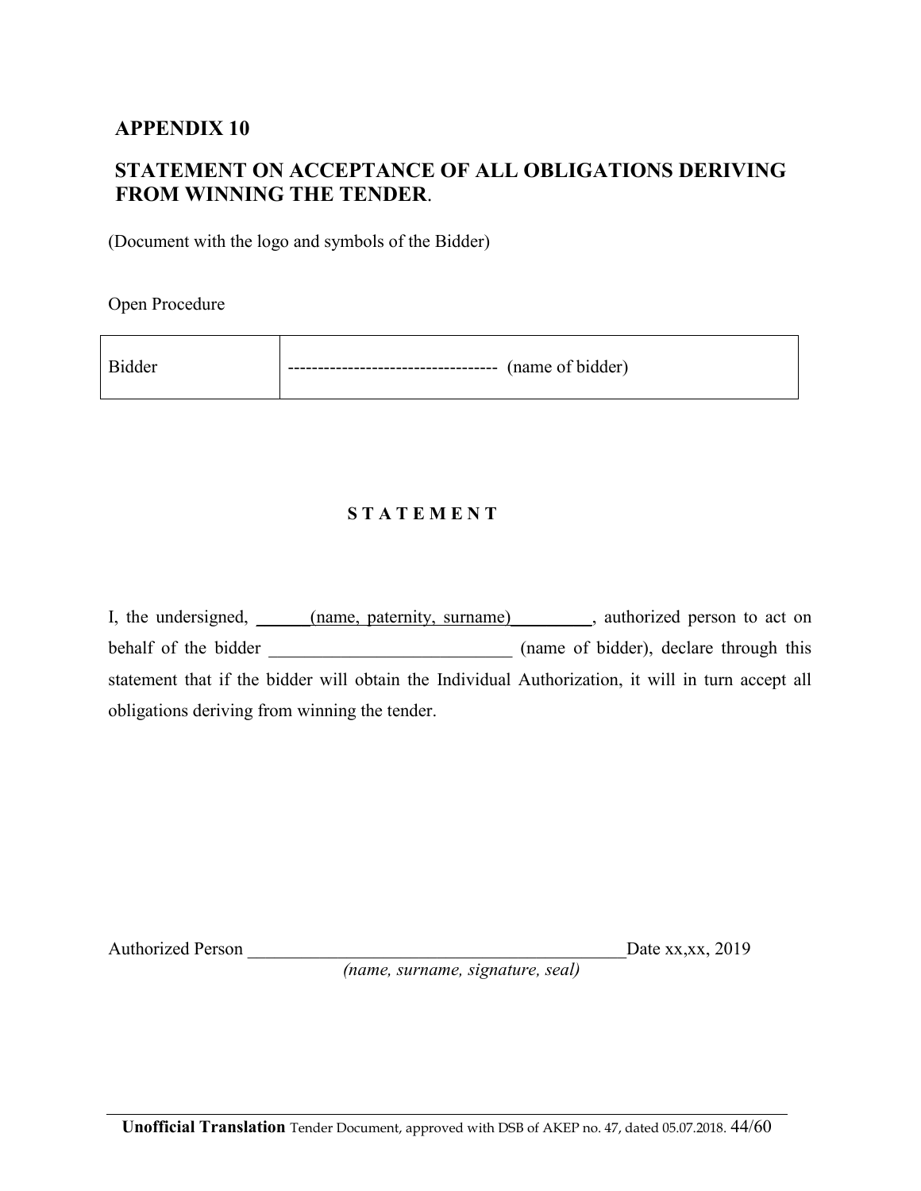## APPENDIX 10

## STATEMENT ON ACCEPTANCE OF ALL OBLIGATIONS DERIVING FROM WINNING THE TENDER.

(Document with the logo and symbols of the Bidder)

Open Procedure

| Bidder | ---------------------------------- (name of bidder) |
|---|---|

**S T A T E M E N T**

I, the undersigned, ______(name, paternity, surname)_________, authorized person to act on behalf of the bidder ___________________________ (name of bidder), declare through this statement that if the bidder will obtain the Individual Authorization, it will in turn accept all obligations deriving from winning the tender.

Authorized Person ___________________________________________Date xx,xx, 2019

*(name, surname, signature, seal)*

**Unofficial Translation** Tender Document, approved with DSB of AKEP no. 47, dated 05.07.2018.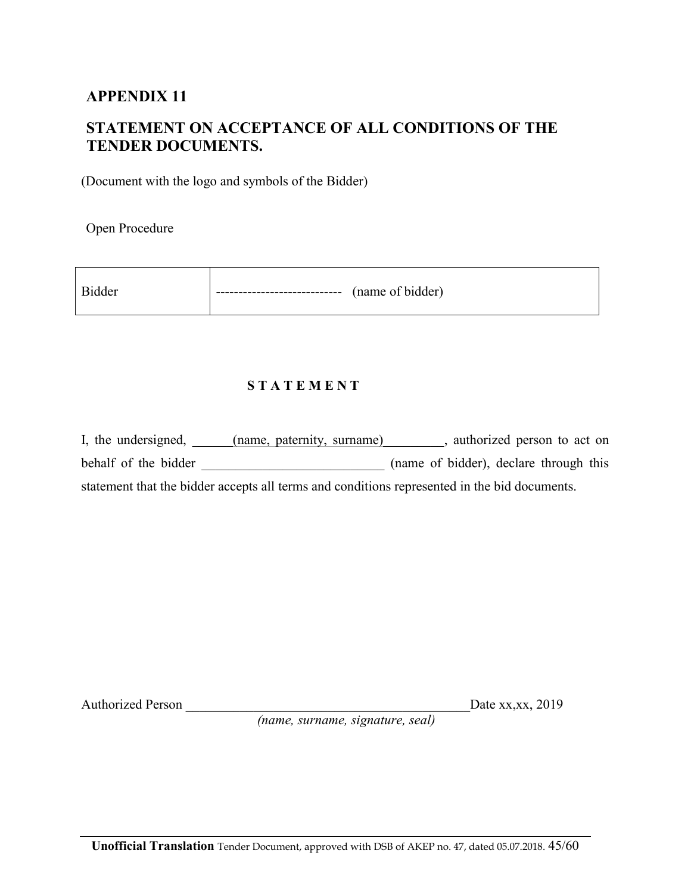## APPENDIX 11

## STATEMENT ON ACCEPTANCE OF ALL CONDITIONS OF THE TENDER DOCUMENTS.

(Document with the logo and symbols of the Bidder)

Open Procedure

| Bidder | --------------------------- (name of bidder) |
|---|---|

**S T A T E M E N T**

I, the undersigned, ______(name, paternity, surname)_________, authorized person to act on behalf of the bidder ___________________________ (name of bidder), declare through this statement that the bidder accepts all terms and conditions represented in the bid documents.

Authorized Person ___________________________________________Date xx,xx, 2019

*(name, surname, signature, seal)*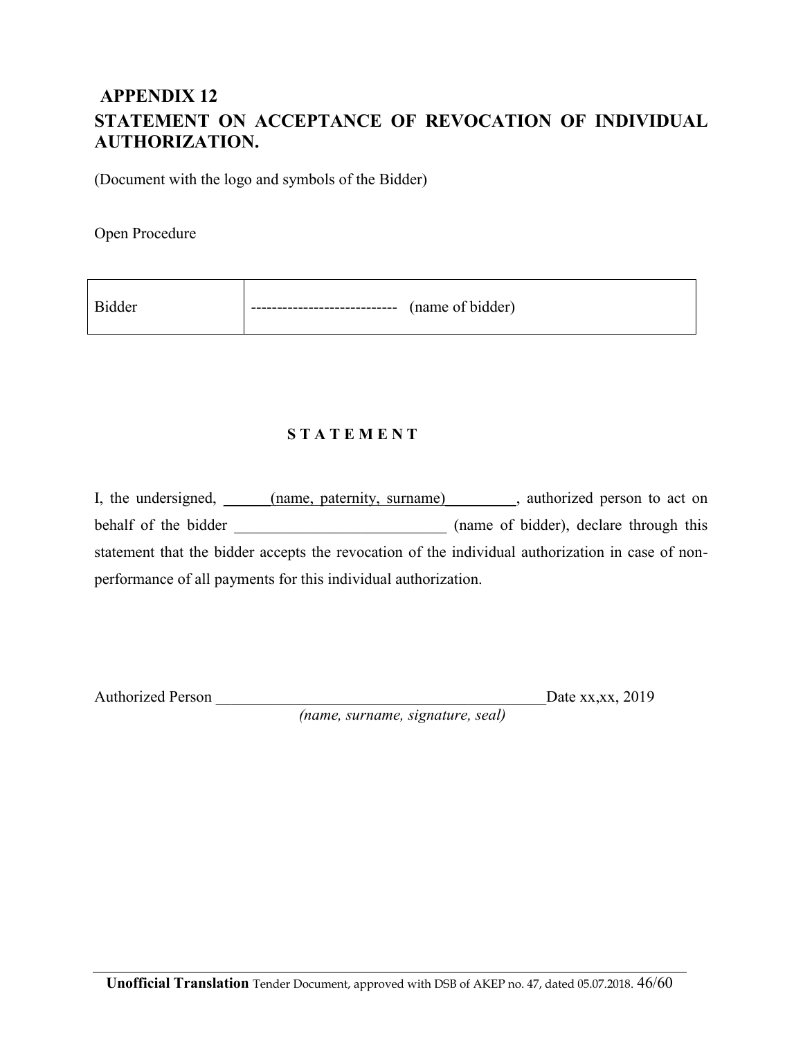## APPENDIX 12
## STATEMENT ON ACCEPTANCE OF REVOCATION OF INDIVIDUAL AUTHORIZATION.

(Document with the logo and symbols of the Bidder)

Open Procedure

| Bidder | ---------------------------- (name of bidder) |
|---|---|

**S T A T E M E N T**

I, the undersigned, ______(name, paternity, surname)_________, authorized person to act on behalf of the bidder ___________________________ (name of bidder), declare through this statement that the bidder accepts the revocation of the individual authorization in case of non-performance of all payments for this individual authorization.

Authorized Person ___________________________________________Date xx,xx, 2019
*(name, surname, signature, seal)*

**Unofficial Translation** Tender Document, approved with DSB of AKEP no. 47, dated 05.07.2018.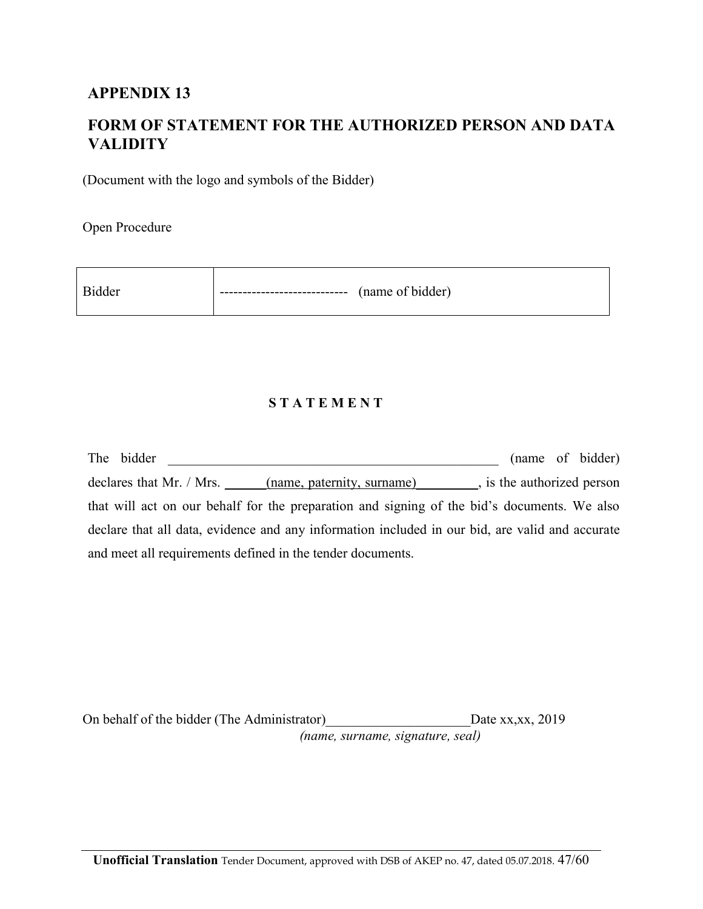## APPENDIX 13

## FORM OF STATEMENT FOR THE AUTHORIZED PERSON AND DATA VALIDITY

(Document with the logo and symbols of the Bidder)

Open Procedure

| Bidder | --------------------------- (name of bidder) |
|---|---|

**S T A T E M E N T**

The bidder _________________________________________________ (name of bidder) declares that Mr. / Mrs. ______(name, paternity, surname)_________, is the authorized person that will act on our behalf for the preparation and signing of the bid's documents. We also declare that all data, evidence and any information included in our bid, are valid and accurate and meet all requirements defined in the tender documents.

On behalf of the bidder (The Administrator)_____________________Date xx,xx, 2019
*(name, surname, signature, seal)*

**Unofficial Translation** Tender Document, approved with DSB of AKEP no. 47, dated 05.07.2018.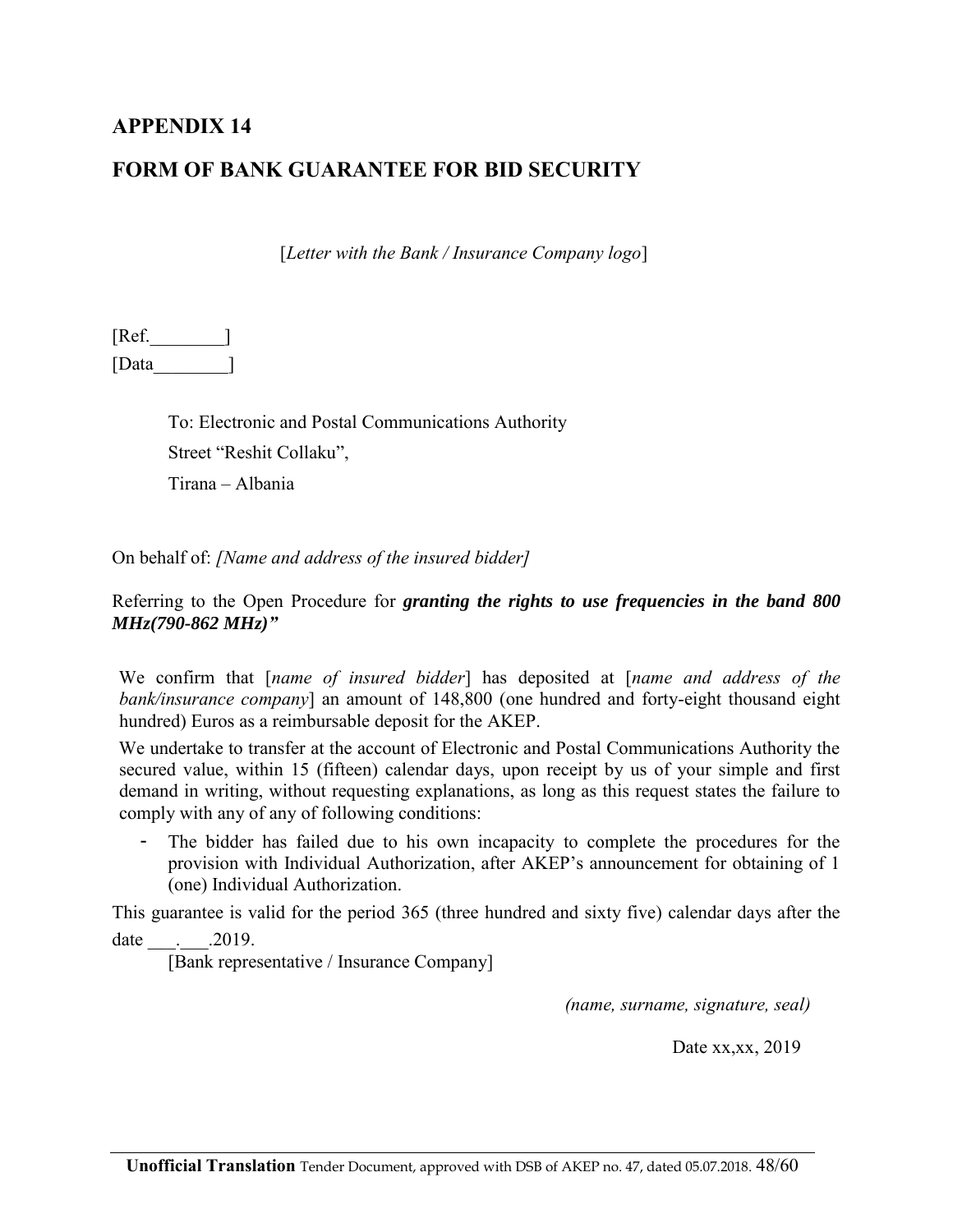## APPENDIX 14

## FORM OF BANK GUARANTEE FOR BID SECURITY

[*Letter with the Bank / Insurance Company logo*]

[Ref.________]
[Data________]

To: Electronic and Postal Communications Authority
Street "Reshit Collaku",
Tirana – Albania

On behalf of: *[Name and address of the insured bidder]*

Referring to the Open Procedure for ***granting the rights to use frequencies in the band 800 MHz(790-862 MHz)"***

We confirm that [*name of insured bidder*] has deposited at [*name and address of the bank/insurance company*] an amount of 148,800 (one hundred and forty-eight thousand eight hundred) Euros as a reimbursable deposit for the AKEP.

We undertake to transfer at the account of Electronic and Postal Communications Authority the secured value, within 15 (fifteen) calendar days, upon receipt by us of your simple and first demand in writing, without requesting explanations, as long as this request states the failure to comply with any of any of following conditions:

- The bidder has failed due to his own incapacity to complete the procedures for the provision with Individual Authorization, after AKEP's announcement for obtaining of 1 (one) Individual Authorization.

This guarantee is valid for the period 365 (three hundred and sixty five) calendar days after the date ___.___.2019.

[Bank representative / Insurance Company]

*(name, surname, signature, seal)*

Date xx,xx, 2019

**Unofficial Translation** Tender Document, approved with DSB of AKEP no. 47, dated 05.07.2018.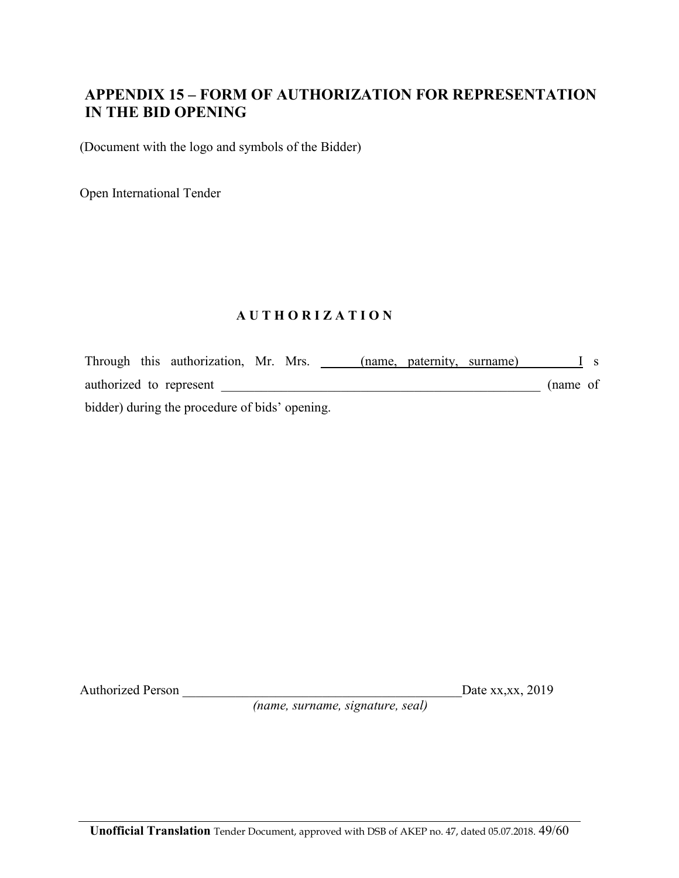## APPENDIX 15 – FORM OF AUTHORIZATION FOR REPRESENTATION IN THE BID OPENING

(Document with the logo and symbols of the Bidder)

Open International Tender

**A U T H O R I Z A T I O N**

Through this authorization, Mr. Mrs. ______(name, paternity, surname)________I s authorized to represent _________________________________________________ (name of bidder) during the procedure of bids' opening.

Authorized Person ___________________________________________Date xx,xx, 2019
*(name, surname, signature, seal)*

**Unofficial Translation** Tender Document, approved with DSB of AKEP no. 47, dated 05.07.2018.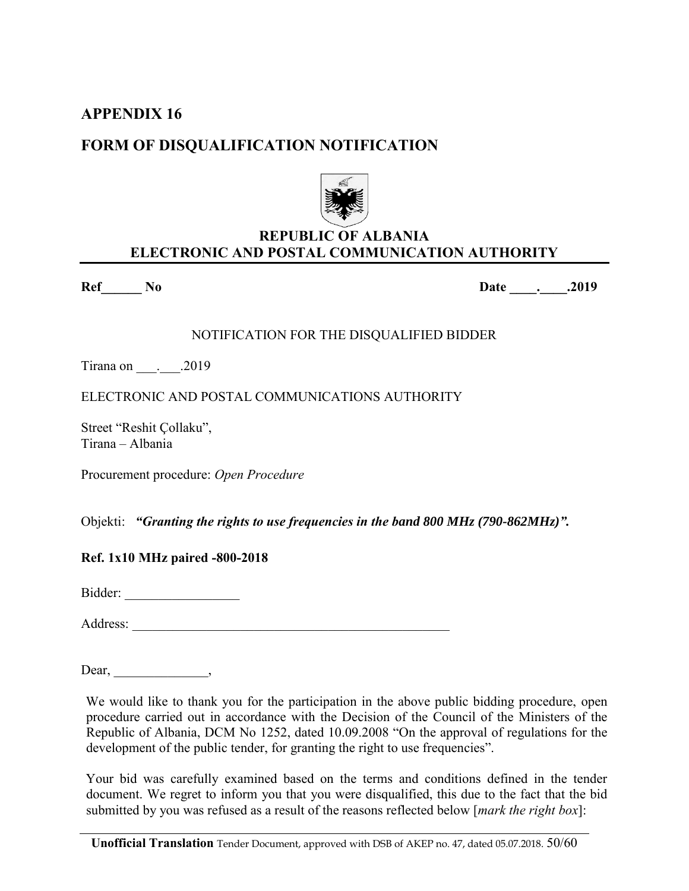## APPENDIX 16

## FORM OF DISQUALIFICATION NOTIFICATION

**REPUBLIC OF ALBANIA**
**ELECTRONIC AND POSTAL COMMUNICATION AUTHORITY**

**Ref______ No** **Date ____.____.2019**

NOTIFICATION FOR THE DISQUALIFIED BIDDER

Tirana on ___.___.2019

ELECTRONIC AND POSTAL COMMUNICATIONS AUTHORITY

Street "Reshit Çollaku",
Tirana – Albania

Procurement procedure: *Open Procedure*

Objekti: ***"Granting the rights to use frequencies in the band 800 MHz (790-862MHz)".***

**Ref. 1x10 MHz paired -800-2018**

Bidder: _________________

Address: _________________________________________________

Dear, ______________,

We would like to thank you for the participation in the above public bidding procedure, open procedure carried out in accordance with the Decision of the Council of the Ministers of the Republic of Albania, DCM No 1252, dated 10.09.2008 "On the approval of regulations for the development of the public tender, for granting the right to use frequencies".

Your bid was carefully examined based on the terms and conditions defined in the tender document. We regret to inform you that you were disqualified, this due to the fact that the bid submitted by you was refused as a result of the reasons reflected below [*mark the right box*]: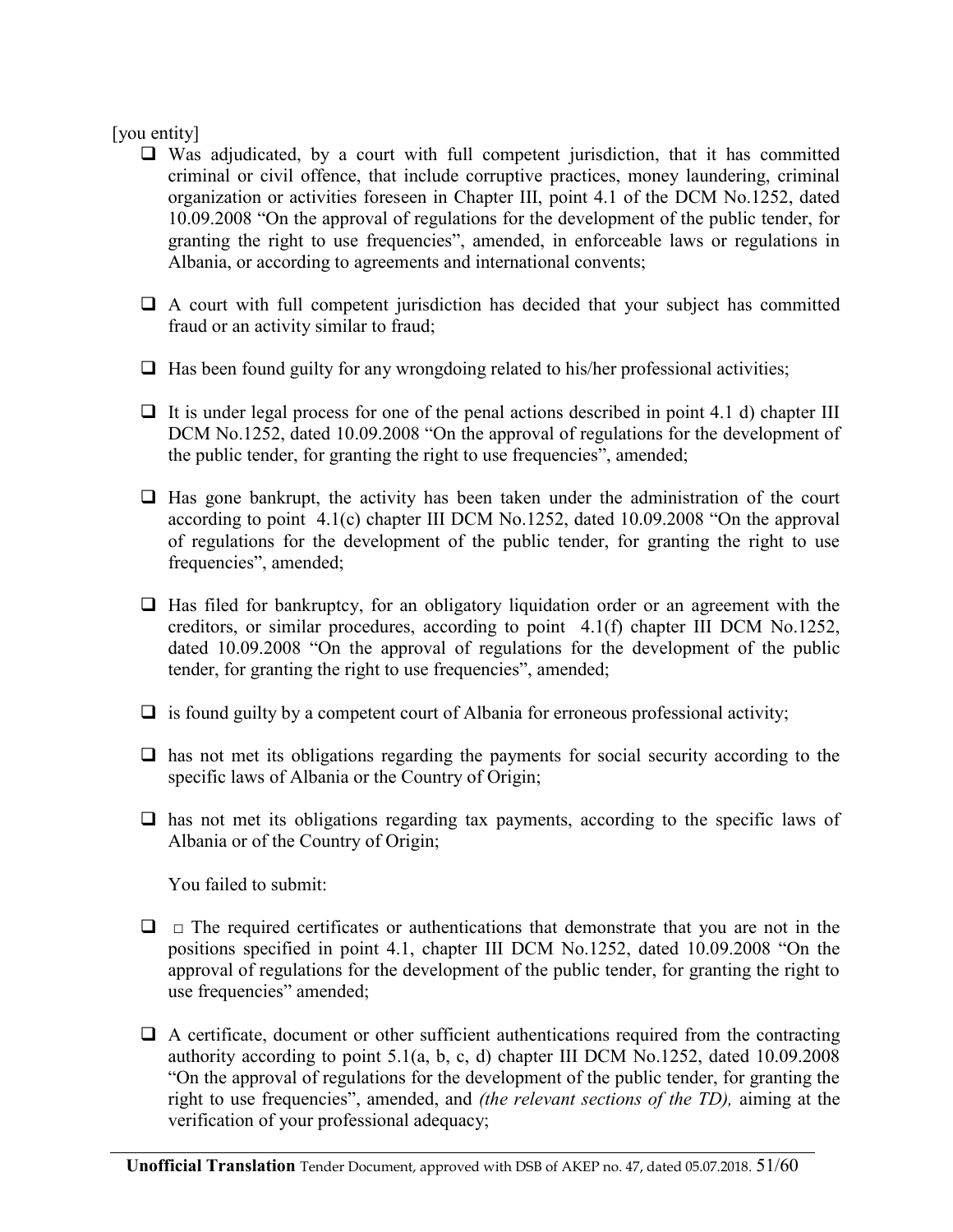[you entity]

- ☐ Was adjudicated, by a court with full competent jurisdiction, that it has committed criminal or civil offence, that include corruptive practices, money laundering, criminal organization or activities foreseen in Chapter III, point 4.1 of the DCM No.1252, dated 10.09.2008 "On the approval of regulations for the development of the public tender, for granting the right to use frequencies", amended, in enforceable laws or regulations in Albania, or according to agreements and international convents;

- ☐ A court with full competent jurisdiction has decided that your subject has committed fraud or an activity similar to fraud;

- ☐ Has been found guilty for any wrongdoing related to his/her professional activities;

- ☐ It is under legal process for one of the penal actions described in point 4.1 d) chapter III DCM No.1252, dated 10.09.2008 "On the approval of regulations for the development of the public tender, for granting the right to use frequencies", amended;

- ☐ Has gone bankrupt, the activity has been taken under the administration of the court according to point 4.1(c) chapter III DCM No.1252, dated 10.09.2008 "On the approval of regulations for the development of the public tender, for granting the right to use frequencies", amended;

- ☐ Has filed for bankruptcy, for an obligatory liquidation order or an agreement with the creditors, or similar procedures, according to point 4.1(f) chapter III DCM No.1252, dated 10.09.2008 "On the approval of regulations for the development of the public tender, for granting the right to use frequencies", amended;

- ☐ is found guilty by a competent court of Albania for erroneous professional activity;

- ☐ has not met its obligations regarding the payments for social security according to the specific laws of Albania or the Country of Origin;

- ☐ has not met its obligations regarding tax payments, according to the specific laws of Albania or of the Country of Origin;

  You failed to submit:

- ☐ □ The required certificates or authentications that demonstrate that you are not in the positions specified in point 4.1, chapter III DCM No.1252, dated 10.09.2008 "On the approval of regulations for the development of the public tender, for granting the right to use frequencies" amended;

- ☐ A certificate, document or other sufficient authentications required from the contracting authority according to point 5.1(a, b, c, d) chapter III DCM No.1252, dated 10.09.2008 "On the approval of regulations for the development of the public tender, for granting the right to use frequencies", amended, and *(the relevant sections of the TD),* aiming at the verification of your professional adequacy;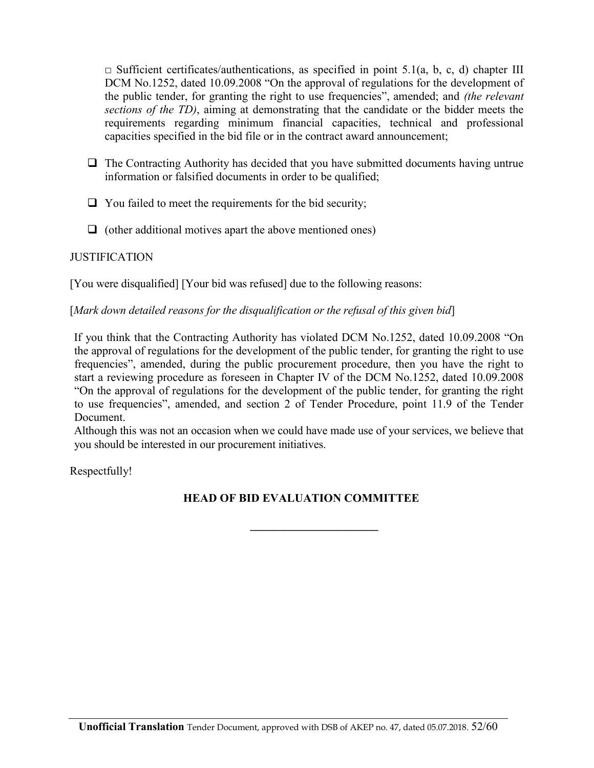□ Sufficient certificates/authentications, as specified in point 5.1(a, b, c, d) chapter III DCM No.1252, dated 10.09.2008 "On the approval of regulations for the development of the public tender, for granting the right to use frequencies", amended; and *(the relevant sections of the TD)*, aiming at demonstrating that the candidate or the bidder meets the requirements regarding minimum financial capacities, technical and professional capacities specified in the bid file or in the contract award announcement;

- ❑ The Contracting Authority has decided that you have submitted documents having untrue information or falsified documents in order to be qualified;
- ❑ You failed to meet the requirements for the bid security;
- ❑ (other additional motives apart the above mentioned ones)

JUSTIFICATION

[You were disqualified] [Your bid was refused] due to the following reasons:

[*Mark down detailed reasons for the disqualification or the refusal of this given bid*]

If you think that the Contracting Authority has violated DCM No.1252, dated 10.09.2008 "On the approval of regulations for the development of the public tender, for granting the right to use frequencies", amended, during the public procurement procedure, then you have the right to start a reviewing procedure as foreseen in Chapter IV of the DCM No.1252, dated 10.09.2008 "On the approval of regulations for the development of the public tender, for granting the right to use frequencies", amended, and section 2 of Tender Procedure, point 11.9 of the Tender Document.

Although this was not an occasion when we could have made use of your services, we believe that you should be interested in our procurement initiatives.

Respectfully!

**HEAD OF BID EVALUATION COMMITTEE**

**______________________**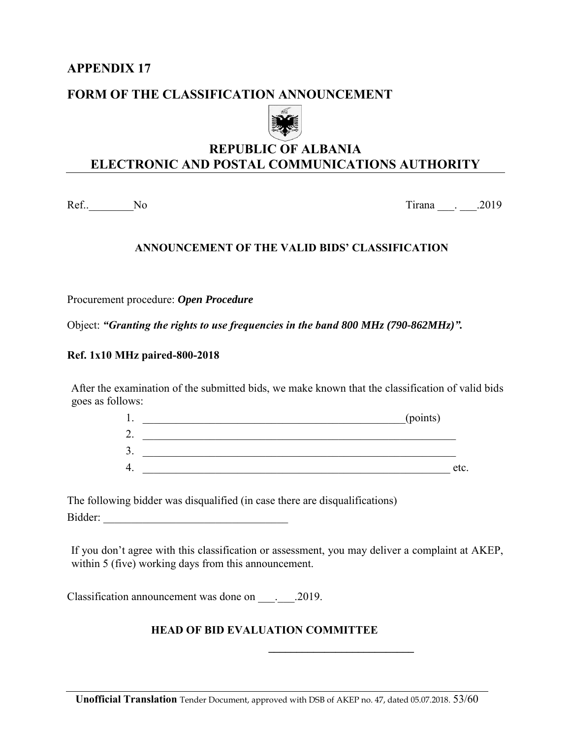## APPENDIX 17

## FORM OF THE CLASSIFICATION ANNOUNCEMENT

**REPUBLIC OF ALBANIA**
**ELECTRONIC AND POSTAL COMMUNICATIONS AUTHORITY**

---

Ref..________No                                                                                    Tirana ___. ___.2019

**ANNOUNCEMENT OF THE VALID BIDS' CLASSIFICATION**

Procurement procedure: ***Open Procedure***

Object: ***"Granting the rights to use frequencies in the band 800 MHz (790-862MHz)".***

**Ref. 1x10 MHz paired-800-2018**

After the examination of the submitted bids, we make known that the classification of valid bids goes as follows:

1. __________________________________________________(points)
2. ___________________________________________________________
3. ___________________________________________________________
4. ___________________________________________________________ etc.

The following bidder was disqualified (in case there are disqualifications)

Bidder: _________________________________

If you don't agree with this classification or assessment, you may deliver a complaint at AKEP, within 5 (five) working days from this announcement.

Classification announcement was done on ___.___.2019.

**HEAD OF BID EVALUATION COMMITTEE**

**__________________________**

**Unofficial Translation** Tender Document, approved with DSB of AKEP no. 47, dated 05.07.2018.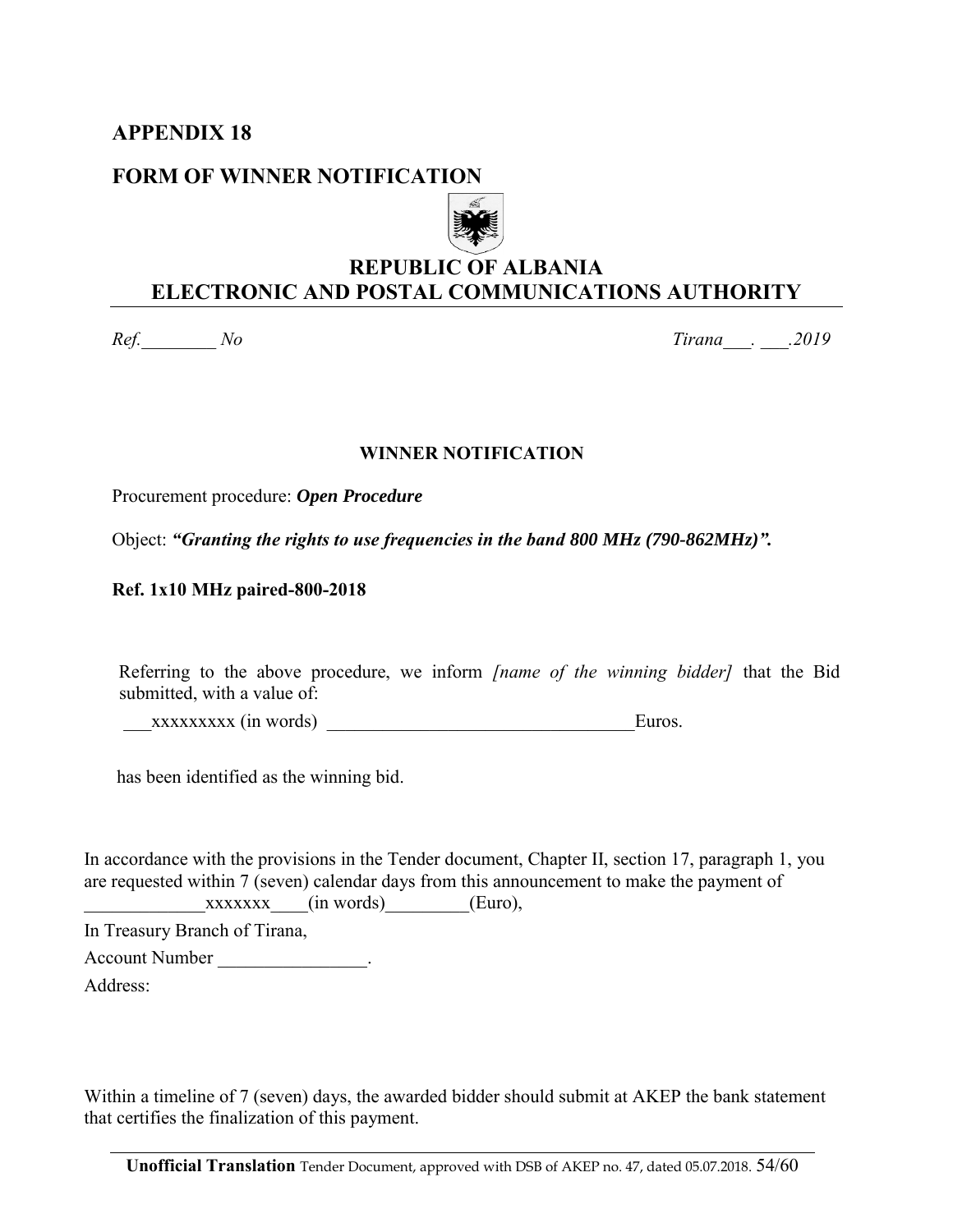## APPENDIX 18

## FORM OF WINNER NOTIFICATION

**REPUBLIC OF ALBANIA**
**ELECTRONIC AND POSTAL COMMUNICATIONS AUTHORITY**

*Ref.________ No* *Tirana___. ___.2019*

**WINNER NOTIFICATION**

Procurement procedure: ***Open Procedure***

Object: ***"Granting the rights to use frequencies in the band 800 MHz (790-862MHz)".***

**Ref. 1x10 MHz paired-800-2018**

Referring to the above procedure, we inform *[name of the winning bidder]* that the Bid submitted, with a value of:

___xxxxxxxxx (in words) _________________________________Euros.

has been identified as the winning bid.

In accordance with the provisions in the Tender document, Chapter II, section 17, paragraph 1, you are requested within 7 (seven) calendar days from this announcement to make the payment of _____________xxxxxxx____(in words)_________(Euro),

In Treasury Branch of Tirana,

Account Number ________________.

Address:

Within a timeline of 7 (seven) days, the awarded bidder should submit at AKEP the bank statement that certifies the finalization of this payment.

**Unofficial Translation** Tender Document, approved with DSB of AKEP no. 47, dated 05.07.2018.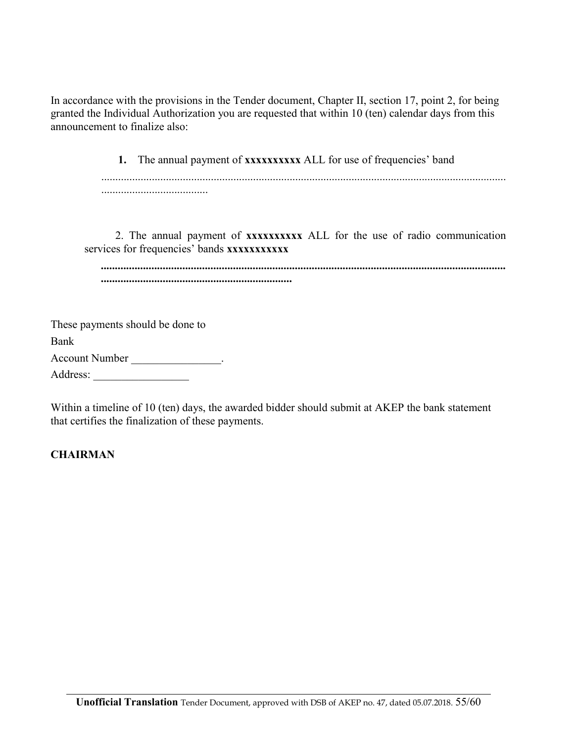In accordance with the provisions in the Tender document, Chapter II, section 17, point 2, for being granted the Individual Authorization you are requested that within 10 (ten) calendar days from this announcement to finalize also:

1. The annual payment of **xxxxxxxxxx** ALL for use of frequencies' band

..............................................................................................................................................
.....................................

2. The annual payment of **xxxxxxxxxx** ALL for the use of radio communication services for frequencies' bands **xxxxxxxxxxx**

**..............................................................................................................................................**
**....................................................................**

These payments should be done to

Bank

Account Number ________________.

Address: _________________

Within a timeline of 10 (ten) days, the awarded bidder should submit at AKEP the bank statement that certifies the finalization of these payments.

**CHAIRMAN**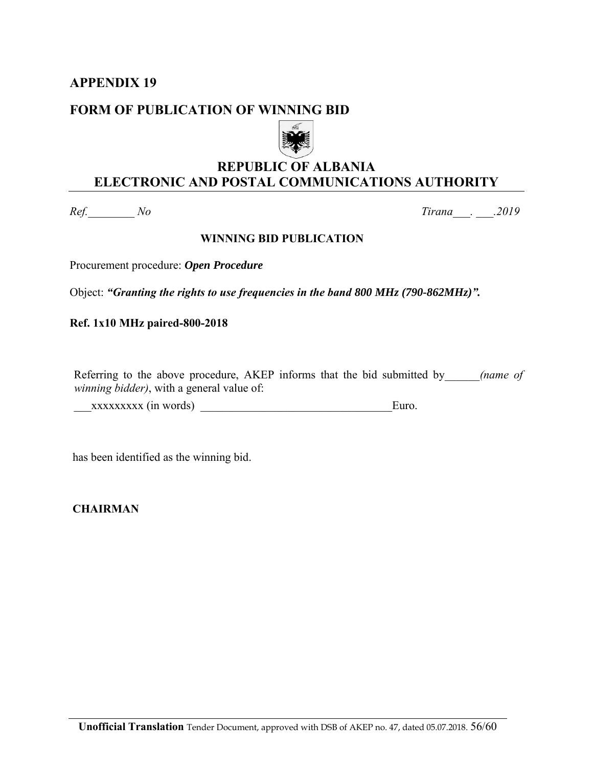# APPENDIX 19

## FORM OF PUBLICATION OF WINNING BID

**REPUBLIC OF ALBANIA**
**ELECTRONIC AND POSTAL COMMUNICATIONS AUTHORITY**

*Ref.________ No* *Tirana___. ___.2019*

**WINNING BID PUBLICATION**

Procurement procedure: ***Open Procedure***

Object: ***"Granting the rights to use frequencies in the band 800 MHz (790-862MHz)".***

**Ref. 1x10 MHz paired-800-2018**

Referring to the above procedure, AKEP informs that the bid submitted by______*(name of winning bidder)*, with a general value of:

___xxxxxxxxx (in words) _________________________________Euro.

has been identified as the winning bid.

**CHAIRMAN**

**Unofficial Translation** Tender Document, approved with DSB of AKEP no. 47, dated 05.07.2018.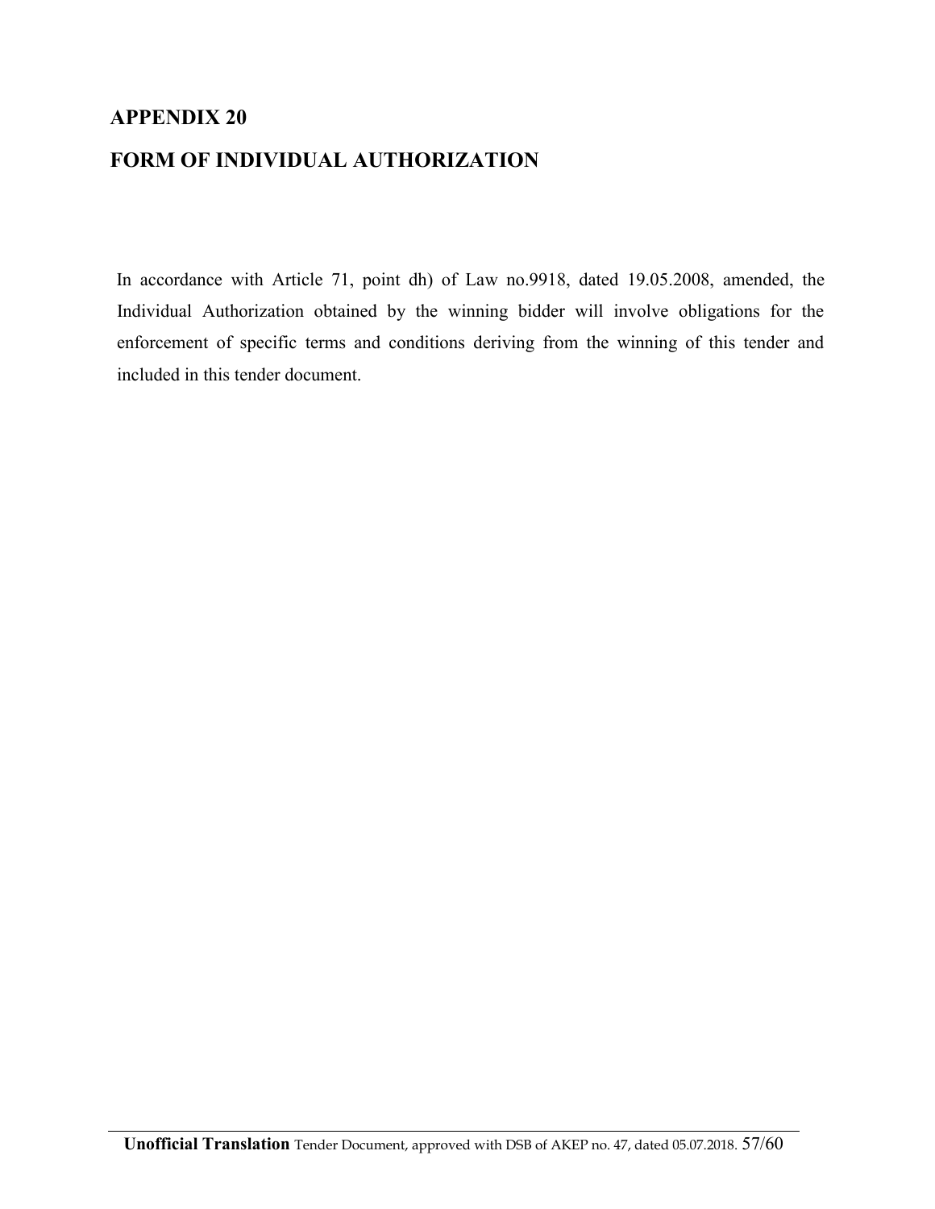## APPENDIX 20

## FORM OF INDIVIDUAL AUTHORIZATION

In accordance with Article 71, point dh) of Law no.9918, dated 19.05.2008, amended, the Individual Authorization obtained by the winning bidder will involve obligations for the enforcement of specific terms and conditions deriving from the winning of this tender and included in this tender document.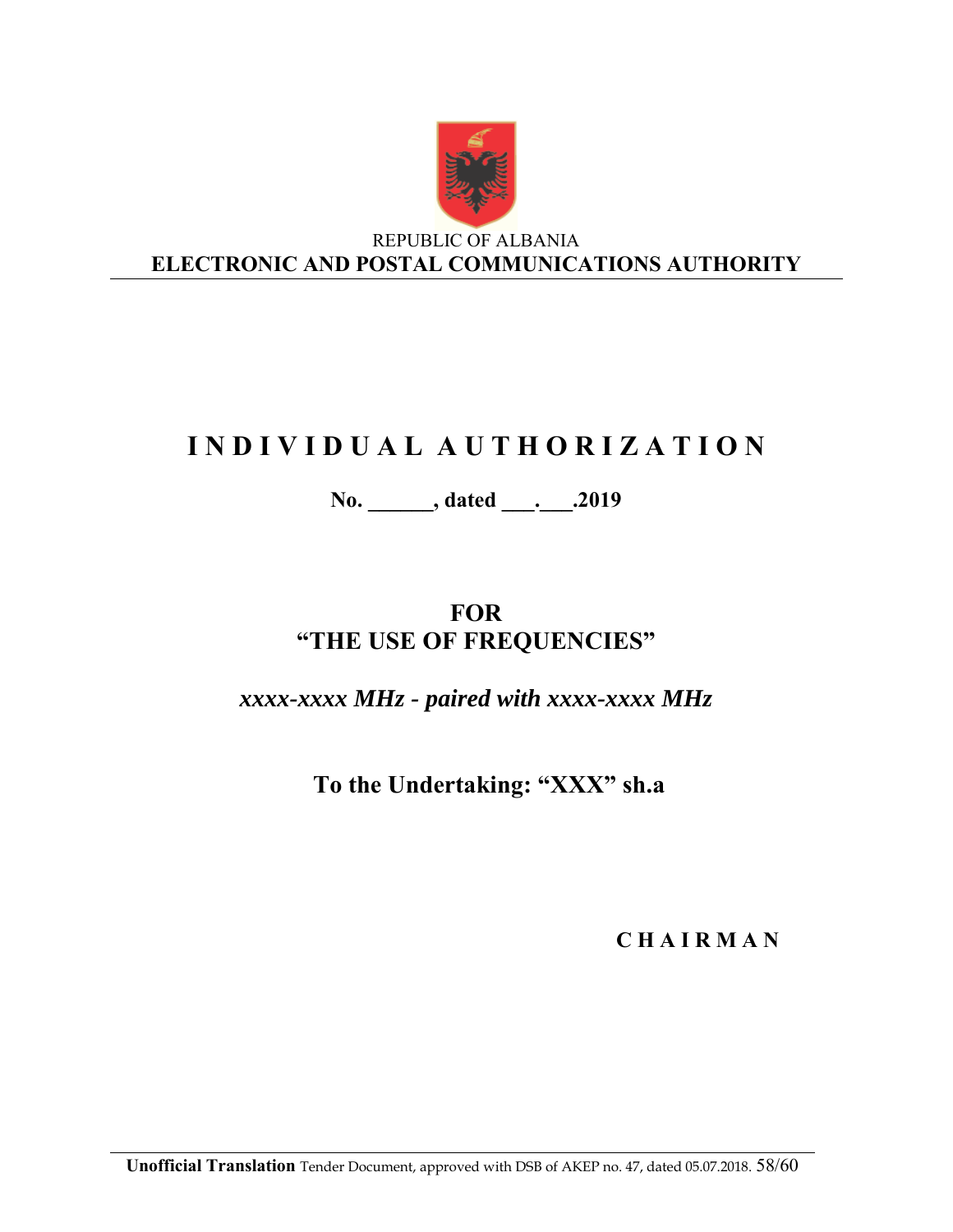REPUBLIC OF ALBANIA

**ELECTRONIC AND POSTAL COMMUNICATIONS AUTHORITY**

# I N D I V I D U A L  A U T H O R I Z A T I O N

**No. ______, dated ___.___.2019**

## FOR
## "THE USE OF FREQUENCIES"

***xxxx-xxxx MHz - paired with xxxx-xxxx MHz***

## To the Undertaking: "XXX" sh.a

**C H A I R M A N**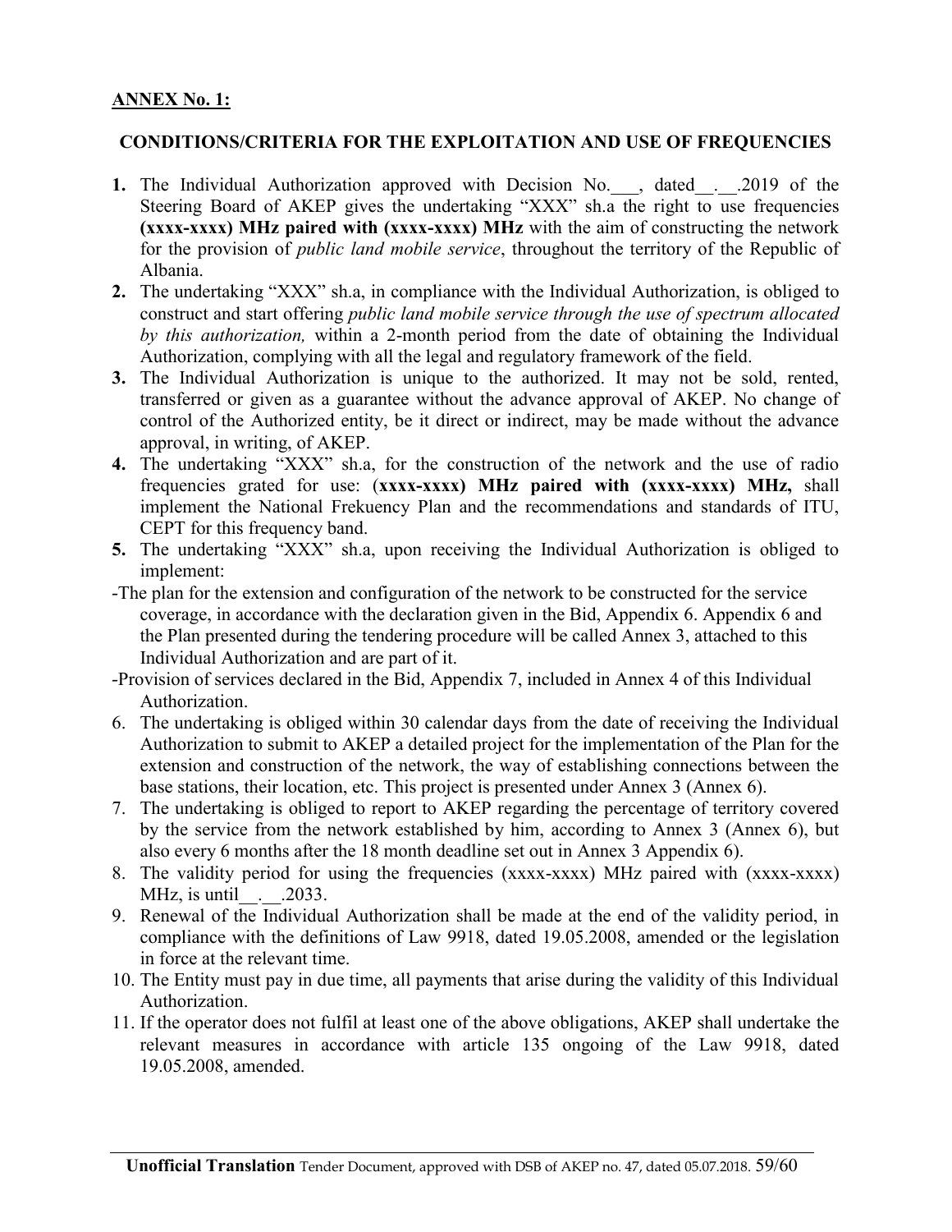**ANNEX No. 1:**

**CONDITIONS/CRITERIA FOR THE EXPLOITATION AND USE OF FREQUENCIES**

**1.** The Individual Authorization approved with Decision No.___, dated__.__.2019 of the Steering Board of AKEP gives the undertaking "XXX" sh.a the right to use frequencies **(xxxx-xxxx) MHz paired with (xxxx-xxxx) MHz** with the aim of constructing the network for the provision of *public land mobile service*, throughout the territory of the Republic of Albania.

**2.** The undertaking "XXX" sh.a, in compliance with the Individual Authorization, is obliged to construct and start offering *public land mobile service through the use of spectrum allocated by this authorization,* within a 2-month period from the date of obtaining the Individual Authorization, complying with all the legal and regulatory framework of the field.

**3.** The Individual Authorization is unique to the authorized. It may not be sold, rented, transferred or given as a guarantee without the advance approval of AKEP. No change of control of the Authorized entity, be it direct or indirect, may be made without the advance approval, in writing, of AKEP.

**4.** The undertaking "XXX" sh.a, for the construction of the network and the use of radio frequencies grated for use: (**xxxx-xxxx) MHz paired with (xxxx-xxxx) MHz,** shall implement the National Frekuency Plan and the recommendations and standards of ITU, CEPT for this frequency band.

**5.** The undertaking "XXX" sh.a, upon receiving the Individual Authorization is obliged to implement:

-The plan for the extension and configuration of the network to be constructed for the service coverage, in accordance with the declaration given in the Bid, Appendix 6. Appendix 6 and the Plan presented during the tendering procedure will be called Annex 3, attached to this Individual Authorization and are part of it.

-Provision of services declared in the Bid, Appendix 7, included in Annex 4 of this Individual Authorization.

6. The undertaking is obliged within 30 calendar days from the date of receiving the Individual Authorization to submit to AKEP a detailed project for the implementation of the Plan for the extension and construction of the network, the way of establishing connections between the base stations, their location, etc. This project is presented under Annex 3 (Annex 6).

7. The undertaking is obliged to report to AKEP regarding the percentage of territory covered by the service from the network established by him, according to Annex 3 (Annex 6), but also every 6 months after the 18 month deadline set out in Annex 3 Appendix 6).

8. The validity period for using the frequencies (xxxx-xxxx) MHz paired with (xxxx-xxxx) MHz, is until__.__.2033.

9. Renewal of the Individual Authorization shall be made at the end of the validity period, in compliance with the definitions of Law 9918, dated 19.05.2008, amended or the legislation in force at the relevant time.

10. The Entity must pay in due time, all payments that arise during the validity of this Individual Authorization.

11. If the operator does not fulfil at least one of the above obligations, AKEP shall undertake the relevant measures in accordance with article 135 ongoing of the Law 9918, dated 19.05.2008, amended.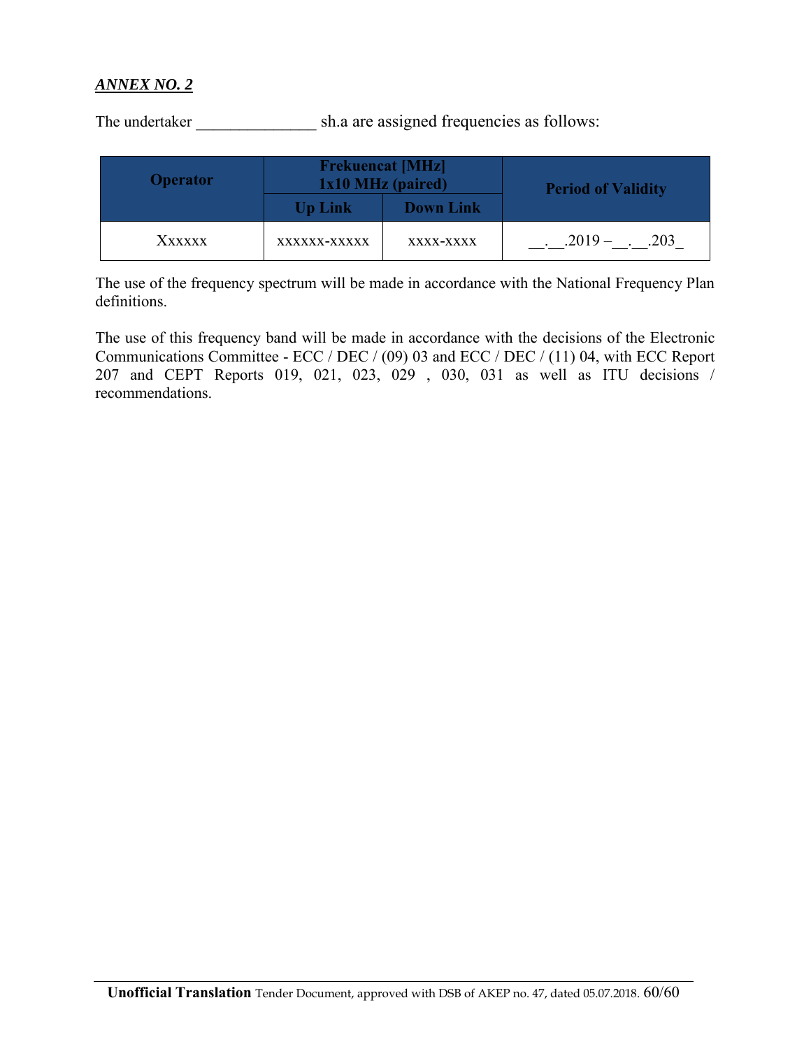***ANNEX NO. 2***

The undertaker _______________ sh.a are assigned frequencies as follows:

| Operator | Frekuencat [MHz] 1x10 MHz (paired) | | Period of Validity |
|---|---|---|---|
| | Up Link | Down Link | |
| Xxxxxx | xxxxxx-xxxxx | xxxx-xxxx | __.__.2019 – __.__.203_ |

The use of the frequency spectrum will be made in accordance with the National Frequency Plan definitions.

The use of this frequency band will be made in accordance with the decisions of the Electronic Communications Committee - ECC / DEC / (09) 03 and ECC / DEC / (11) 04, with ECC Report 207 and CEPT Reports 019, 021, 023, 029 , 030, 031 as well as ITU decisions / recommendations.